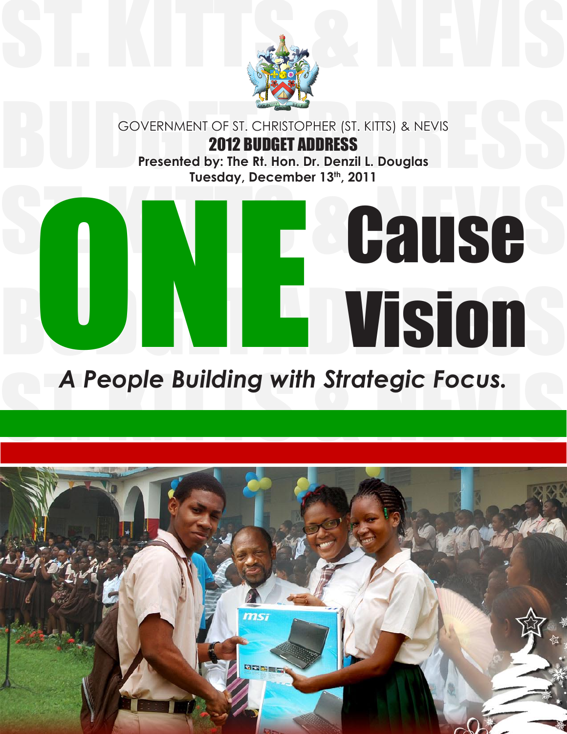GOVERNMENT OF ST. CHRISTOPHER (ST. KITTS) & NEVIS

# 2012 BUDGET ADDRESS

**Presented by: The Rt. Hon. Dr. Denzil L. Douglas**

**Tuesday, December 13th, 2011**

# ONE Cause ONE Vision

***A People Building with Strategic Focus.***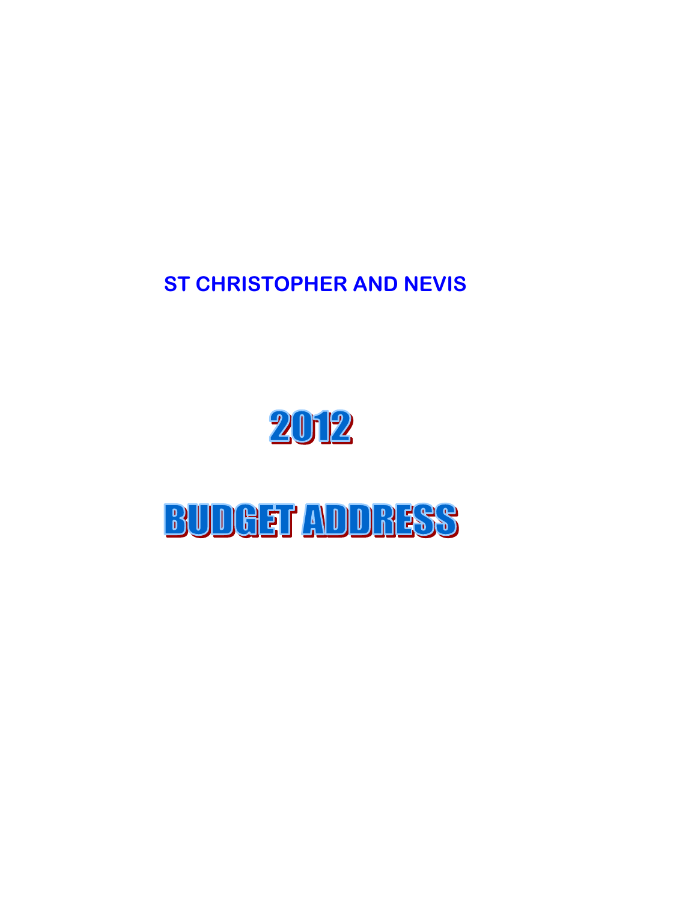**ST CHRISTOPHER AND NEVIS**

# 2012

# BUDGET ADDRESS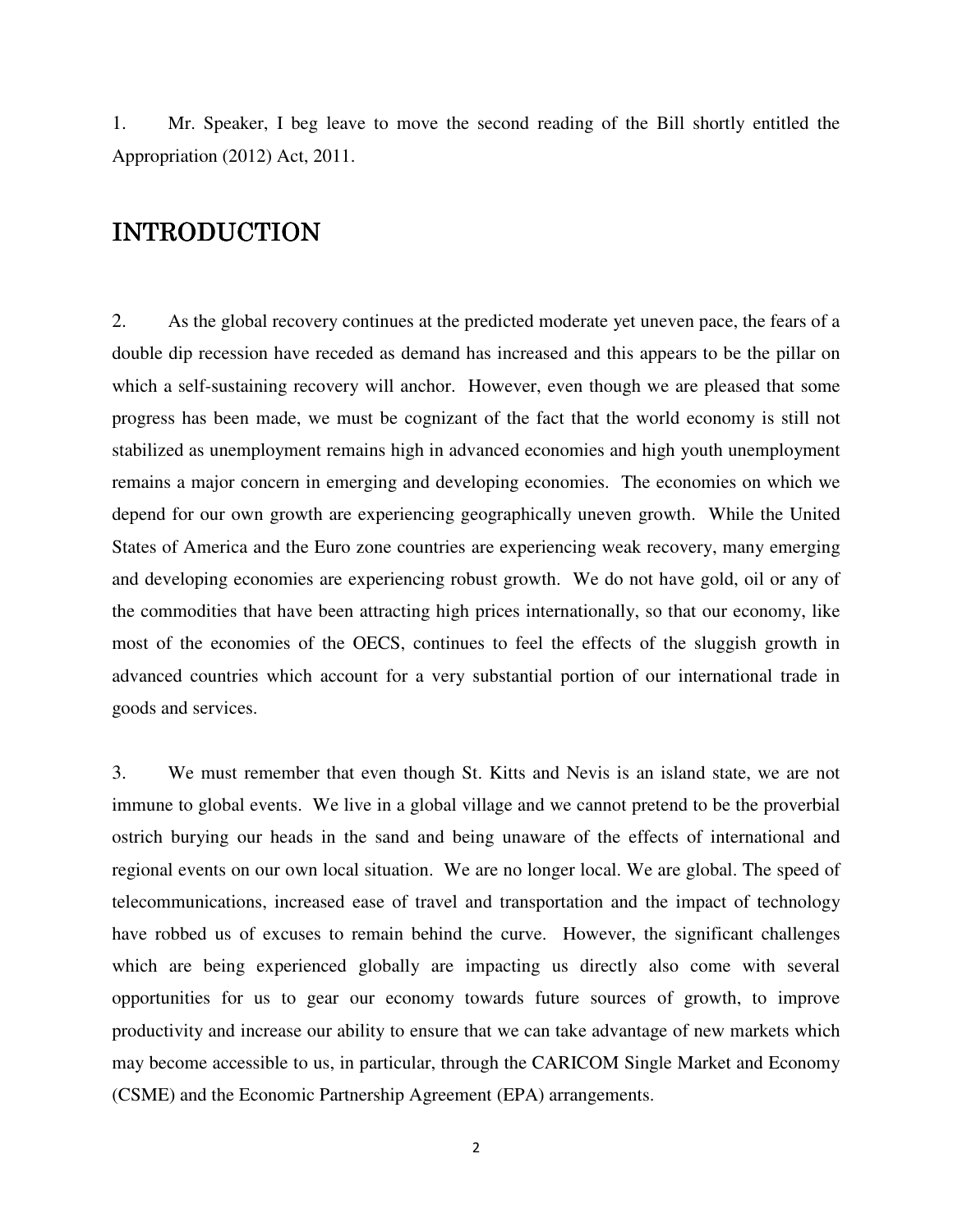1. Mr. Speaker, I beg leave to move the second reading of the Bill shortly entitled the Appropriation (2012) Act, 2011.

# INTRODUCTION

2. As the global recovery continues at the predicted moderate yet uneven pace, the fears of a double dip recession have receded as demand has increased and this appears to be the pillar on which a self-sustaining recovery will anchor. However, even though we are pleased that some progress has been made, we must be cognizant of the fact that the world economy is still not stabilized as unemployment remains high in advanced economies and high youth unemployment remains a major concern in emerging and developing economies. The economies on which we depend for our own growth are experiencing geographically uneven growth. While the United States of America and the Euro zone countries are experiencing weak recovery, many emerging and developing economies are experiencing robust growth. We do not have gold, oil or any of the commodities that have been attracting high prices internationally, so that our economy, like most of the economies of the OECS, continues to feel the effects of the sluggish growth in advanced countries which account for a very substantial portion of our international trade in goods and services.

3. We must remember that even though St. Kitts and Nevis is an island state, we are not immune to global events. We live in a global village and we cannot pretend to be the proverbial ostrich burying our heads in the sand and being unaware of the effects of international and regional events on our own local situation. We are no longer local. We are global. The speed of telecommunications, increased ease of travel and transportation and the impact of technology have robbed us of excuses to remain behind the curve. However, the significant challenges which are being experienced globally are impacting us directly also come with several opportunities for us to gear our economy towards future sources of growth, to improve productivity and increase our ability to ensure that we can take advantage of new markets which may become accessible to us, in particular, through the CARICOM Single Market and Economy (CSME) and the Economic Partnership Agreement (EPA) arrangements.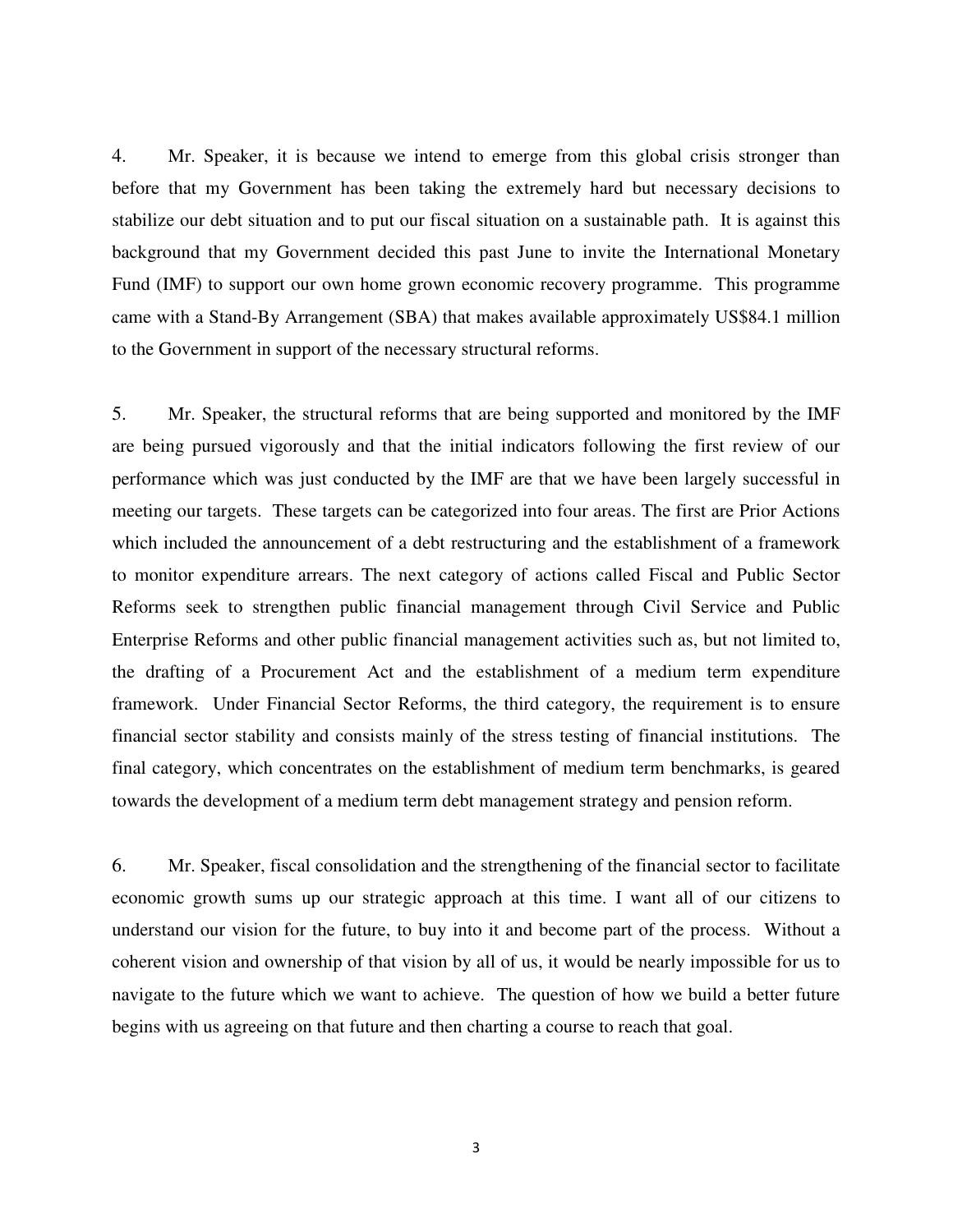4. Mr. Speaker, it is because we intend to emerge from this global crisis stronger than before that my Government has been taking the extremely hard but necessary decisions to stabilize our debt situation and to put our fiscal situation on a sustainable path. It is against this background that my Government decided this past June to invite the International Monetary Fund (IMF) to support our own home grown economic recovery programme. This programme came with a Stand-By Arrangement (SBA) that makes available approximately US$84.1 million to the Government in support of the necessary structural reforms.

5. Mr. Speaker, the structural reforms that are being supported and monitored by the IMF are being pursued vigorously and that the initial indicators following the first review of our performance which was just conducted by the IMF are that we have been largely successful in meeting our targets. These targets can be categorized into four areas. The first are Prior Actions which included the announcement of a debt restructuring and the establishment of a framework to monitor expenditure arrears. The next category of actions called Fiscal and Public Sector Reforms seek to strengthen public financial management through Civil Service and Public Enterprise Reforms and other public financial management activities such as, but not limited to, the drafting of a Procurement Act and the establishment of a medium term expenditure framework. Under Financial Sector Reforms, the third category, the requirement is to ensure financial sector stability and consists mainly of the stress testing of financial institutions. The final category, which concentrates on the establishment of medium term benchmarks, is geared towards the development of a medium term debt management strategy and pension reform.

6. Mr. Speaker, fiscal consolidation and the strengthening of the financial sector to facilitate economic growth sums up our strategic approach at this time. I want all of our citizens to understand our vision for the future, to buy into it and become part of the process. Without a coherent vision and ownership of that vision by all of us, it would be nearly impossible for us to navigate to the future which we want to achieve. The question of how we build a better future begins with us agreeing on that future and then charting a course to reach that goal.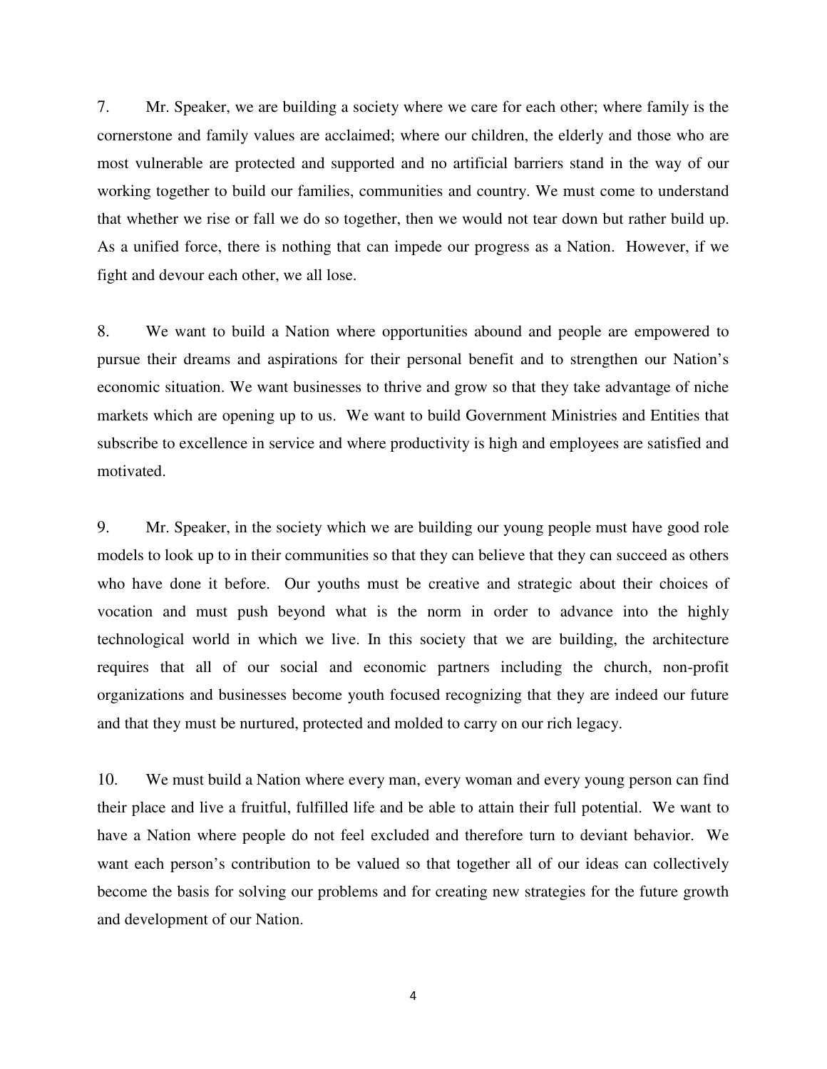7. Mr. Speaker, we are building a society where we care for each other; where family is the cornerstone and family values are acclaimed; where our children, the elderly and those who are most vulnerable are protected and supported and no artificial barriers stand in the way of our working together to build our families, communities and country. We must come to understand that whether we rise or fall we do so together, then we would not tear down but rather build up. As a unified force, there is nothing that can impede our progress as a Nation. However, if we fight and devour each other, we all lose.

8. We want to build a Nation where opportunities abound and people are empowered to pursue their dreams and aspirations for their personal benefit and to strengthen our Nation's economic situation. We want businesses to thrive and grow so that they take advantage of niche markets which are opening up to us. We want to build Government Ministries and Entities that subscribe to excellence in service and where productivity is high and employees are satisfied and motivated.

9. Mr. Speaker, in the society which we are building our young people must have good role models to look up to in their communities so that they can believe that they can succeed as others who have done it before. Our youths must be creative and strategic about their choices of vocation and must push beyond what is the norm in order to advance into the highly technological world in which we live. In this society that we are building, the architecture requires that all of our social and economic partners including the church, non-profit organizations and businesses become youth focused recognizing that they are indeed our future and that they must be nurtured, protected and molded to carry on our rich legacy.

10. We must build a Nation where every man, every woman and every young person can find their place and live a fruitful, fulfilled life and be able to attain their full potential. We want to have a Nation where people do not feel excluded and therefore turn to deviant behavior. We want each person's contribution to be valued so that together all of our ideas can collectively become the basis for solving our problems and for creating new strategies for the future growth and development of our Nation.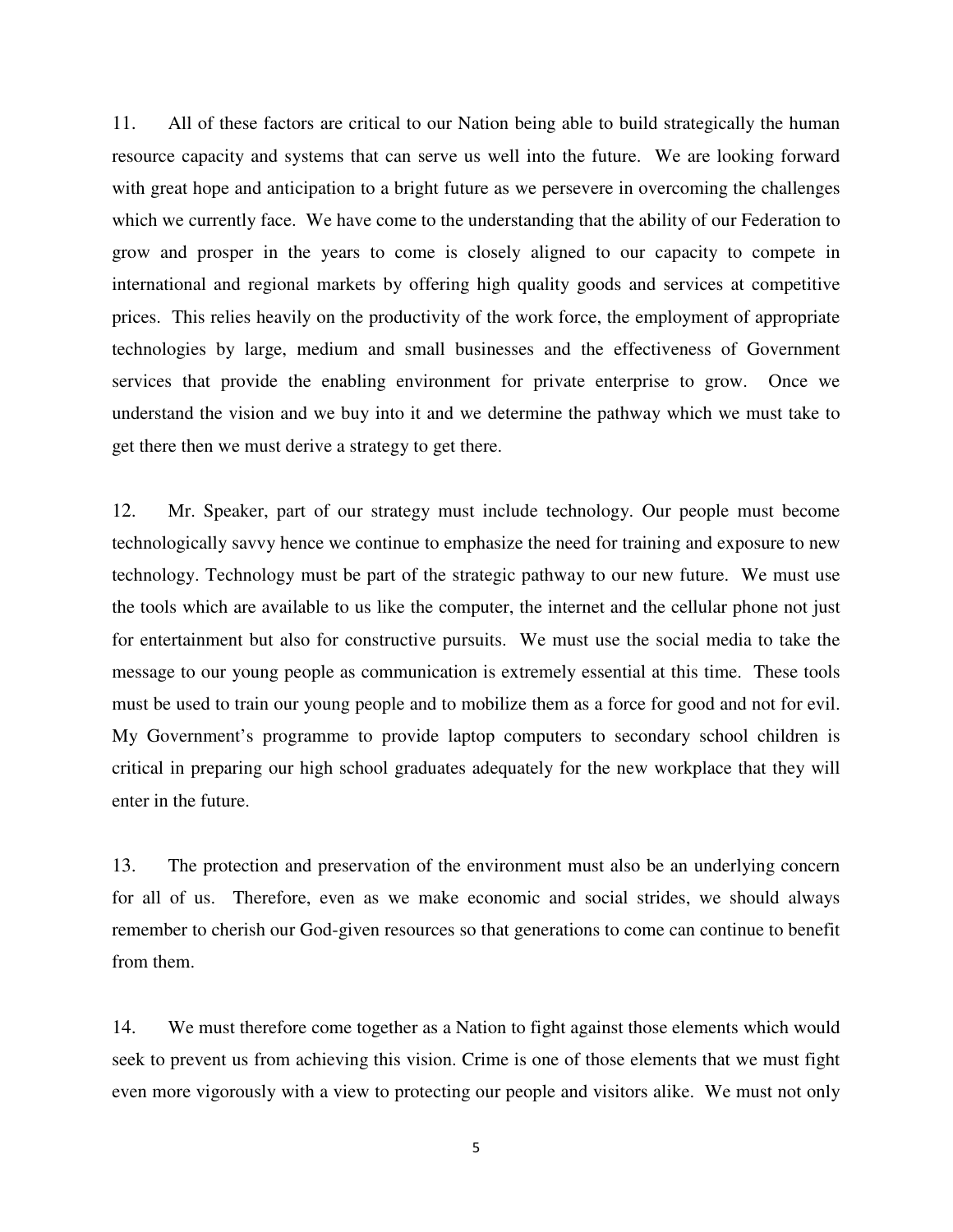11. All of these factors are critical to our Nation being able to build strategically the human resource capacity and systems that can serve us well into the future. We are looking forward with great hope and anticipation to a bright future as we persevere in overcoming the challenges which we currently face. We have come to the understanding that the ability of our Federation to grow and prosper in the years to come is closely aligned to our capacity to compete in international and regional markets by offering high quality goods and services at competitive prices. This relies heavily on the productivity of the work force, the employment of appropriate technologies by large, medium and small businesses and the effectiveness of Government services that provide the enabling environment for private enterprise to grow. Once we understand the vision and we buy into it and we determine the pathway which we must take to get there then we must derive a strategy to get there.

12. Mr. Speaker, part of our strategy must include technology. Our people must become technologically savvy hence we continue to emphasize the need for training and exposure to new technology. Technology must be part of the strategic pathway to our new future. We must use the tools which are available to us like the computer, the internet and the cellular phone not just for entertainment but also for constructive pursuits. We must use the social media to take the message to our young people as communication is extremely essential at this time. These tools must be used to train our young people and to mobilize them as a force for good and not for evil. My Government's programme to provide laptop computers to secondary school children is critical in preparing our high school graduates adequately for the new workplace that they will enter in the future.

13. The protection and preservation of the environment must also be an underlying concern for all of us. Therefore, even as we make economic and social strides, we should always remember to cherish our God-given resources so that generations to come can continue to benefit from them.

14. We must therefore come together as a Nation to fight against those elements which would seek to prevent us from achieving this vision. Crime is one of those elements that we must fight even more vigorously with a view to protecting our people and visitors alike. We must not only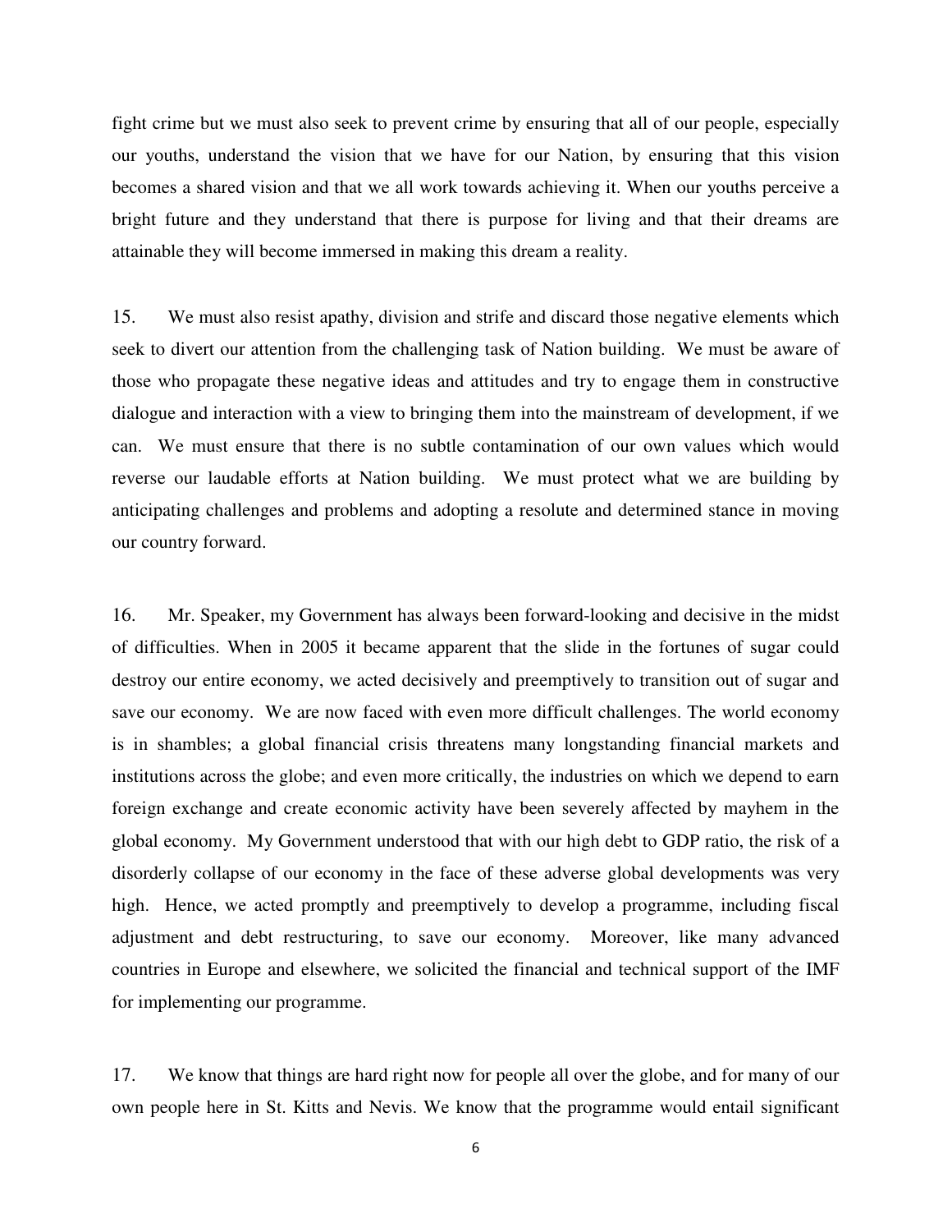fight crime but we must also seek to prevent crime by ensuring that all of our people, especially our youths, understand the vision that we have for our Nation, by ensuring that this vision becomes a shared vision and that we all work towards achieving it. When our youths perceive a bright future and they understand that there is purpose for living and that their dreams are attainable they will become immersed in making this dream a reality.

15. We must also resist apathy, division and strife and discard those negative elements which seek to divert our attention from the challenging task of Nation building. We must be aware of those who propagate these negative ideas and attitudes and try to engage them in constructive dialogue and interaction with a view to bringing them into the mainstream of development, if we can. We must ensure that there is no subtle contamination of our own values which would reverse our laudable efforts at Nation building. We must protect what we are building by anticipating challenges and problems and adopting a resolute and determined stance in moving our country forward.

16. Mr. Speaker, my Government has always been forward-looking and decisive in the midst of difficulties. When in 2005 it became apparent that the slide in the fortunes of sugar could destroy our entire economy, we acted decisively and preemptively to transition out of sugar and save our economy. We are now faced with even more difficult challenges. The world economy is in shambles; a global financial crisis threatens many longstanding financial markets and institutions across the globe; and even more critically, the industries on which we depend to earn foreign exchange and create economic activity have been severely affected by mayhem in the global economy. My Government understood that with our high debt to GDP ratio, the risk of a disorderly collapse of our economy in the face of these adverse global developments was very high. Hence, we acted promptly and preemptively to develop a programme, including fiscal adjustment and debt restructuring, to save our economy. Moreover, like many advanced countries in Europe and elsewhere, we solicited the financial and technical support of the IMF for implementing our programme.

17. We know that things are hard right now for people all over the globe, and for many of our own people here in St. Kitts and Nevis. We know that the programme would entail significant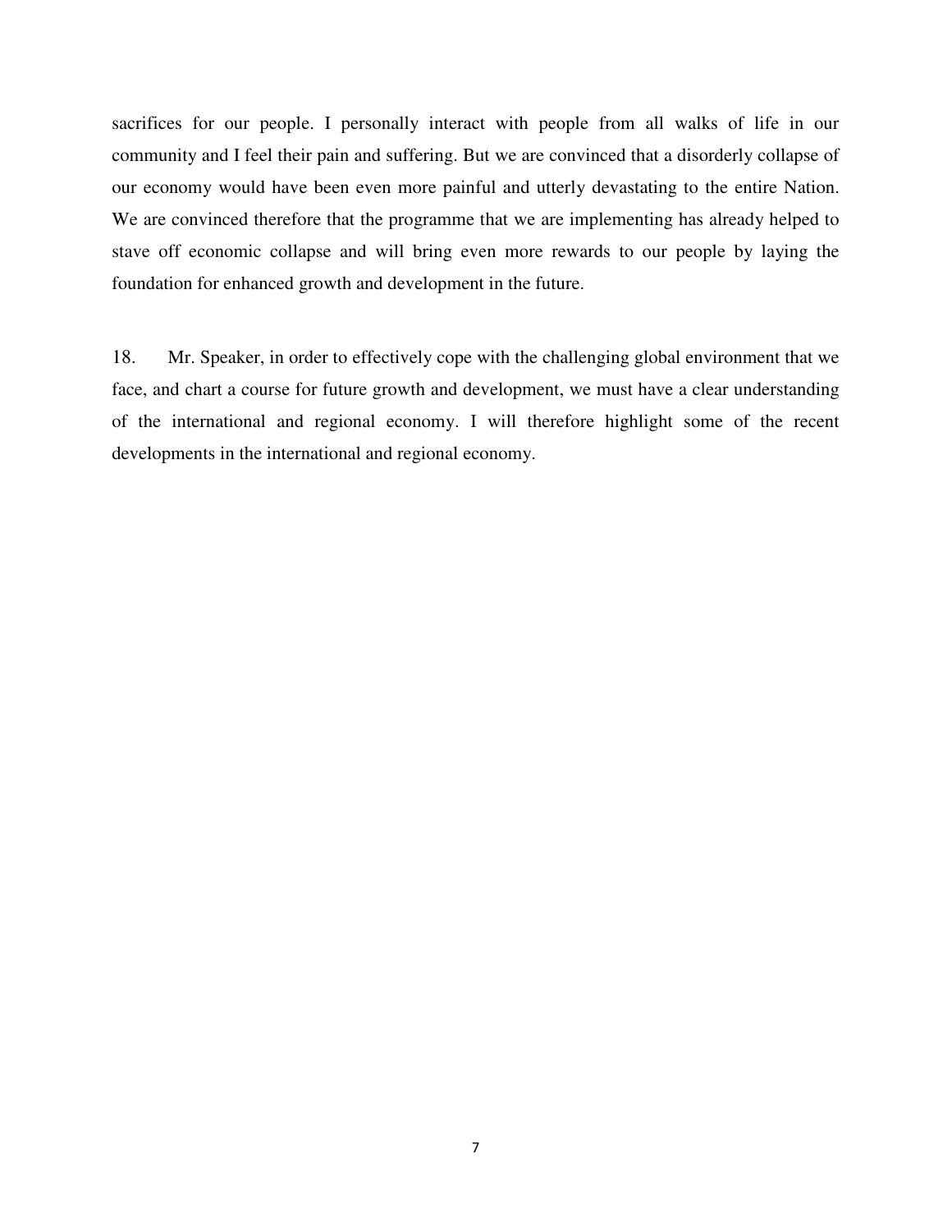sacrifices for our people. I personally interact with people from all walks of life in our community and I feel their pain and suffering. But we are convinced that a disorderly collapse of our economy would have been even more painful and utterly devastating to the entire Nation. We are convinced therefore that the programme that we are implementing has already helped to stave off economic collapse and will bring even more rewards to our people by laying the foundation for enhanced growth and development in the future.

18. Mr. Speaker, in order to effectively cope with the challenging global environment that we face, and chart a course for future growth and development, we must have a clear understanding of the international and regional economy. I will therefore highlight some of the recent developments in the international and regional economy.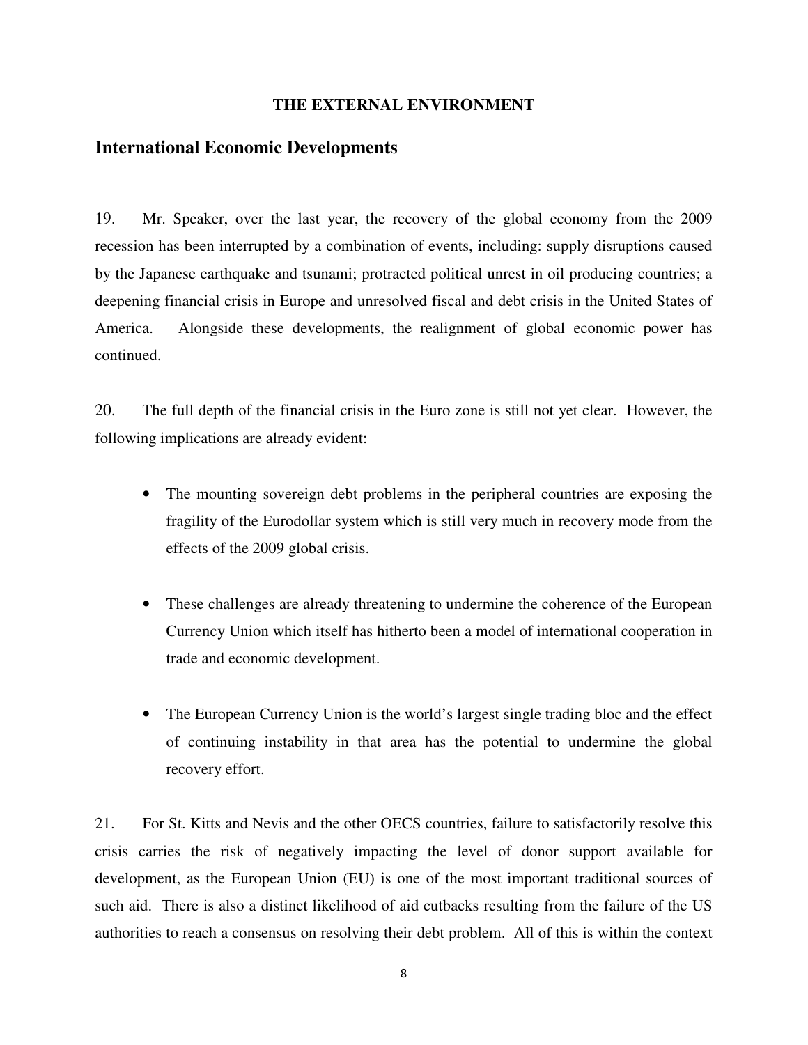**THE EXTERNAL ENVIRONMENT**

## International Economic Developments

19. Mr. Speaker, over the last year, the recovery of the global economy from the 2009 recession has been interrupted by a combination of events, including: supply disruptions caused by the Japanese earthquake and tsunami; protracted political unrest in oil producing countries; a deepening financial crisis in Europe and unresolved fiscal and debt crisis in the United States of America. Alongside these developments, the realignment of global economic power has continued.

20. The full depth of the financial crisis in the Euro zone is still not yet clear. However, the following implications are already evident:

- The mounting sovereign debt problems in the peripheral countries are exposing the fragility of the Eurodollar system which is still very much in recovery mode from the effects of the 2009 global crisis.

- These challenges are already threatening to undermine the coherence of the European Currency Union which itself has hitherto been a model of international cooperation in trade and economic development.

- The European Currency Union is the world's largest single trading bloc and the effect of continuing instability in that area has the potential to undermine the global recovery effort.

21. For St. Kitts and Nevis and the other OECS countries, failure to satisfactorily resolve this crisis carries the risk of negatively impacting the level of donor support available for development, as the European Union (EU) is one of the most important traditional sources of such aid. There is also a distinct likelihood of aid cutbacks resulting from the failure of the US authorities to reach a consensus on resolving their debt problem. All of this is within the context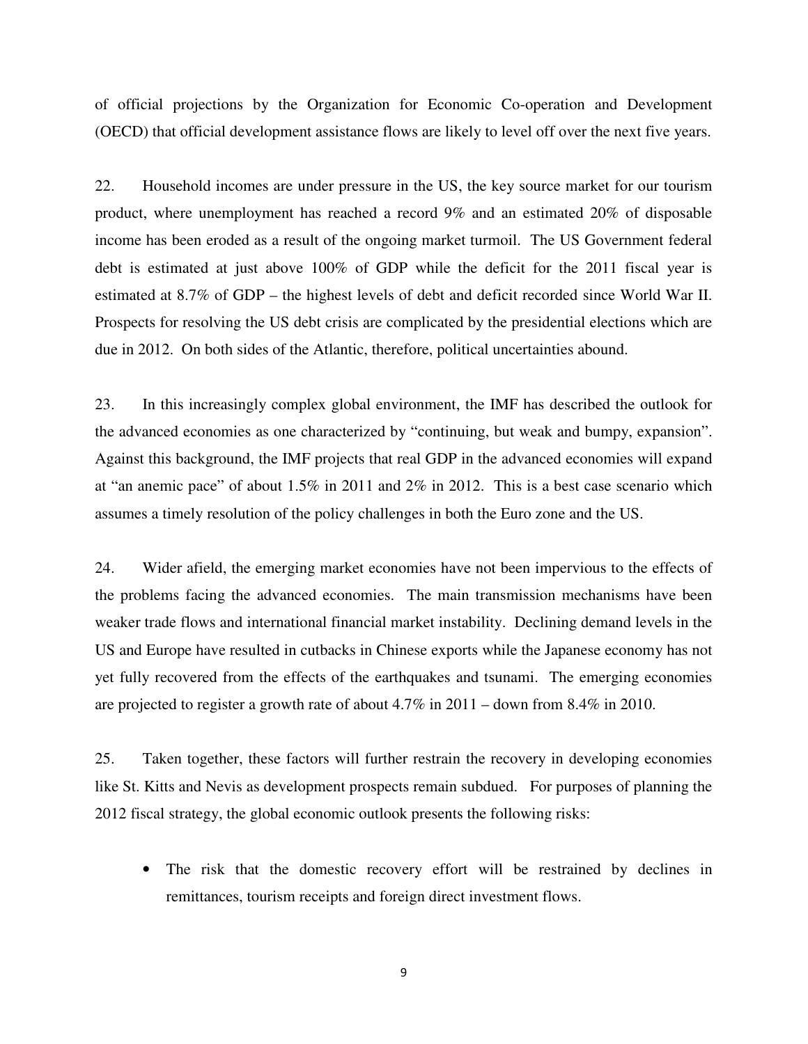of official projections by the Organization for Economic Co-operation and Development (OECD) that official development assistance flows are likely to level off over the next five years.

22. Household incomes are under pressure in the US, the key source market for our tourism product, where unemployment has reached a record 9% and an estimated 20% of disposable income has been eroded as a result of the ongoing market turmoil. The US Government federal debt is estimated at just above 100% of GDP while the deficit for the 2011 fiscal year is estimated at 8.7% of GDP – the highest levels of debt and deficit recorded since World War II. Prospects for resolving the US debt crisis are complicated by the presidential elections which are due in 2012. On both sides of the Atlantic, therefore, political uncertainties abound.

23. In this increasingly complex global environment, the IMF has described the outlook for the advanced economies as one characterized by "continuing, but weak and bumpy, expansion". Against this background, the IMF projects that real GDP in the advanced economies will expand at "an anemic pace" of about 1.5% in 2011 and 2% in 2012. This is a best case scenario which assumes a timely resolution of the policy challenges in both the Euro zone and the US.

24. Wider afield, the emerging market economies have not been impervious to the effects of the problems facing the advanced economies. The main transmission mechanisms have been weaker trade flows and international financial market instability. Declining demand levels in the US and Europe have resulted in cutbacks in Chinese exports while the Japanese economy has not yet fully recovered from the effects of the earthquakes and tsunami. The emerging economies are projected to register a growth rate of about 4.7% in 2011 – down from 8.4% in 2010.

25. Taken together, these factors will further restrain the recovery in developing economies like St. Kitts and Nevis as development prospects remain subdued. For purposes of planning the 2012 fiscal strategy, the global economic outlook presents the following risks:

- The risk that the domestic recovery effort will be restrained by declines in remittances, tourism receipts and foreign direct investment flows.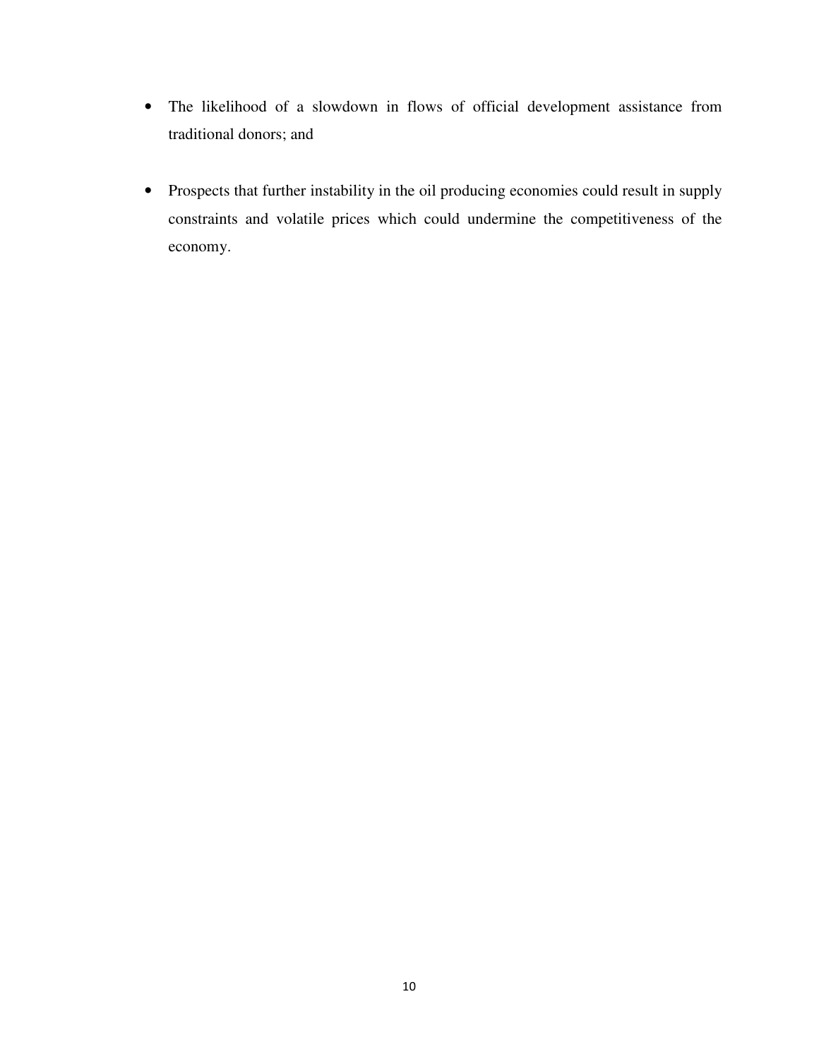- The likelihood of a slowdown in flows of official development assistance from traditional donors; and

- Prospects that further instability in the oil producing economies could result in supply constraints and volatile prices which could undermine the competitiveness of the economy.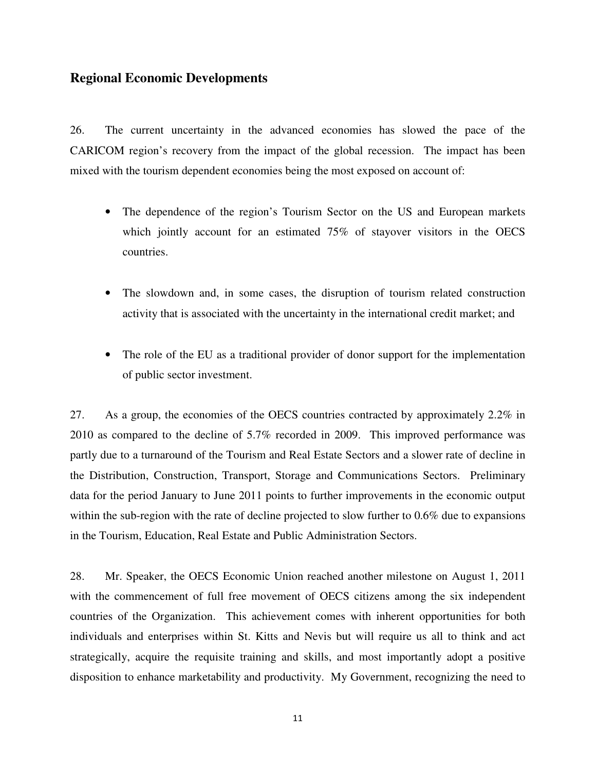## Regional Economic Developments

26. The current uncertainty in the advanced economies has slowed the pace of the CARICOM region's recovery from the impact of the global recession. The impact has been mixed with the tourism dependent economies being the most exposed on account of:

- The dependence of the region's Tourism Sector on the US and European markets which jointly account for an estimated 75% of stayover visitors in the OECS countries.

- The slowdown and, in some cases, the disruption of tourism related construction activity that is associated with the uncertainty in the international credit market; and

- The role of the EU as a traditional provider of donor support for the implementation of public sector investment.

27. As a group, the economies of the OECS countries contracted by approximately 2.2% in 2010 as compared to the decline of 5.7% recorded in 2009. This improved performance was partly due to a turnaround of the Tourism and Real Estate Sectors and a slower rate of decline in the Distribution, Construction, Transport, Storage and Communications Sectors. Preliminary data for the period January to June 2011 points to further improvements in the economic output within the sub-region with the rate of decline projected to slow further to 0.6% due to expansions in the Tourism, Education, Real Estate and Public Administration Sectors.

28. Mr. Speaker, the OECS Economic Union reached another milestone on August 1, 2011 with the commencement of full free movement of OECS citizens among the six independent countries of the Organization. This achievement comes with inherent opportunities for both individuals and enterprises within St. Kitts and Nevis but will require us all to think and act strategically, acquire the requisite training and skills, and most importantly adopt a positive disposition to enhance marketability and productivity. My Government, recognizing the need to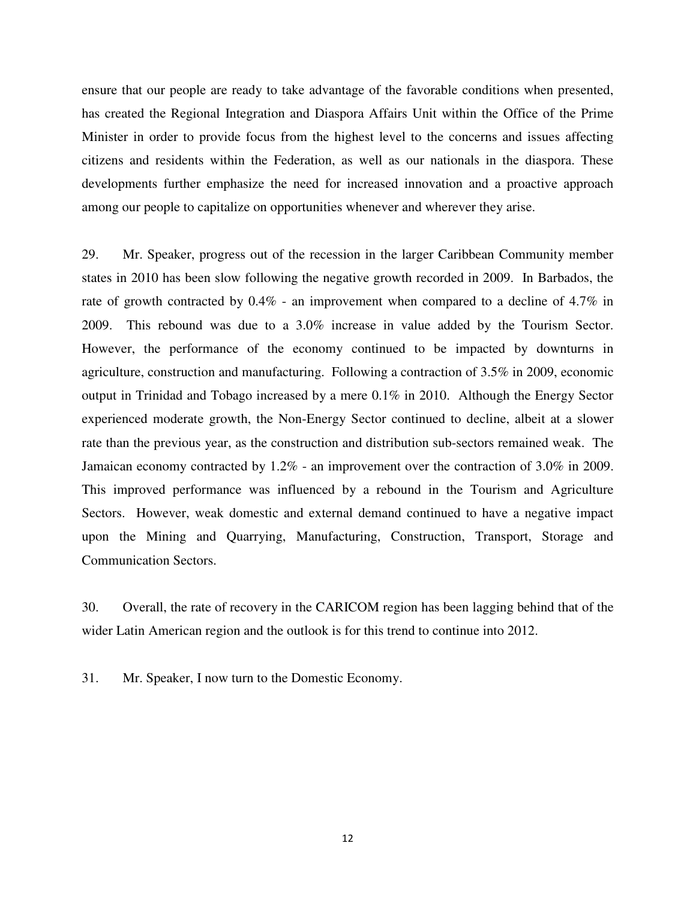ensure that our people are ready to take advantage of the favorable conditions when presented, has created the Regional Integration and Diaspora Affairs Unit within the Office of the Prime Minister in order to provide focus from the highest level to the concerns and issues affecting citizens and residents within the Federation, as well as our nationals in the diaspora. These developments further emphasize the need for increased innovation and a proactive approach among our people to capitalize on opportunities whenever and wherever they arise.

29. Mr. Speaker, progress out of the recession in the larger Caribbean Community member states in 2010 has been slow following the negative growth recorded in 2009. In Barbados, the rate of growth contracted by 0.4% - an improvement when compared to a decline of 4.7% in 2009. This rebound was due to a 3.0% increase in value added by the Tourism Sector. However, the performance of the economy continued to be impacted by downturns in agriculture, construction and manufacturing. Following a contraction of 3.5% in 2009, economic output in Trinidad and Tobago increased by a mere 0.1% in 2010. Although the Energy Sector experienced moderate growth, the Non-Energy Sector continued to decline, albeit at a slower rate than the previous year, as the construction and distribution sub-sectors remained weak. The Jamaican economy contracted by 1.2% - an improvement over the contraction of 3.0% in 2009. This improved performance was influenced by a rebound in the Tourism and Agriculture Sectors. However, weak domestic and external demand continued to have a negative impact upon the Mining and Quarrying, Manufacturing, Construction, Transport, Storage and Communication Sectors.

30. Overall, the rate of recovery in the CARICOM region has been lagging behind that of the wider Latin American region and the outlook is for this trend to continue into 2012.

31. Mr. Speaker, I now turn to the Domestic Economy.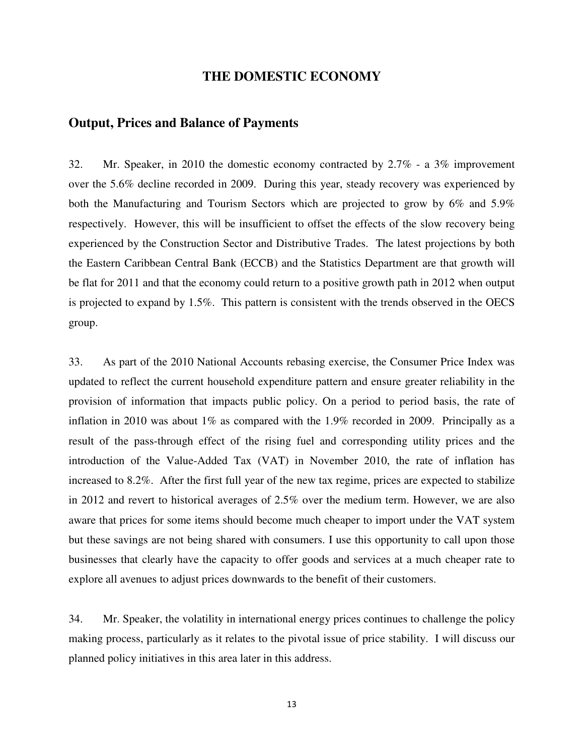# THE DOMESTIC ECONOMY

## Output, Prices and Balance of Payments

32. Mr. Speaker, in 2010 the domestic economy contracted by 2.7% - a 3% improvement over the 5.6% decline recorded in 2009. During this year, steady recovery was experienced by both the Manufacturing and Tourism Sectors which are projected to grow by 6% and 5.9% respectively. However, this will be insufficient to offset the effects of the slow recovery being experienced by the Construction Sector and Distributive Trades. The latest projections by both the Eastern Caribbean Central Bank (ECCB) and the Statistics Department are that growth will be flat for 2011 and that the economy could return to a positive growth path in 2012 when output is projected to expand by 1.5%. This pattern is consistent with the trends observed in the OECS group.

33. As part of the 2010 National Accounts rebasing exercise, the Consumer Price Index was updated to reflect the current household expenditure pattern and ensure greater reliability in the provision of information that impacts public policy. On a period to period basis, the rate of inflation in 2010 was about 1% as compared with the 1.9% recorded in 2009. Principally as a result of the pass-through effect of the rising fuel and corresponding utility prices and the introduction of the Value-Added Tax (VAT) in November 2010, the rate of inflation has increased to 8.2%. After the first full year of the new tax regime, prices are expected to stabilize in 2012 and revert to historical averages of 2.5% over the medium term. However, we are also aware that prices for some items should become much cheaper to import under the VAT system but these savings are not being shared with consumers. I use this opportunity to call upon those businesses that clearly have the capacity to offer goods and services at a much cheaper rate to explore all avenues to adjust prices downwards to the benefit of their customers.

34. Mr. Speaker, the volatility in international energy prices continues to challenge the policy making process, particularly as it relates to the pivotal issue of price stability. I will discuss our planned policy initiatives in this area later in this address.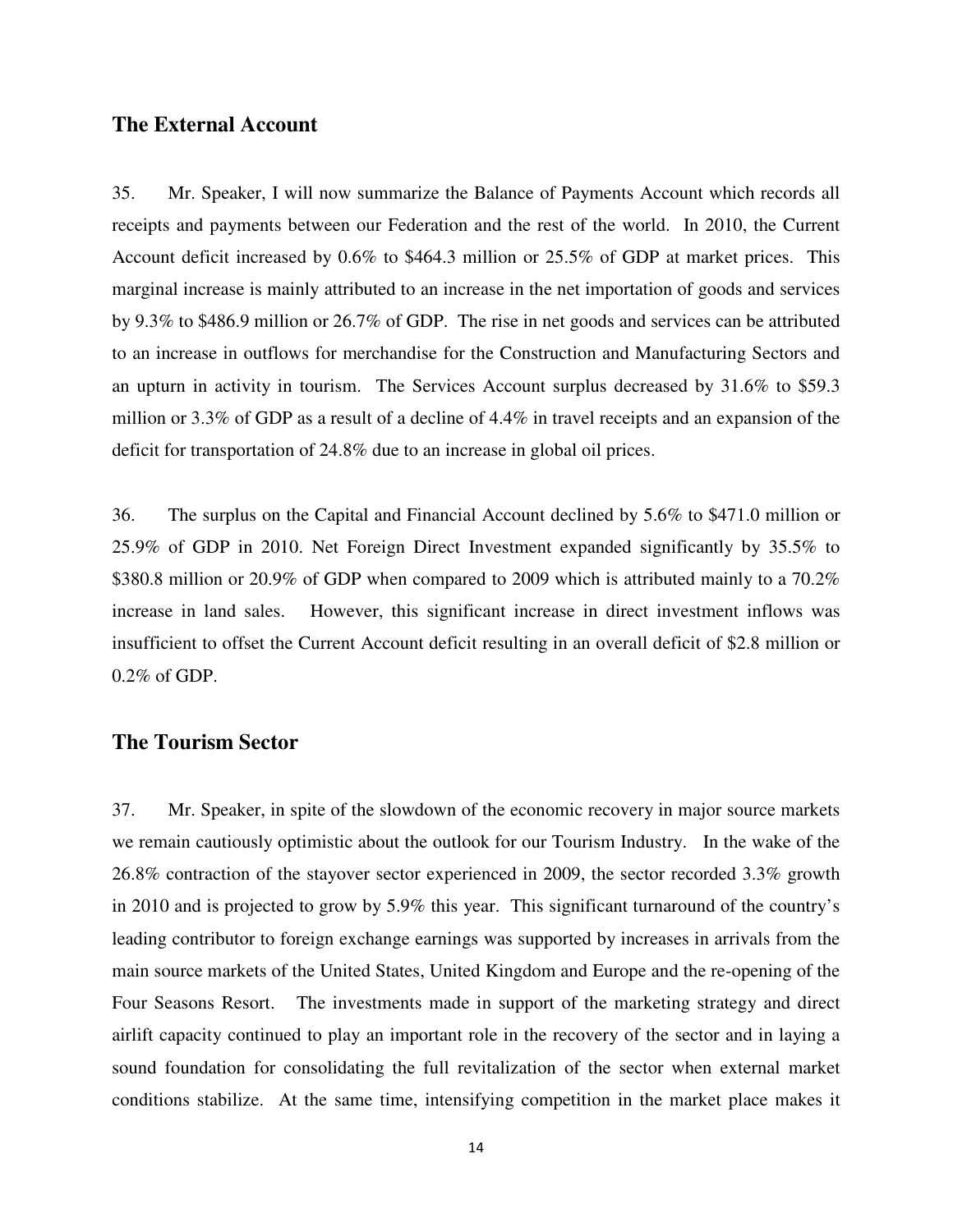## The External Account

35. Mr. Speaker, I will now summarize the Balance of Payments Account which records all receipts and payments between our Federation and the rest of the world. In 2010, the Current Account deficit increased by 0.6% to $464.3 million or 25.5% of GDP at market prices. This marginal increase is mainly attributed to an increase in the net importation of goods and services by 9.3% to $486.9 million or 26.7% of GDP. The rise in net goods and services can be attributed to an increase in outflows for merchandise for the Construction and Manufacturing Sectors and an upturn in activity in tourism. The Services Account surplus decreased by 31.6% to $59.3 million or 3.3% of GDP as a result of a decline of 4.4% in travel receipts and an expansion of the deficit for transportation of 24.8% due to an increase in global oil prices.

36. The surplus on the Capital and Financial Account declined by 5.6% to $471.0 million or 25.9% of GDP in 2010. Net Foreign Direct Investment expanded significantly by 35.5% to $380.8 million or 20.9% of GDP when compared to 2009 which is attributed mainly to a 70.2% increase in land sales. However, this significant increase in direct investment inflows was insufficient to offset the Current Account deficit resulting in an overall deficit of $2.8 million or 0.2% of GDP.

## The Tourism Sector

37. Mr. Speaker, in spite of the slowdown of the economic recovery in major source markets we remain cautiously optimistic about the outlook for our Tourism Industry. In the wake of the 26.8% contraction of the stayover sector experienced in 2009, the sector recorded 3.3% growth in 2010 and is projected to grow by 5.9% this year. This significant turnaround of the country's leading contributor to foreign exchange earnings was supported by increases in arrivals from the main source markets of the United States, United Kingdom and Europe and the re-opening of the Four Seasons Resort. The investments made in support of the marketing strategy and direct airlift capacity continued to play an important role in the recovery of the sector and in laying a sound foundation for consolidating the full revitalization of the sector when external market conditions stabilize. At the same time, intensifying competition in the market place makes it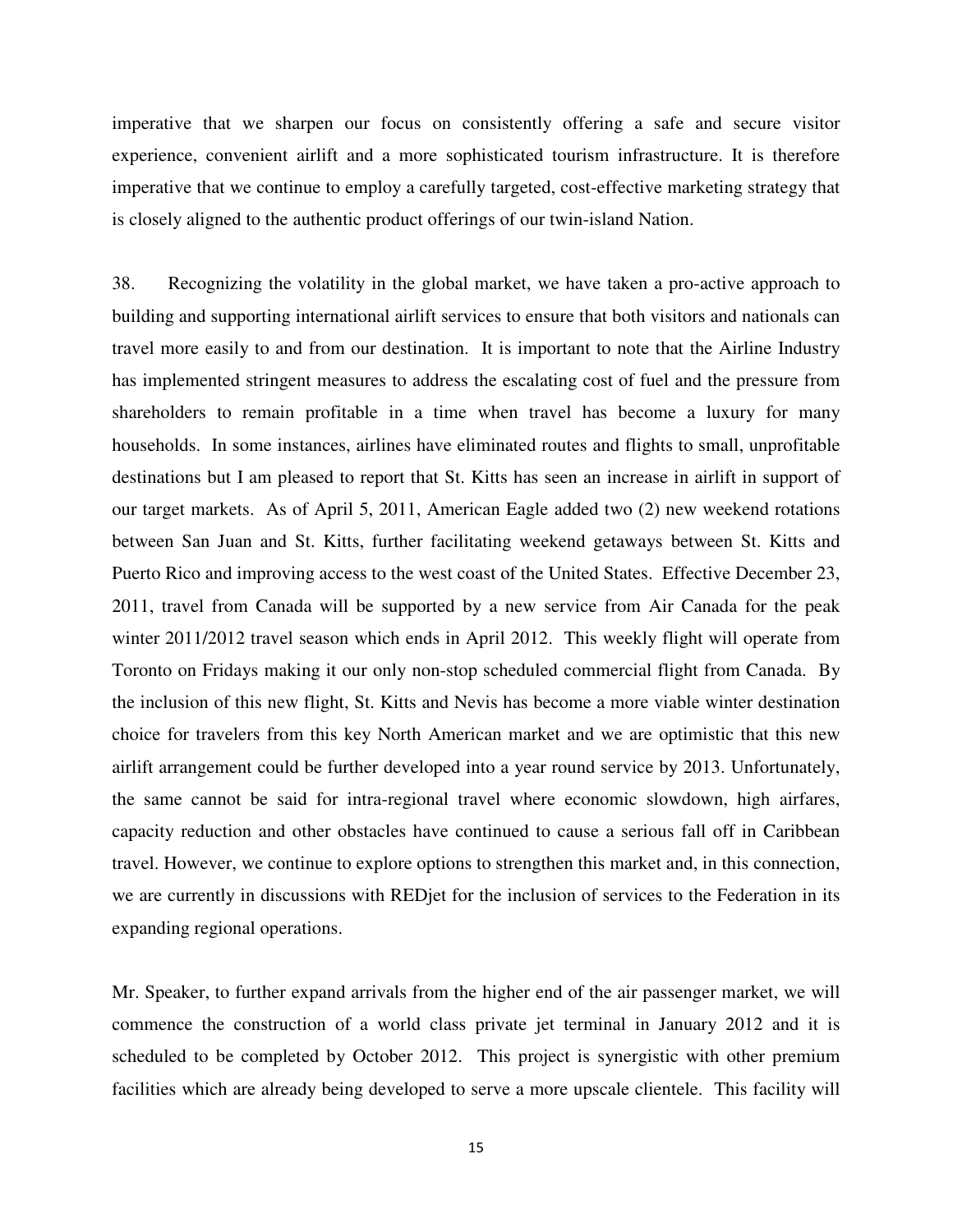imperative that we sharpen our focus on consistently offering a safe and secure visitor experience, convenient airlift and a more sophisticated tourism infrastructure. It is therefore imperative that we continue to employ a carefully targeted, cost-effective marketing strategy that is closely aligned to the authentic product offerings of our twin-island Nation.

38. Recognizing the volatility in the global market, we have taken a pro-active approach to building and supporting international airlift services to ensure that both visitors and nationals can travel more easily to and from our destination. It is important to note that the Airline Industry has implemented stringent measures to address the escalating cost of fuel and the pressure from shareholders to remain profitable in a time when travel has become a luxury for many households. In some instances, airlines have eliminated routes and flights to small, unprofitable destinations but I am pleased to report that St. Kitts has seen an increase in airlift in support of our target markets. As of April 5, 2011, American Eagle added two (2) new weekend rotations between San Juan and St. Kitts, further facilitating weekend getaways between St. Kitts and Puerto Rico and improving access to the west coast of the United States. Effective December 23, 2011, travel from Canada will be supported by a new service from Air Canada for the peak winter 2011/2012 travel season which ends in April 2012. This weekly flight will operate from Toronto on Fridays making it our only non-stop scheduled commercial flight from Canada. By the inclusion of this new flight, St. Kitts and Nevis has become a more viable winter destination choice for travelers from this key North American market and we are optimistic that this new airlift arrangement could be further developed into a year round service by 2013. Unfortunately, the same cannot be said for intra-regional travel where economic slowdown, high airfares, capacity reduction and other obstacles have continued to cause a serious fall off in Caribbean travel. However, we continue to explore options to strengthen this market and, in this connection, we are currently in discussions with REDjet for the inclusion of services to the Federation in its expanding regional operations.

Mr. Speaker, to further expand arrivals from the higher end of the air passenger market, we will commence the construction of a world class private jet terminal in January 2012 and it is scheduled to be completed by October 2012. This project is synergistic with other premium facilities which are already being developed to serve a more upscale clientele. This facility will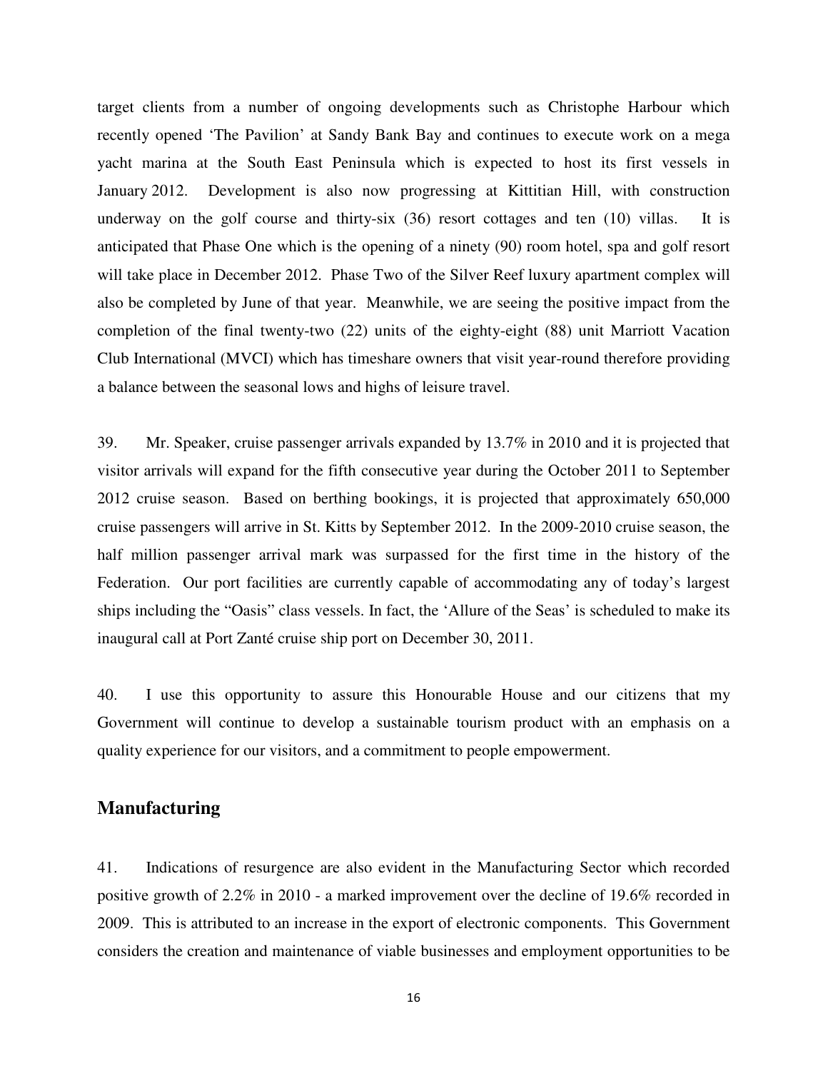target clients from a number of ongoing developments such as Christophe Harbour which recently opened 'The Pavilion' at Sandy Bank Bay and continues to execute work on a mega yacht marina at the South East Peninsula which is expected to host its first vessels in January 2012. Development is also now progressing at Kittitian Hill, with construction underway on the golf course and thirty-six (36) resort cottages and ten (10) villas. It is anticipated that Phase One which is the opening of a ninety (90) room hotel, spa and golf resort will take place in December 2012. Phase Two of the Silver Reef luxury apartment complex will also be completed by June of that year. Meanwhile, we are seeing the positive impact from the completion of the final twenty-two (22) units of the eighty-eight (88) unit Marriott Vacation Club International (MVCI) which has timeshare owners that visit year-round therefore providing a balance between the seasonal lows and highs of leisure travel.

39. Mr. Speaker, cruise passenger arrivals expanded by 13.7% in 2010 and it is projected that visitor arrivals will expand for the fifth consecutive year during the October 2011 to September 2012 cruise season. Based on berthing bookings, it is projected that approximately 650,000 cruise passengers will arrive in St. Kitts by September 2012. In the 2009-2010 cruise season, the half million passenger arrival mark was surpassed for the first time in the history of the Federation. Our port facilities are currently capable of accommodating any of today's largest ships including the "Oasis" class vessels. In fact, the 'Allure of the Seas' is scheduled to make its inaugural call at Port Zanté cruise ship port on December 30, 2011.

40. I use this opportunity to assure this Honourable House and our citizens that my Government will continue to develop a sustainable tourism product with an emphasis on a quality experience for our visitors, and a commitment to people empowerment.

## Manufacturing

41. Indications of resurgence are also evident in the Manufacturing Sector which recorded positive growth of 2.2% in 2010 - a marked improvement over the decline of 19.6% recorded in 2009. This is attributed to an increase in the export of electronic components. This Government considers the creation and maintenance of viable businesses and employment opportunities to be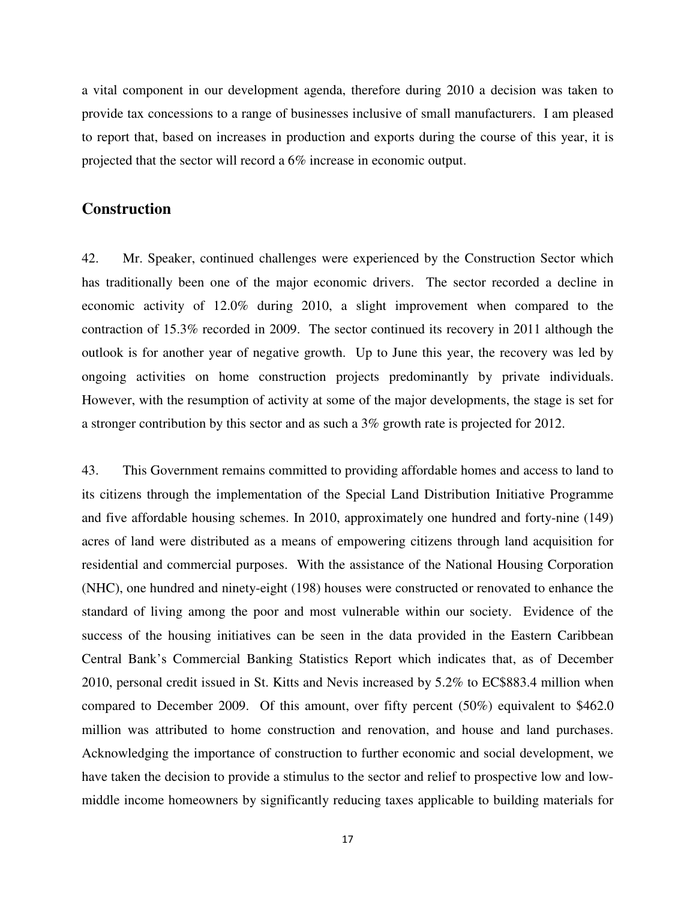a vital component in our development agenda, therefore during 2010 a decision was taken to provide tax concessions to a range of businesses inclusive of small manufacturers. I am pleased to report that, based on increases in production and exports during the course of this year, it is projected that the sector will record a 6% increase in economic output.

## Construction

42. Mr. Speaker, continued challenges were experienced by the Construction Sector which has traditionally been one of the major economic drivers. The sector recorded a decline in economic activity of 12.0% during 2010, a slight improvement when compared to the contraction of 15.3% recorded in 2009. The sector continued its recovery in 2011 although the outlook is for another year of negative growth. Up to June this year, the recovery was led by ongoing activities on home construction projects predominantly by private individuals. However, with the resumption of activity at some of the major developments, the stage is set for a stronger contribution by this sector and as such a 3% growth rate is projected for 2012.

43. This Government remains committed to providing affordable homes and access to land to its citizens through the implementation of the Special Land Distribution Initiative Programme and five affordable housing schemes. In 2010, approximately one hundred and forty-nine (149) acres of land were distributed as a means of empowering citizens through land acquisition for residential and commercial purposes. With the assistance of the National Housing Corporation (NHC), one hundred and ninety-eight (198) houses were constructed or renovated to enhance the standard of living among the poor and most vulnerable within our society. Evidence of the success of the housing initiatives can be seen in the data provided in the Eastern Caribbean Central Bank's Commercial Banking Statistics Report which indicates that, as of December 2010, personal credit issued in St. Kitts and Nevis increased by 5.2% to EC$883.4 million when compared to December 2009. Of this amount, over fifty percent (50%) equivalent to $462.0 million was attributed to home construction and renovation, and house and land purchases. Acknowledging the importance of construction to further economic and social development, we have taken the decision to provide a stimulus to the sector and relief to prospective low and low-middle income homeowners by significantly reducing taxes applicable to building materials for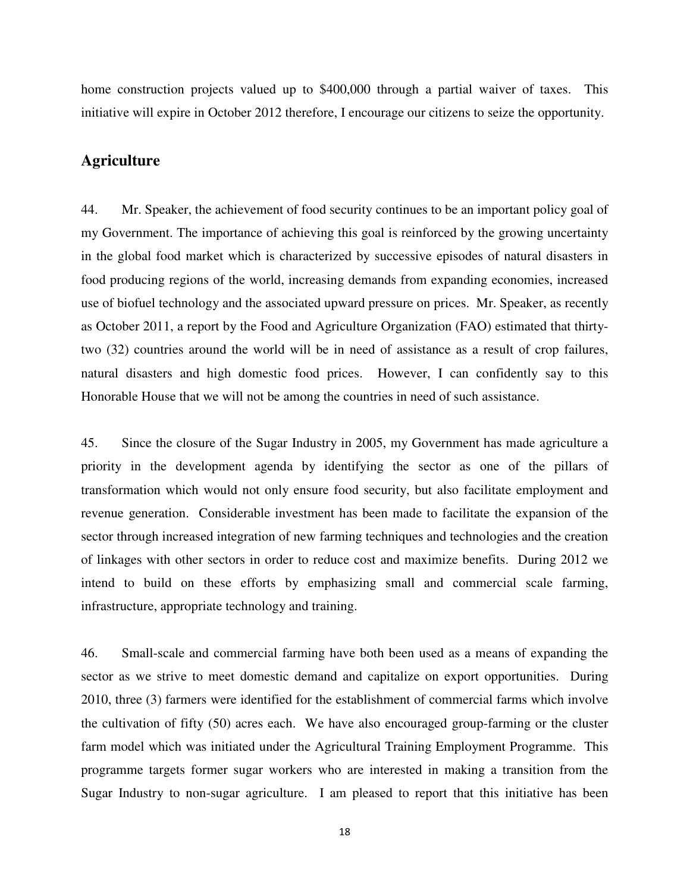home construction projects valued up to $400,000 through a partial waiver of taxes. This initiative will expire in October 2012 therefore, I encourage our citizens to seize the opportunity.

## Agriculture

44. Mr. Speaker, the achievement of food security continues to be an important policy goal of my Government. The importance of achieving this goal is reinforced by the growing uncertainty in the global food market which is characterized by successive episodes of natural disasters in food producing regions of the world, increasing demands from expanding economies, increased use of biofuel technology and the associated upward pressure on prices. Mr. Speaker, as recently as October 2011, a report by the Food and Agriculture Organization (FAO) estimated that thirty-two (32) countries around the world will be in need of assistance as a result of crop failures, natural disasters and high domestic food prices. However, I can confidently say to this Honorable House that we will not be among the countries in need of such assistance.

45. Since the closure of the Sugar Industry in 2005, my Government has made agriculture a priority in the development agenda by identifying the sector as one of the pillars of transformation which would not only ensure food security, but also facilitate employment and revenue generation. Considerable investment has been made to facilitate the expansion of the sector through increased integration of new farming techniques and technologies and the creation of linkages with other sectors in order to reduce cost and maximize benefits. During 2012 we intend to build on these efforts by emphasizing small and commercial scale farming, infrastructure, appropriate technology and training.

46. Small-scale and commercial farming have both been used as a means of expanding the sector as we strive to meet domestic demand and capitalize on export opportunities. During 2010, three (3) farmers were identified for the establishment of commercial farms which involve the cultivation of fifty (50) acres each. We have also encouraged group-farming or the cluster farm model which was initiated under the Agricultural Training Employment Programme. This programme targets former sugar workers who are interested in making a transition from the Sugar Industry to non-sugar agriculture. I am pleased to report that this initiative has been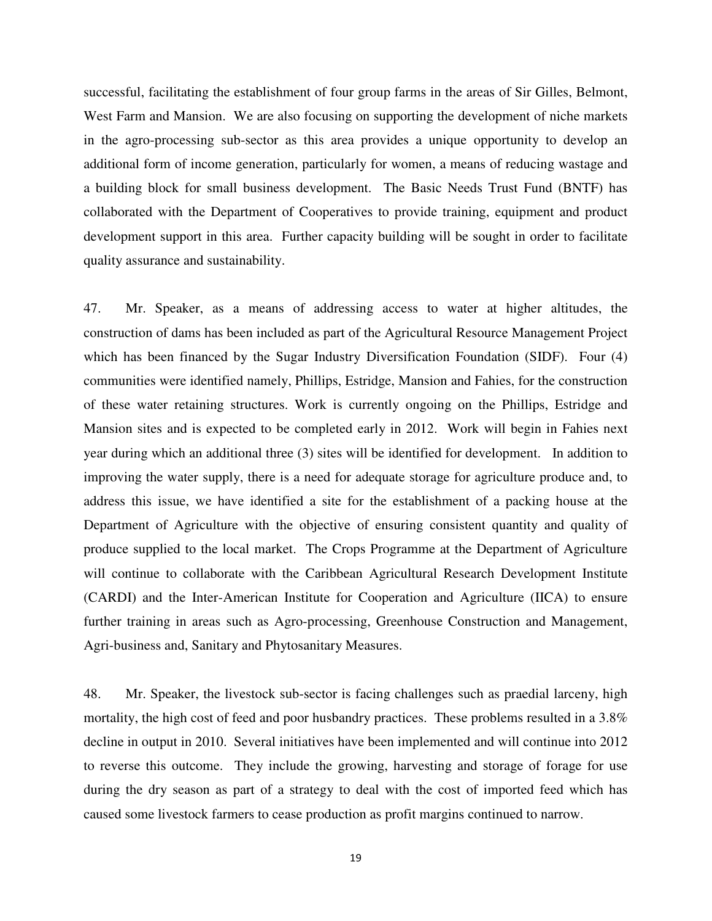successful, facilitating the establishment of four group farms in the areas of Sir Gilles, Belmont, West Farm and Mansion. We are also focusing on supporting the development of niche markets in the agro-processing sub-sector as this area provides a unique opportunity to develop an additional form of income generation, particularly for women, a means of reducing wastage and a building block for small business development. The Basic Needs Trust Fund (BNTF) has collaborated with the Department of Cooperatives to provide training, equipment and product development support in this area. Further capacity building will be sought in order to facilitate quality assurance and sustainability.

47. Mr. Speaker, as a means of addressing access to water at higher altitudes, the construction of dams has been included as part of the Agricultural Resource Management Project which has been financed by the Sugar Industry Diversification Foundation (SIDF). Four (4) communities were identified namely, Phillips, Estridge, Mansion and Fahies, for the construction of these water retaining structures. Work is currently ongoing on the Phillips, Estridge and Mansion sites and is expected to be completed early in 2012. Work will begin in Fahies next year during which an additional three (3) sites will be identified for development. In addition to improving the water supply, there is a need for adequate storage for agriculture produce and, to address this issue, we have identified a site for the establishment of a packing house at the Department of Agriculture with the objective of ensuring consistent quantity and quality of produce supplied to the local market. The Crops Programme at the Department of Agriculture will continue to collaborate with the Caribbean Agricultural Research Development Institute (CARDI) and the Inter-American Institute for Cooperation and Agriculture (IICA) to ensure further training in areas such as Agro-processing, Greenhouse Construction and Management, Agri-business and, Sanitary and Phytosanitary Measures.

48. Mr. Speaker, the livestock sub-sector is facing challenges such as praedial larceny, high mortality, the high cost of feed and poor husbandry practices. These problems resulted in a 3.8% decline in output in 2010. Several initiatives have been implemented and will continue into 2012 to reverse this outcome. They include the growing, harvesting and storage of forage for use during the dry season as part of a strategy to deal with the cost of imported feed which has caused some livestock farmers to cease production as profit margins continued to narrow.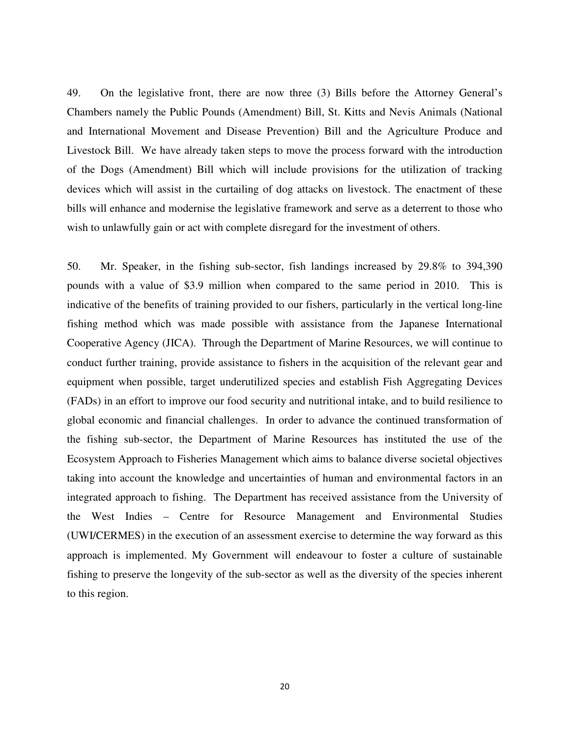49. On the legislative front, there are now three (3) Bills before the Attorney General's Chambers namely the Public Pounds (Amendment) Bill, St. Kitts and Nevis Animals (National and International Movement and Disease Prevention) Bill and the Agriculture Produce and Livestock Bill. We have already taken steps to move the process forward with the introduction of the Dogs (Amendment) Bill which will include provisions for the utilization of tracking devices which will assist in the curtailing of dog attacks on livestock. The enactment of these bills will enhance and modernise the legislative framework and serve as a deterrent to those who wish to unlawfully gain or act with complete disregard for the investment of others.

50. Mr. Speaker, in the fishing sub-sector, fish landings increased by 29.8% to 394,390 pounds with a value of $3.9 million when compared to the same period in 2010. This is indicative of the benefits of training provided to our fishers, particularly in the vertical long-line fishing method which was made possible with assistance from the Japanese International Cooperative Agency (JICA). Through the Department of Marine Resources, we will continue to conduct further training, provide assistance to fishers in the acquisition of the relevant gear and equipment when possible, target underutilized species and establish Fish Aggregating Devices (FADs) in an effort to improve our food security and nutritional intake, and to build resilience to global economic and financial challenges. In order to advance the continued transformation of the fishing sub-sector, the Department of Marine Resources has instituted the use of the Ecosystem Approach to Fisheries Management which aims to balance diverse societal objectives taking into account the knowledge and uncertainties of human and environmental factors in an integrated approach to fishing. The Department has received assistance from the University of the West Indies – Centre for Resource Management and Environmental Studies (UWI/CERMES) in the execution of an assessment exercise to determine the way forward as this approach is implemented. My Government will endeavour to foster a culture of sustainable fishing to preserve the longevity of the sub-sector as well as the diversity of the species inherent to this region.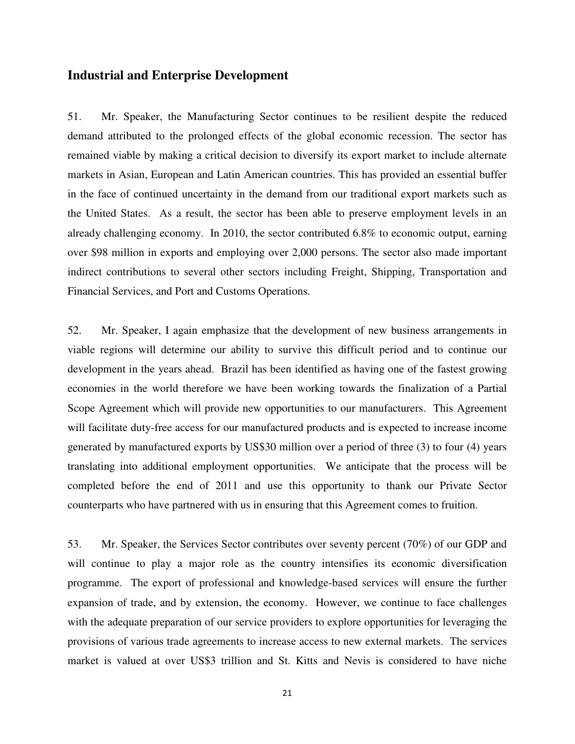## Industrial and Enterprise Development

51. Mr. Speaker, the Manufacturing Sector continues to be resilient despite the reduced demand attributed to the prolonged effects of the global economic recession. The sector has remained viable by making a critical decision to diversify its export market to include alternate markets in Asian, European and Latin American countries. This has provided an essential buffer in the face of continued uncertainty in the demand from our traditional export markets such as the United States. As a result, the sector has been able to preserve employment levels in an already challenging economy. In 2010, the sector contributed 6.8% to economic output, earning over $98 million in exports and employing over 2,000 persons. The sector also made important indirect contributions to several other sectors including Freight, Shipping, Transportation and Financial Services, and Port and Customs Operations.

52. Mr. Speaker, I again emphasize that the development of new business arrangements in viable regions will determine our ability to survive this difficult period and to continue our development in the years ahead. Brazil has been identified as having one of the fastest growing economies in the world therefore we have been working towards the finalization of a Partial Scope Agreement which will provide new opportunities to our manufacturers. This Agreement will facilitate duty-free access for our manufactured products and is expected to increase income generated by manufactured exports by US$30 million over a period of three (3) to four (4) years translating into additional employment opportunities. We anticipate that the process will be completed before the end of 2011 and use this opportunity to thank our Private Sector counterparts who have partnered with us in ensuring that this Agreement comes to fruition.

53. Mr. Speaker, the Services Sector contributes over seventy percent (70%) of our GDP and will continue to play a major role as the country intensifies its economic diversification programme. The export of professional and knowledge-based services will ensure the further expansion of trade, and by extension, the economy. However, we continue to face challenges with the adequate preparation of our service providers to explore opportunities for leveraging the provisions of various trade agreements to increase access to new external markets. The services market is valued at over US$3 trillion and St. Kitts and Nevis is considered to have niche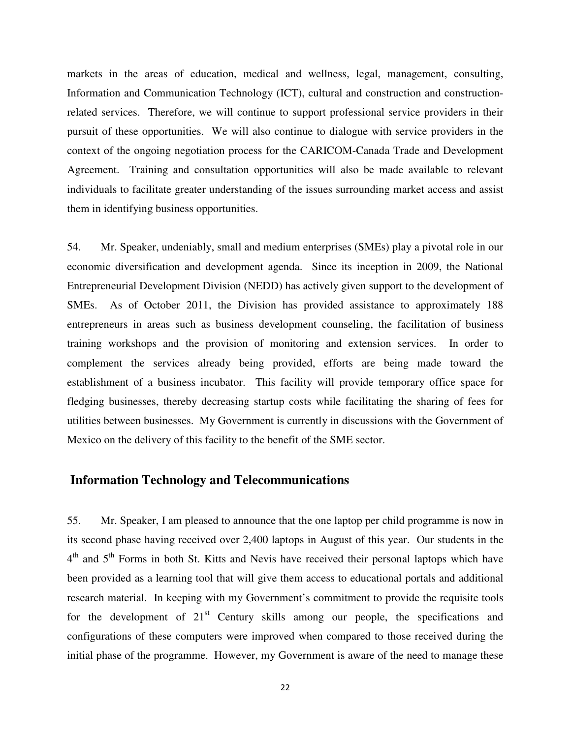markets in the areas of education, medical and wellness, legal, management, consulting, Information and Communication Technology (ICT), cultural and construction and construction-related services. Therefore, we will continue to support professional service providers in their pursuit of these opportunities. We will also continue to dialogue with service providers in the context of the ongoing negotiation process for the CARICOM-Canada Trade and Development Agreement. Training and consultation opportunities will also be made available to relevant individuals to facilitate greater understanding of the issues surrounding market access and assist them in identifying business opportunities.

54. Mr. Speaker, undeniably, small and medium enterprises (SMEs) play a pivotal role in our economic diversification and development agenda. Since its inception in 2009, the National Entrepreneurial Development Division (NEDD) has actively given support to the development of SMEs. As of October 2011, the Division has provided assistance to approximately 188 entrepreneurs in areas such as business development counseling, the facilitation of business training workshops and the provision of monitoring and extension services. In order to complement the services already being provided, efforts are being made toward the establishment of a business incubator. This facility will provide temporary office space for fledging businesses, thereby decreasing startup costs while facilitating the sharing of fees for utilities between businesses. My Government is currently in discussions with the Government of Mexico on the delivery of this facility to the benefit of the SME sector.

## Information Technology and Telecommunications

55. Mr. Speaker, I am pleased to announce that the one laptop per child programme is now in its second phase having received over 2,400 laptops in August of this year. Our students in the 4th and 5th Forms in both St. Kitts and Nevis have received their personal laptops which have been provided as a learning tool that will give them access to educational portals and additional research material. In keeping with my Government's commitment to provide the requisite tools for the development of 21st Century skills among our people, the specifications and configurations of these computers were improved when compared to those received during the initial phase of the programme. However, my Government is aware of the need to manage these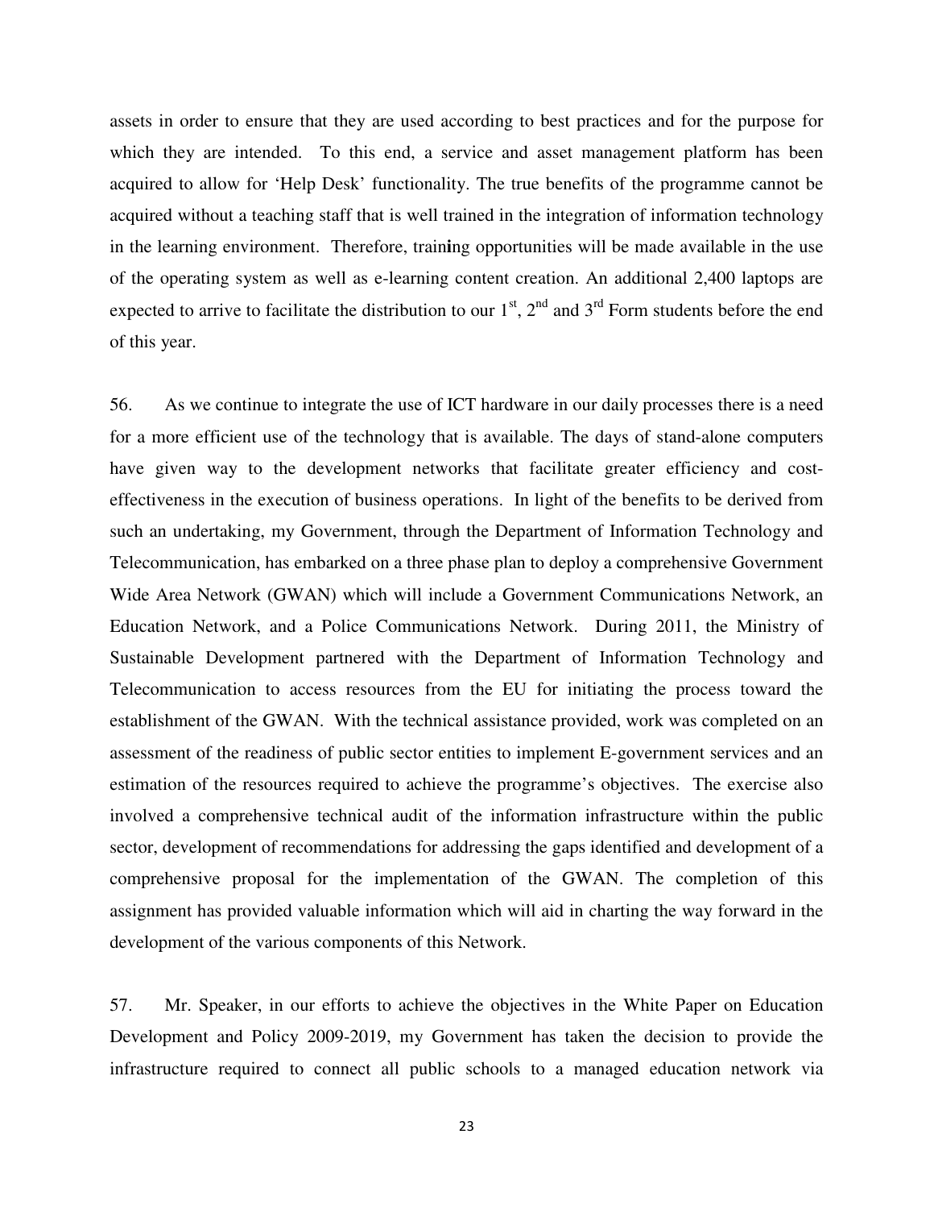assets in order to ensure that they are used according to best practices and for the purpose for which they are intended. To this end, a service and asset management platform has been acquired to allow for 'Help Desk' functionality. The true benefits of the programme cannot be acquired without a teaching staff that is well trained in the integration of information technology in the learning environment. Therefore, training opportunities will be made available in the use of the operating system as well as e-learning content creation. An additional 2,400 laptops are expected to arrive to facilitate the distribution to our 1st, 2nd and 3rd Form students before the end of this year.

56. As we continue to integrate the use of ICT hardware in our daily processes there is a need for a more efficient use of the technology that is available. The days of stand-alone computers have given way to the development networks that facilitate greater efficiency and cost-effectiveness in the execution of business operations. In light of the benefits to be derived from such an undertaking, my Government, through the Department of Information Technology and Telecommunication, has embarked on a three phase plan to deploy a comprehensive Government Wide Area Network (GWAN) which will include a Government Communications Network, an Education Network, and a Police Communications Network. During 2011, the Ministry of Sustainable Development partnered with the Department of Information Technology and Telecommunication to access resources from the EU for initiating the process toward the establishment of the GWAN. With the technical assistance provided, work was completed on an assessment of the readiness of public sector entities to implement E-government services and an estimation of the resources required to achieve the programme's objectives. The exercise also involved a comprehensive technical audit of the information infrastructure within the public sector, development of recommendations for addressing the gaps identified and development of a comprehensive proposal for the implementation of the GWAN. The completion of this assignment has provided valuable information which will aid in charting the way forward in the development of the various components of this Network.

57. Mr. Speaker, in our efforts to achieve the objectives in the White Paper on Education Development and Policy 2009-2019, my Government has taken the decision to provide the infrastructure required to connect all public schools to a managed education network via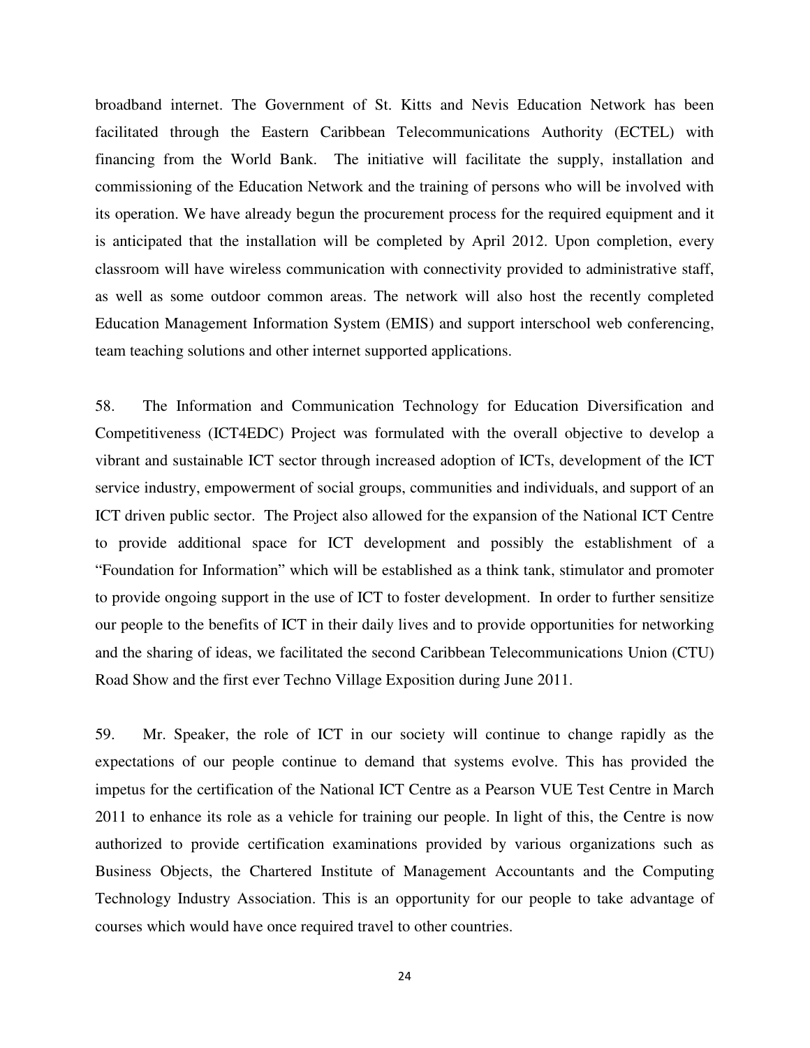broadband internet. The Government of St. Kitts and Nevis Education Network has been facilitated through the Eastern Caribbean Telecommunications Authority (ECTEL) with financing from the World Bank. The initiative will facilitate the supply, installation and commissioning of the Education Network and the training of persons who will be involved with its operation. We have already begun the procurement process for the required equipment and it is anticipated that the installation will be completed by April 2012. Upon completion, every classroom will have wireless communication with connectivity provided to administrative staff, as well as some outdoor common areas. The network will also host the recently completed Education Management Information System (EMIS) and support interschool web conferencing, team teaching solutions and other internet supported applications.

58. The Information and Communication Technology for Education Diversification and Competitiveness (ICT4EDC) Project was formulated with the overall objective to develop a vibrant and sustainable ICT sector through increased adoption of ICTs, development of the ICT service industry, empowerment of social groups, communities and individuals, and support of an ICT driven public sector. The Project also allowed for the expansion of the National ICT Centre to provide additional space for ICT development and possibly the establishment of a "Foundation for Information" which will be established as a think tank, stimulator and promoter to provide ongoing support in the use of ICT to foster development. In order to further sensitize our people to the benefits of ICT in their daily lives and to provide opportunities for networking and the sharing of ideas, we facilitated the second Caribbean Telecommunications Union (CTU) Road Show and the first ever Techno Village Exposition during June 2011.

59. Mr. Speaker, the role of ICT in our society will continue to change rapidly as the expectations of our people continue to demand that systems evolve. This has provided the impetus for the certification of the National ICT Centre as a Pearson VUE Test Centre in March 2011 to enhance its role as a vehicle for training our people. In light of this, the Centre is now authorized to provide certification examinations provided by various organizations such as Business Objects, the Chartered Institute of Management Accountants and the Computing Technology Industry Association. This is an opportunity for our people to take advantage of courses which would have once required travel to other countries.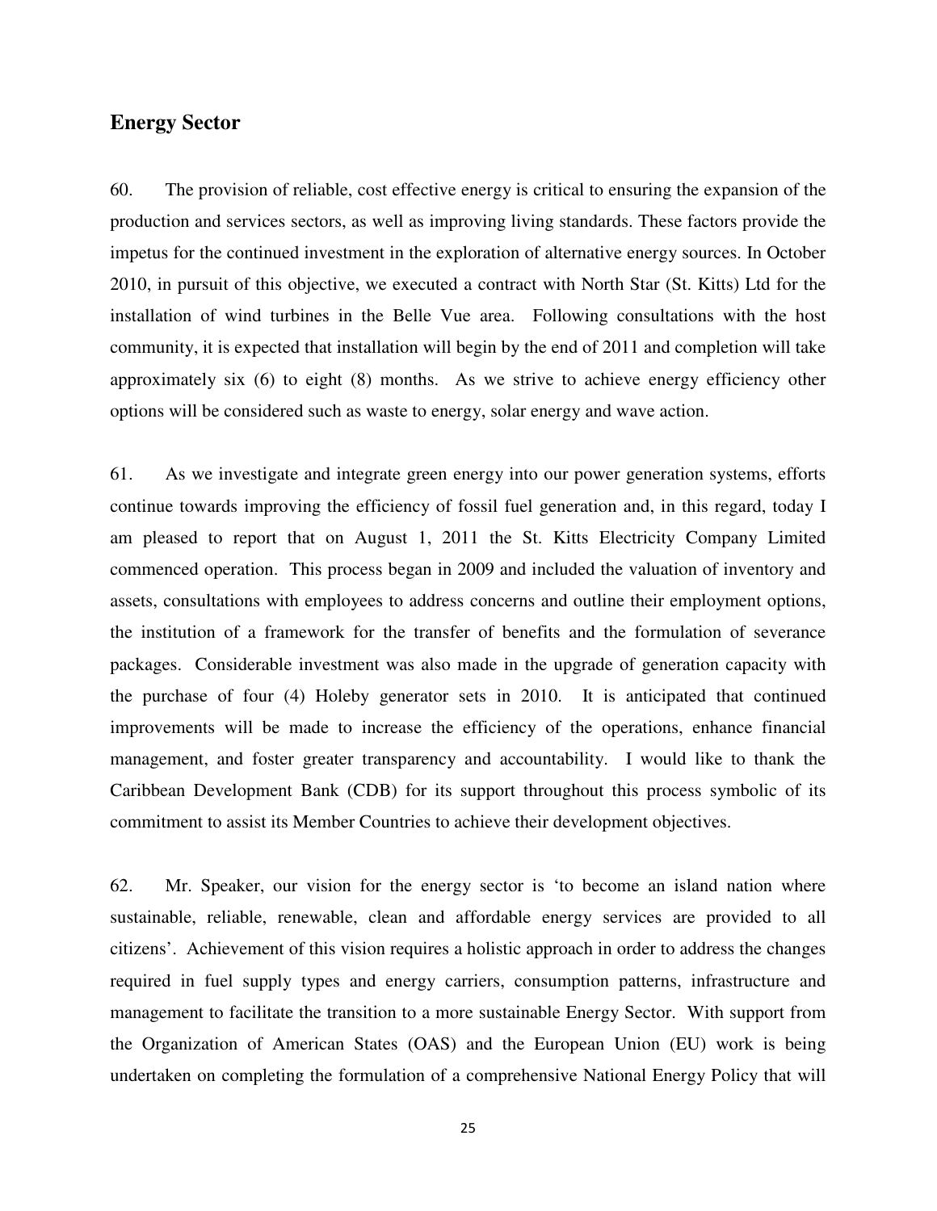## Energy Sector

60. The provision of reliable, cost effective energy is critical to ensuring the expansion of the production and services sectors, as well as improving living standards. These factors provide the impetus for the continued investment in the exploration of alternative energy sources. In October 2010, in pursuit of this objective, we executed a contract with North Star (St. Kitts) Ltd for the installation of wind turbines in the Belle Vue area. Following consultations with the host community, it is expected that installation will begin by the end of 2011 and completion will take approximately six (6) to eight (8) months. As we strive to achieve energy efficiency other options will be considered such as waste to energy, solar energy and wave action.

61. As we investigate and integrate green energy into our power generation systems, efforts continue towards improving the efficiency of fossil fuel generation and, in this regard, today I am pleased to report that on August 1, 2011 the St. Kitts Electricity Company Limited commenced operation. This process began in 2009 and included the valuation of inventory and assets, consultations with employees to address concerns and outline their employment options, the institution of a framework for the transfer of benefits and the formulation of severance packages. Considerable investment was also made in the upgrade of generation capacity with the purchase of four (4) Holeby generator sets in 2010. It is anticipated that continued improvements will be made to increase the efficiency of the operations, enhance financial management, and foster greater transparency and accountability. I would like to thank the Caribbean Development Bank (CDB) for its support throughout this process symbolic of its commitment to assist its Member Countries to achieve their development objectives.

62. Mr. Speaker, our vision for the energy sector is 'to become an island nation where sustainable, reliable, renewable, clean and affordable energy services are provided to all citizens'. Achievement of this vision requires a holistic approach in order to address the changes required in fuel supply types and energy carriers, consumption patterns, infrastructure and management to facilitate the transition to a more sustainable Energy Sector. With support from the Organization of American States (OAS) and the European Union (EU) work is being undertaken on completing the formulation of a comprehensive National Energy Policy that will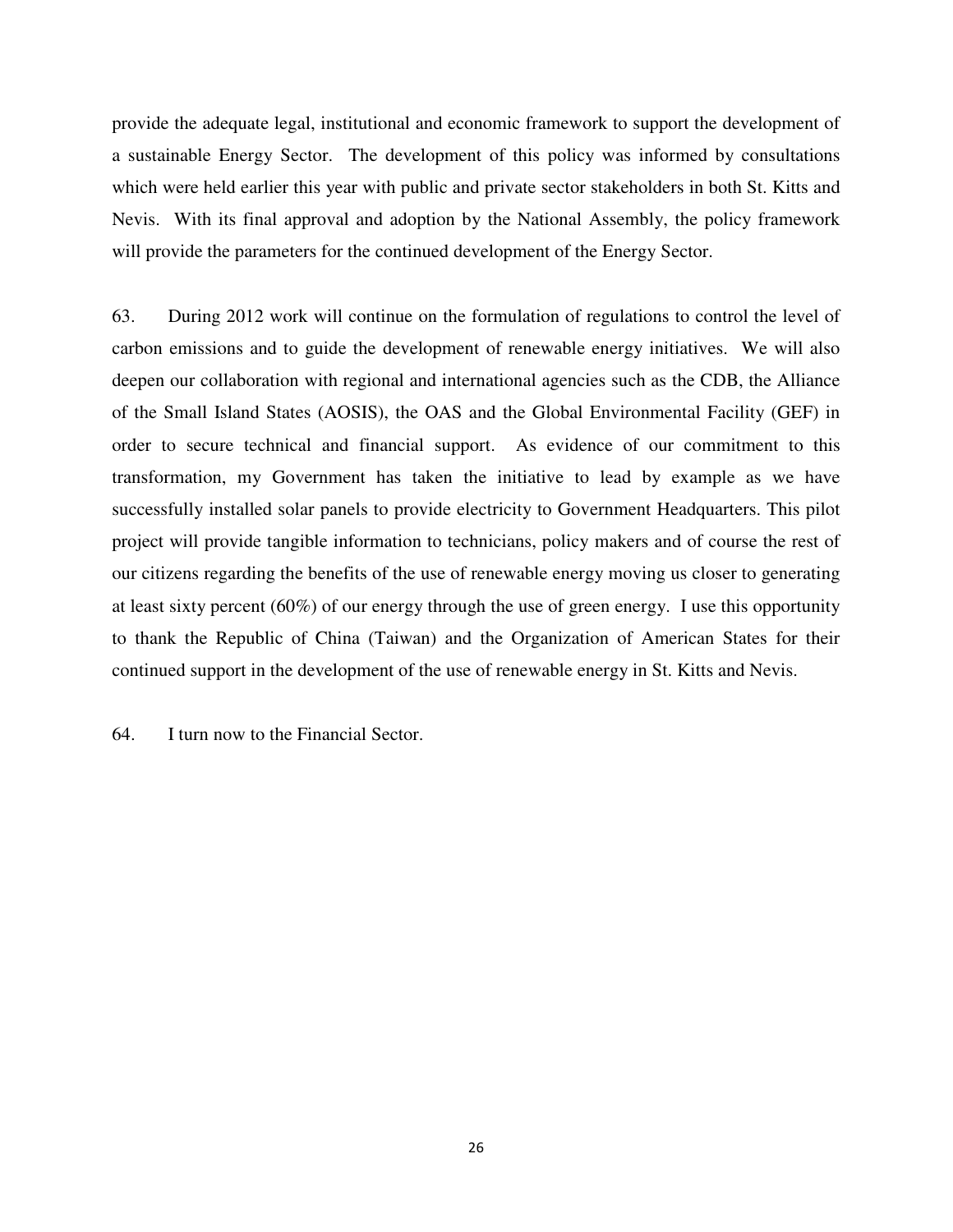provide the adequate legal, institutional and economic framework to support the development of a sustainable Energy Sector. The development of this policy was informed by consultations which were held earlier this year with public and private sector stakeholders in both St. Kitts and Nevis. With its final approval and adoption by the National Assembly, the policy framework will provide the parameters for the continued development of the Energy Sector.

63. During 2012 work will continue on the formulation of regulations to control the level of carbon emissions and to guide the development of renewable energy initiatives. We will also deepen our collaboration with regional and international agencies such as the CDB, the Alliance of the Small Island States (AOSIS), the OAS and the Global Environmental Facility (GEF) in order to secure technical and financial support. As evidence of our commitment to this transformation, my Government has taken the initiative to lead by example as we have successfully installed solar panels to provide electricity to Government Headquarters. This pilot project will provide tangible information to technicians, policy makers and of course the rest of our citizens regarding the benefits of the use of renewable energy moving us closer to generating at least sixty percent (60%) of our energy through the use of green energy. I use this opportunity to thank the Republic of China (Taiwan) and the Organization of American States for their continued support in the development of the use of renewable energy in St. Kitts and Nevis.

64. I turn now to the Financial Sector.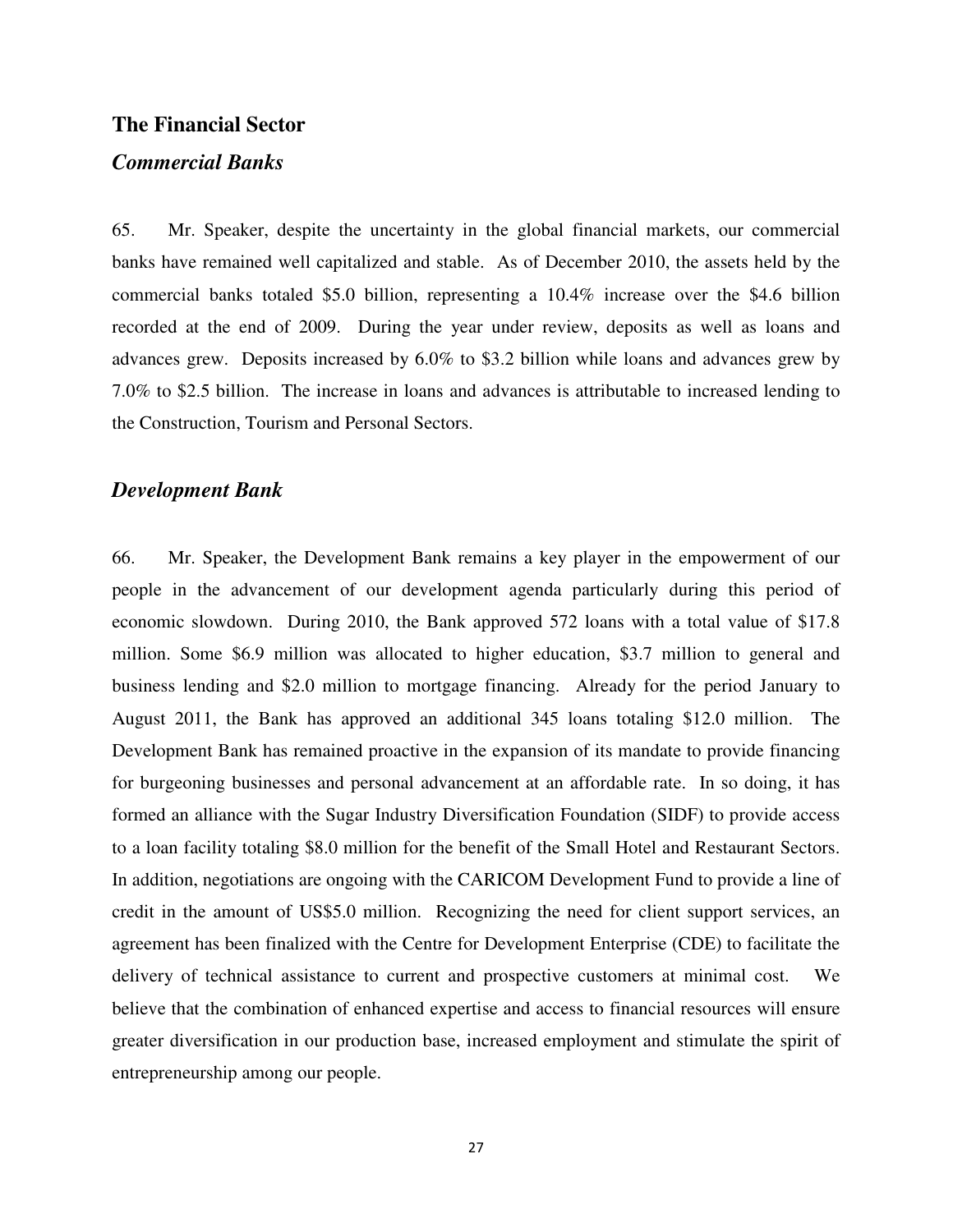## The Financial Sector

### *Commercial Banks*

65. Mr. Speaker, despite the uncertainty in the global financial markets, our commercial banks have remained well capitalized and stable. As of December 2010, the assets held by the commercial banks totaled $5.0 billion, representing a 10.4% increase over the $4.6 billion recorded at the end of 2009. During the year under review, deposits as well as loans and advances grew. Deposits increased by 6.0% to $3.2 billion while loans and advances grew by 7.0% to $2.5 billion. The increase in loans and advances is attributable to increased lending to the Construction, Tourism and Personal Sectors.

### *Development Bank*

66. Mr. Speaker, the Development Bank remains a key player in the empowerment of our people in the advancement of our development agenda particularly during this period of economic slowdown. During 2010, the Bank approved 572 loans with a total value of $17.8 million. Some $6.9 million was allocated to higher education, $3.7 million to general and business lending and $2.0 million to mortgage financing. Already for the period January to August 2011, the Bank has approved an additional 345 loans totaling $12.0 million. The Development Bank has remained proactive in the expansion of its mandate to provide financing for burgeoning businesses and personal advancement at an affordable rate. In so doing, it has formed an alliance with the Sugar Industry Diversification Foundation (SIDF) to provide access to a loan facility totaling $8.0 million for the benefit of the Small Hotel and Restaurant Sectors. In addition, negotiations are ongoing with the CARICOM Development Fund to provide a line of credit in the amount of US$5.0 million. Recognizing the need for client support services, an agreement has been finalized with the Centre for Development Enterprise (CDE) to facilitate the delivery of technical assistance to current and prospective customers at minimal cost. We believe that the combination of enhanced expertise and access to financial resources will ensure greater diversification in our production base, increased employment and stimulate the spirit of entrepreneurship among our people.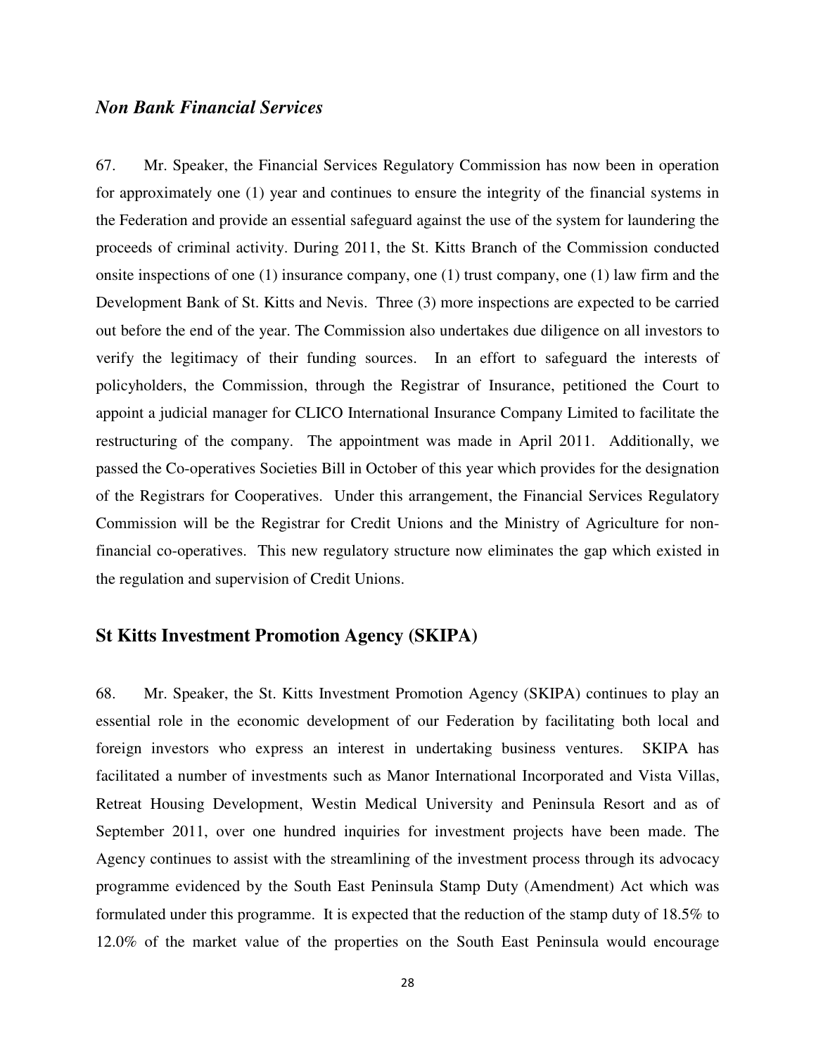### *Non Bank Financial Services*

67. Mr. Speaker, the Financial Services Regulatory Commission has now been in operation for approximately one (1) year and continues to ensure the integrity of the financial systems in the Federation and provide an essential safeguard against the use of the system for laundering the proceeds of criminal activity. During 2011, the St. Kitts Branch of the Commission conducted onsite inspections of one (1) insurance company, one (1) trust company, one (1) law firm and the Development Bank of St. Kitts and Nevis. Three (3) more inspections are expected to be carried out before the end of the year. The Commission also undertakes due diligence on all investors to verify the legitimacy of their funding sources. In an effort to safeguard the interests of policyholders, the Commission, through the Registrar of Insurance, petitioned the Court to appoint a judicial manager for CLICO International Insurance Company Limited to facilitate the restructuring of the company. The appointment was made in April 2011. Additionally, we passed the Co-operatives Societies Bill in October of this year which provides for the designation of the Registrars for Cooperatives. Under this arrangement, the Financial Services Regulatory Commission will be the Registrar for Credit Unions and the Ministry of Agriculture for non-financial co-operatives. This new regulatory structure now eliminates the gap which existed in the regulation and supervision of Credit Unions.

## St Kitts Investment Promotion Agency (SKIPA)

68. Mr. Speaker, the St. Kitts Investment Promotion Agency (SKIPA) continues to play an essential role in the economic development of our Federation by facilitating both local and foreign investors who express an interest in undertaking business ventures. SKIPA has facilitated a number of investments such as Manor International Incorporated and Vista Villas, Retreat Housing Development, Westin Medical University and Peninsula Resort and as of September 2011, over one hundred inquiries for investment projects have been made. The Agency continues to assist with the streamlining of the investment process through its advocacy programme evidenced by the South East Peninsula Stamp Duty (Amendment) Act which was formulated under this programme. It is expected that the reduction of the stamp duty of 18.5% to 12.0% of the market value of the properties on the South East Peninsula would encourage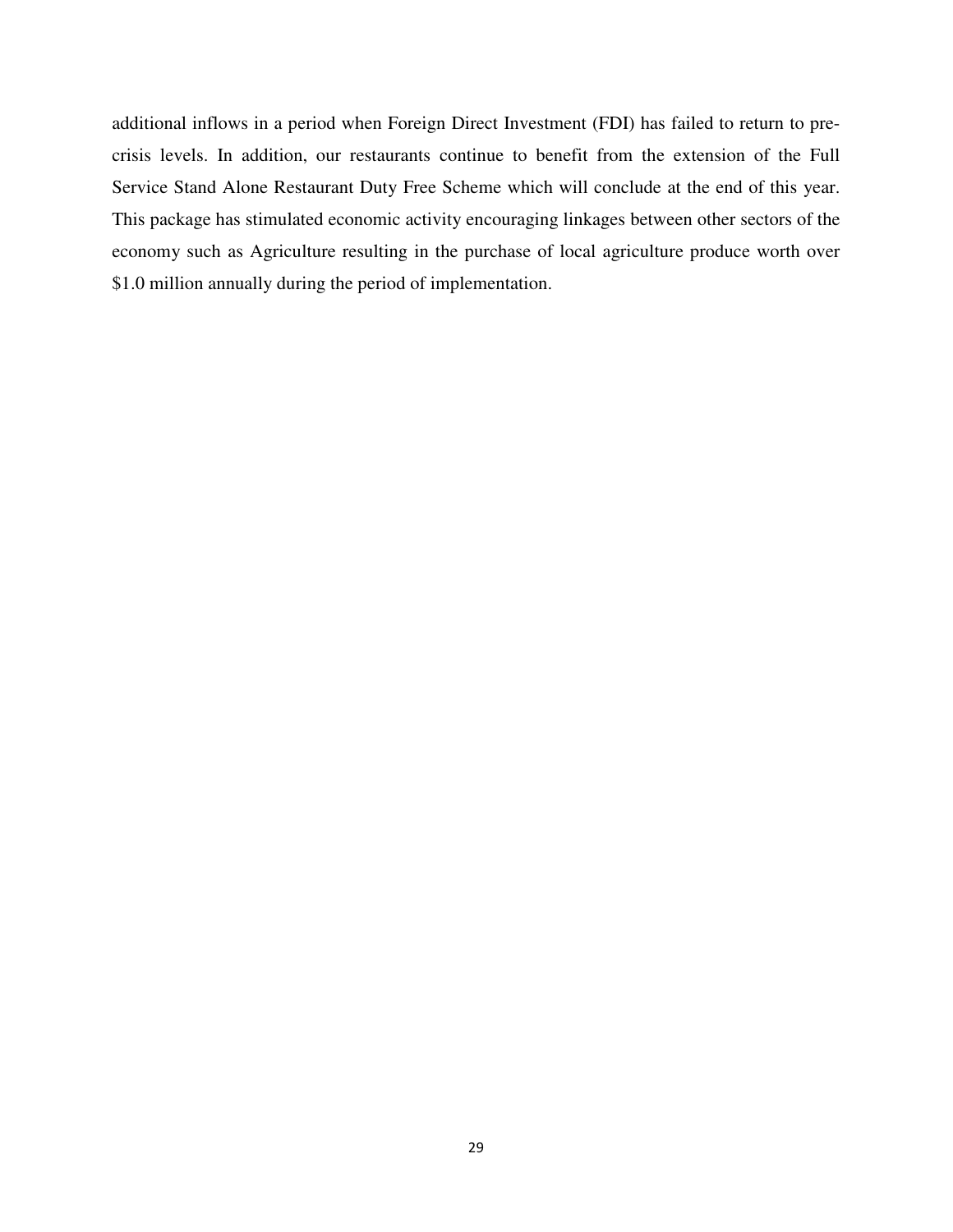additional inflows in a period when Foreign Direct Investment (FDI) has failed to return to pre-crisis levels. In addition, our restaurants continue to benefit from the extension of the Full Service Stand Alone Restaurant Duty Free Scheme which will conclude at the end of this year. This package has stimulated economic activity encouraging linkages between other sectors of the economy such as Agriculture resulting in the purchase of local agriculture produce worth over $1.0 million annually during the period of implementation.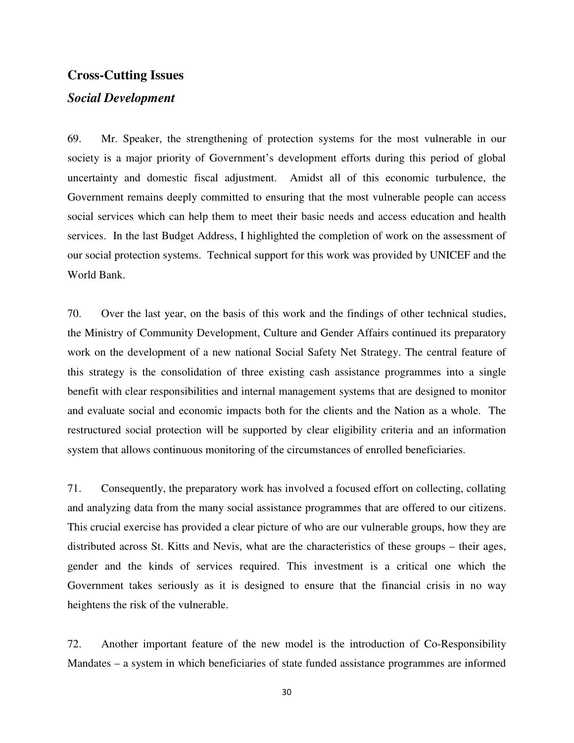## Cross-Cutting Issues

### *Social Development*

69. Mr. Speaker, the strengthening of protection systems for the most vulnerable in our society is a major priority of Government's development efforts during this period of global uncertainty and domestic fiscal adjustment. Amidst all of this economic turbulence, the Government remains deeply committed to ensuring that the most vulnerable people can access social services which can help them to meet their basic needs and access education and health services. In the last Budget Address, I highlighted the completion of work on the assessment of our social protection systems. Technical support for this work was provided by UNICEF and the World Bank.

70. Over the last year, on the basis of this work and the findings of other technical studies, the Ministry of Community Development, Culture and Gender Affairs continued its preparatory work on the development of a new national Social Safety Net Strategy. The central feature of this strategy is the consolidation of three existing cash assistance programmes into a single benefit with clear responsibilities and internal management systems that are designed to monitor and evaluate social and economic impacts both for the clients and the Nation as a whole. The restructured social protection will be supported by clear eligibility criteria and an information system that allows continuous monitoring of the circumstances of enrolled beneficiaries.

71. Consequently, the preparatory work has involved a focused effort on collecting, collating and analyzing data from the many social assistance programmes that are offered to our citizens. This crucial exercise has provided a clear picture of who are our vulnerable groups, how they are distributed across St. Kitts and Nevis, what are the characteristics of these groups – their ages, gender and the kinds of services required. This investment is a critical one which the Government takes seriously as it is designed to ensure that the financial crisis in no way heightens the risk of the vulnerable.

72. Another important feature of the new model is the introduction of Co-Responsibility Mandates – a system in which beneficiaries of state funded assistance programmes are informed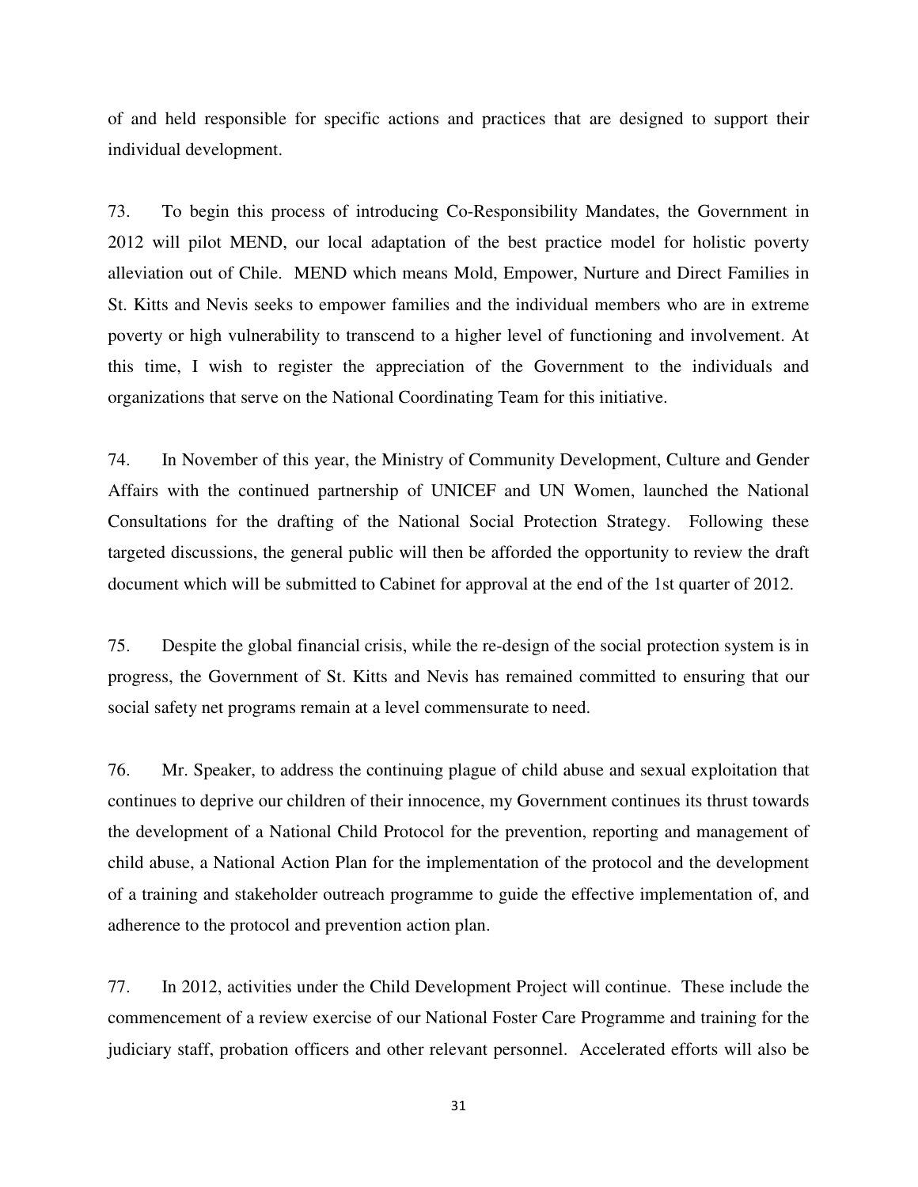of and held responsible for specific actions and practices that are designed to support their individual development.

73. To begin this process of introducing Co-Responsibility Mandates, the Government in 2012 will pilot MEND, our local adaptation of the best practice model for holistic poverty alleviation out of Chile. MEND which means Mold, Empower, Nurture and Direct Families in St. Kitts and Nevis seeks to empower families and the individual members who are in extreme poverty or high vulnerability to transcend to a higher level of functioning and involvement. At this time, I wish to register the appreciation of the Government to the individuals and organizations that serve on the National Coordinating Team for this initiative.

74. In November of this year, the Ministry of Community Development, Culture and Gender Affairs with the continued partnership of UNICEF and UN Women, launched the National Consultations for the drafting of the National Social Protection Strategy. Following these targeted discussions, the general public will then be afforded the opportunity to review the draft document which will be submitted to Cabinet for approval at the end of the 1st quarter of 2012.

75. Despite the global financial crisis, while the re-design of the social protection system is in progress, the Government of St. Kitts and Nevis has remained committed to ensuring that our social safety net programs remain at a level commensurate to need.

76. Mr. Speaker, to address the continuing plague of child abuse and sexual exploitation that continues to deprive our children of their innocence, my Government continues its thrust towards the development of a National Child Protocol for the prevention, reporting and management of child abuse, a National Action Plan for the implementation of the protocol and the development of a training and stakeholder outreach programme to guide the effective implementation of, and adherence to the protocol and prevention action plan.

77. In 2012, activities under the Child Development Project will continue. These include the commencement of a review exercise of our National Foster Care Programme and training for the judiciary staff, probation officers and other relevant personnel. Accelerated efforts will also be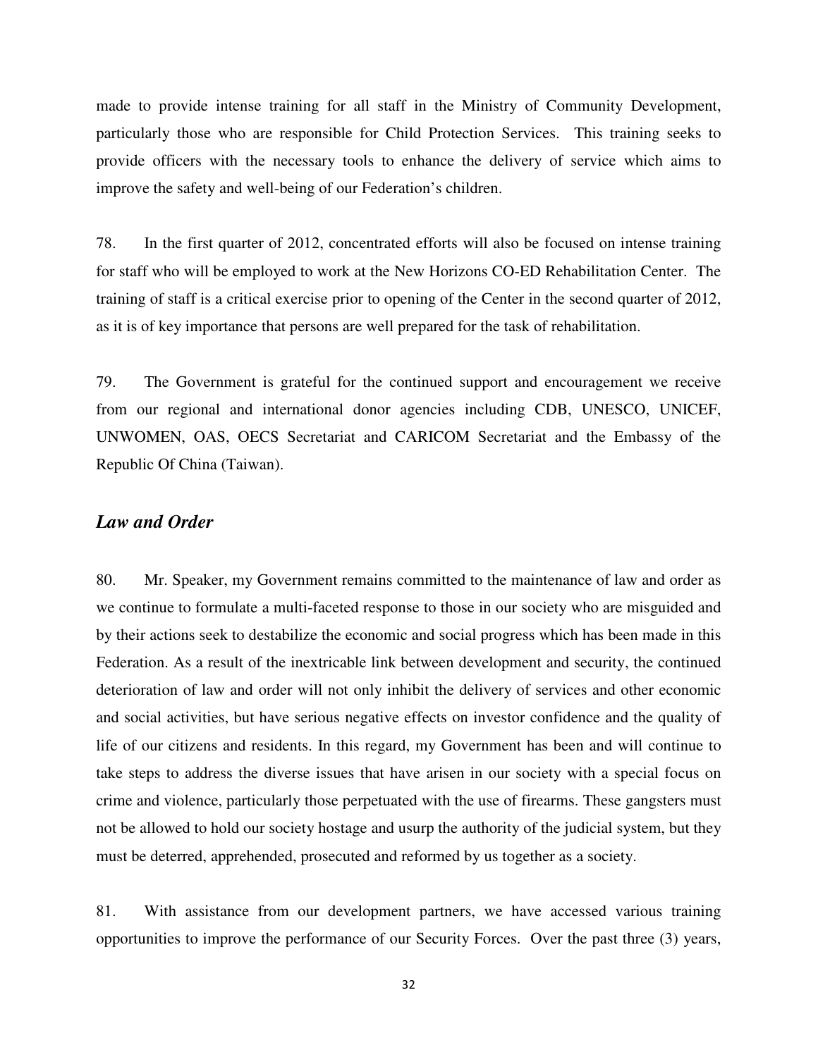made to provide intense training for all staff in the Ministry of Community Development, particularly those who are responsible for Child Protection Services. This training seeks to provide officers with the necessary tools to enhance the delivery of service which aims to improve the safety and well-being of our Federation's children.

78. In the first quarter of 2012, concentrated efforts will also be focused on intense training for staff who will be employed to work at the New Horizons CO-ED Rehabilitation Center. The training of staff is a critical exercise prior to opening of the Center in the second quarter of 2012, as it is of key importance that persons are well prepared for the task of rehabilitation.

79. The Government is grateful for the continued support and encouragement we receive from our regional and international donor agencies including CDB, UNESCO, UNICEF, UNWOMEN, OAS, OECS Secretariat and CARICOM Secretariat and the Embassy of the Republic Of China (Taiwan).

## *Law and Order*

80. Mr. Speaker, my Government remains committed to the maintenance of law and order as we continue to formulate a multi-faceted response to those in our society who are misguided and by their actions seek to destabilize the economic and social progress which has been made in this Federation. As a result of the inextricable link between development and security, the continued deterioration of law and order will not only inhibit the delivery of services and other economic and social activities, but have serious negative effects on investor confidence and the quality of life of our citizens and residents. In this regard, my Government has been and will continue to take steps to address the diverse issues that have arisen in our society with a special focus on crime and violence, particularly those perpetuated with the use of firearms. These gangsters must not be allowed to hold our society hostage and usurp the authority of the judicial system, but they must be deterred, apprehended, prosecuted and reformed by us together as a society.

81. With assistance from our development partners, we have accessed various training opportunities to improve the performance of our Security Forces. Over the past three (3) years,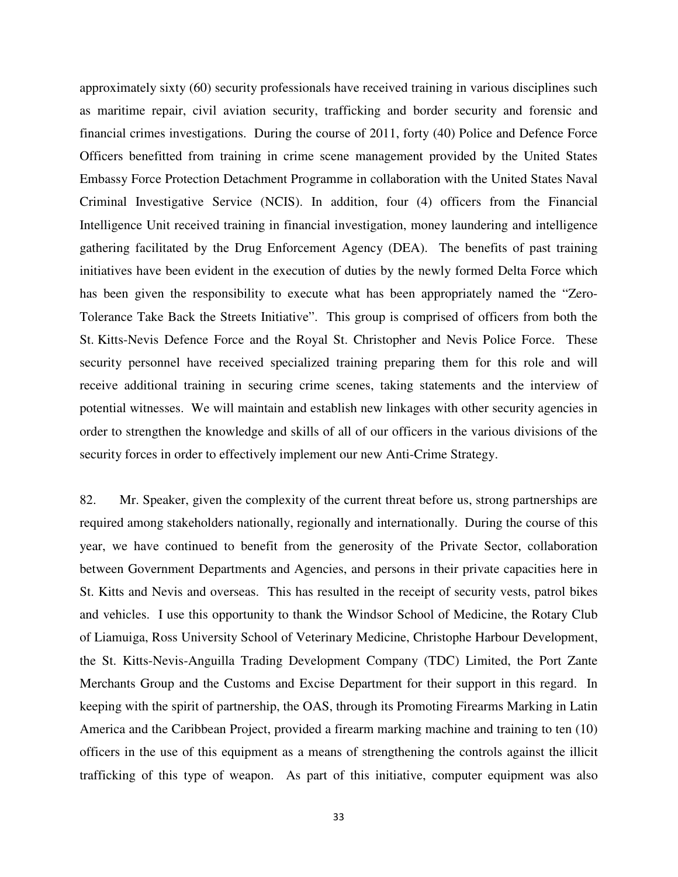approximately sixty (60) security professionals have received training in various disciplines such as maritime repair, civil aviation security, trafficking and border security and forensic and financial crimes investigations. During the course of 2011, forty (40) Police and Defence Force Officers benefitted from training in crime scene management provided by the United States Embassy Force Protection Detachment Programme in collaboration with the United States Naval Criminal Investigative Service (NCIS). In addition, four (4) officers from the Financial Intelligence Unit received training in financial investigation, money laundering and intelligence gathering facilitated by the Drug Enforcement Agency (DEA). The benefits of past training initiatives have been evident in the execution of duties by the newly formed Delta Force which has been given the responsibility to execute what has been appropriately named the "Zero-Tolerance Take Back the Streets Initiative". This group is comprised of officers from both the St. Kitts-Nevis Defence Force and the Royal St. Christopher and Nevis Police Force. These security personnel have received specialized training preparing them for this role and will receive additional training in securing crime scenes, taking statements and the interview of potential witnesses. We will maintain and establish new linkages with other security agencies in order to strengthen the knowledge and skills of all of our officers in the various divisions of the security forces in order to effectively implement our new Anti-Crime Strategy.

82. Mr. Speaker, given the complexity of the current threat before us, strong partnerships are required among stakeholders nationally, regionally and internationally. During the course of this year, we have continued to benefit from the generosity of the Private Sector, collaboration between Government Departments and Agencies, and persons in their private capacities here in St. Kitts and Nevis and overseas. This has resulted in the receipt of security vests, patrol bikes and vehicles. I use this opportunity to thank the Windsor School of Medicine, the Rotary Club of Liamuiga, Ross University School of Veterinary Medicine, Christophe Harbour Development, the St. Kitts-Nevis-Anguilla Trading Development Company (TDC) Limited, the Port Zante Merchants Group and the Customs and Excise Department for their support in this regard. In keeping with the spirit of partnership, the OAS, through its Promoting Firearms Marking in Latin America and the Caribbean Project, provided a firearm marking machine and training to ten (10) officers in the use of this equipment as a means of strengthening the controls against the illicit trafficking of this type of weapon. As part of this initiative, computer equipment was also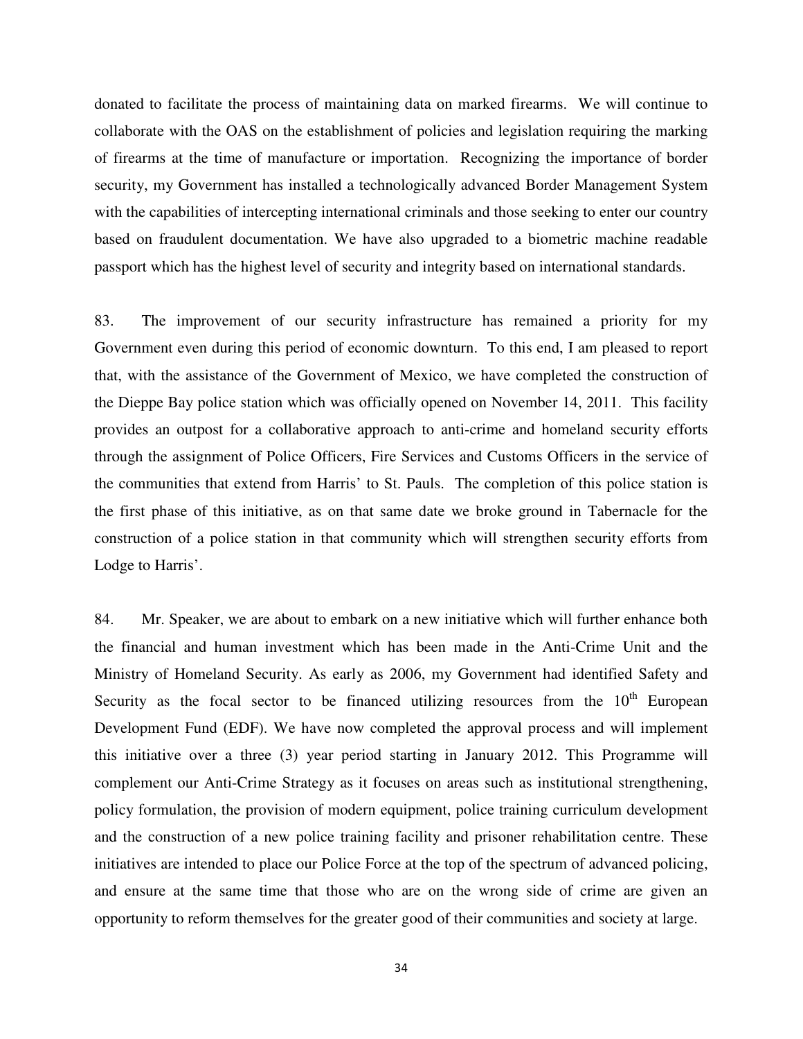donated to facilitate the process of maintaining data on marked firearms. We will continue to collaborate with the OAS on the establishment of policies and legislation requiring the marking of firearms at the time of manufacture or importation. Recognizing the importance of border security, my Government has installed a technologically advanced Border Management System with the capabilities of intercepting international criminals and those seeking to enter our country based on fraudulent documentation. We have also upgraded to a biometric machine readable passport which has the highest level of security and integrity based on international standards.

83. The improvement of our security infrastructure has remained a priority for my Government even during this period of economic downturn. To this end, I am pleased to report that, with the assistance of the Government of Mexico, we have completed the construction of the Dieppe Bay police station which was officially opened on November 14, 2011. This facility provides an outpost for a collaborative approach to anti-crime and homeland security efforts through the assignment of Police Officers, Fire Services and Customs Officers in the service of the communities that extend from Harris' to St. Pauls. The completion of this police station is the first phase of this initiative, as on that same date we broke ground in Tabernacle for the construction of a police station in that community which will strengthen security efforts from Lodge to Harris'.

84. Mr. Speaker, we are about to embark on a new initiative which will further enhance both the financial and human investment which has been made in the Anti-Crime Unit and the Ministry of Homeland Security. As early as 2006, my Government had identified Safety and Security as the focal sector to be financed utilizing resources from the 10th European Development Fund (EDF). We have now completed the approval process and will implement this initiative over a three (3) year period starting in January 2012. This Programme will complement our Anti-Crime Strategy as it focuses on areas such as institutional strengthening, policy formulation, the provision of modern equipment, police training curriculum development and the construction of a new police training facility and prisoner rehabilitation centre. These initiatives are intended to place our Police Force at the top of the spectrum of advanced policing, and ensure at the same time that those who are on the wrong side of crime are given an opportunity to reform themselves for the greater good of their communities and society at large.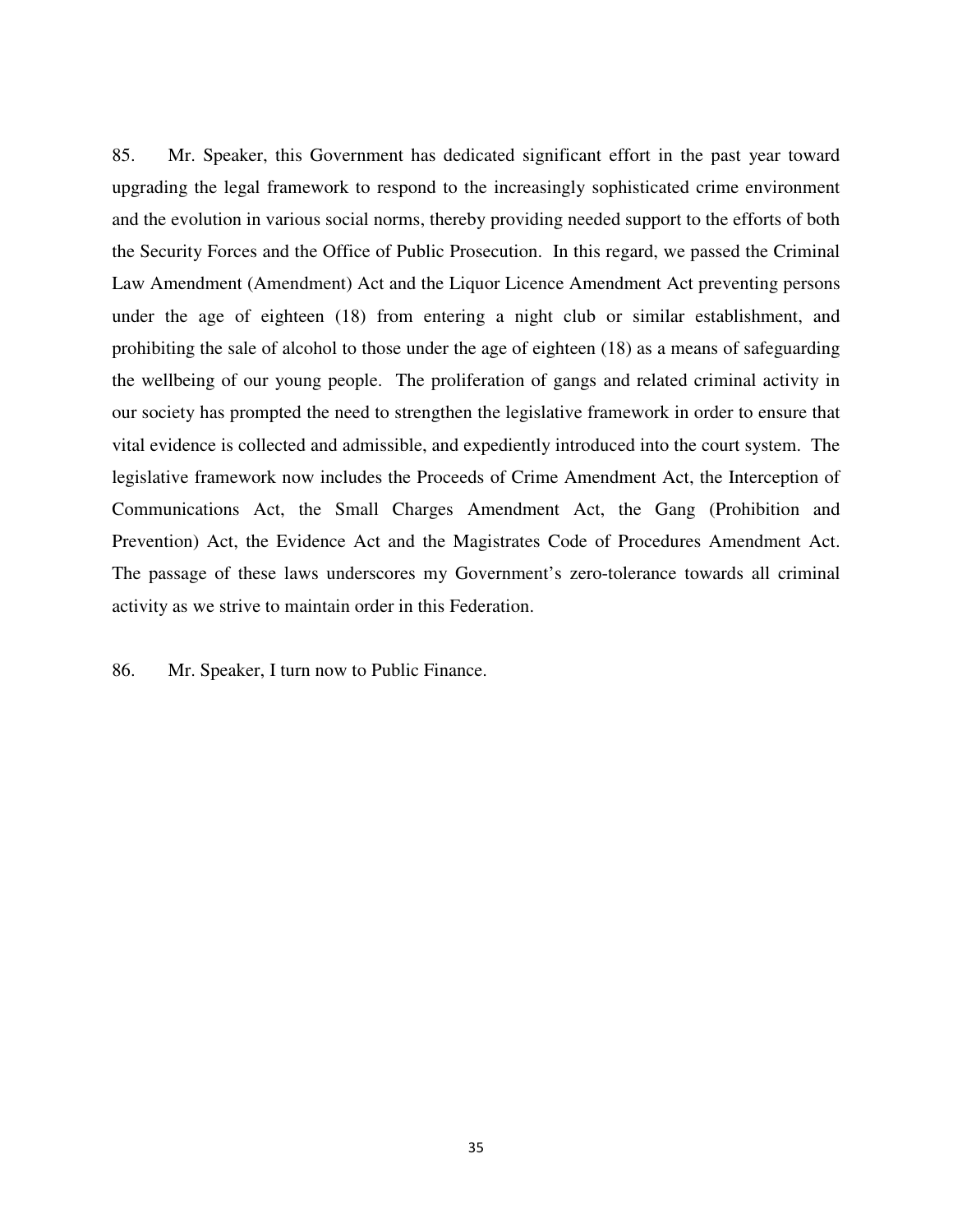85. Mr. Speaker, this Government has dedicated significant effort in the past year toward upgrading the legal framework to respond to the increasingly sophisticated crime environment and the evolution in various social norms, thereby providing needed support to the efforts of both the Security Forces and the Office of Public Prosecution. In this regard, we passed the Criminal Law Amendment (Amendment) Act and the Liquor Licence Amendment Act preventing persons under the age of eighteen (18) from entering a night club or similar establishment, and prohibiting the sale of alcohol to those under the age of eighteen (18) as a means of safeguarding the wellbeing of our young people. The proliferation of gangs and related criminal activity in our society has prompted the need to strengthen the legislative framework in order to ensure that vital evidence is collected and admissible, and expediently introduced into the court system. The legislative framework now includes the Proceeds of Crime Amendment Act, the Interception of Communications Act, the Small Charges Amendment Act, the Gang (Prohibition and Prevention) Act, the Evidence Act and the Magistrates Code of Procedures Amendment Act. The passage of these laws underscores my Government's zero-tolerance towards all criminal activity as we strive to maintain order in this Federation.

86. Mr. Speaker, I turn now to Public Finance.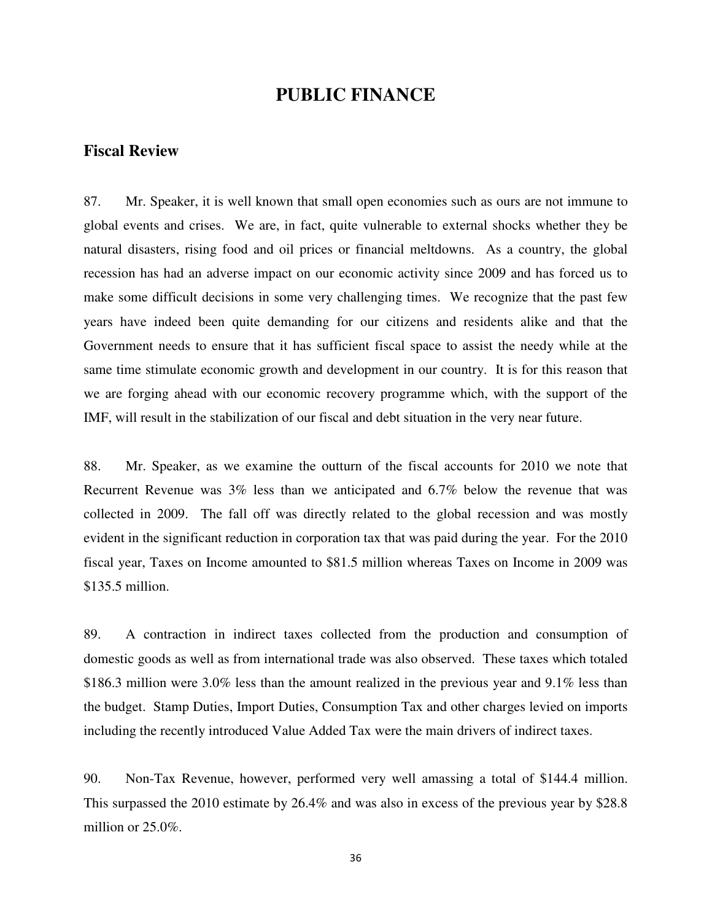# PUBLIC FINANCE

## Fiscal Review

87. Mr. Speaker, it is well known that small open economies such as ours are not immune to global events and crises. We are, in fact, quite vulnerable to external shocks whether they be natural disasters, rising food and oil prices or financial meltdowns. As a country, the global recession has had an adverse impact on our economic activity since 2009 and has forced us to make some difficult decisions in some very challenging times. We recognize that the past few years have indeed been quite demanding for our citizens and residents alike and that the Government needs to ensure that it has sufficient fiscal space to assist the needy while at the same time stimulate economic growth and development in our country. It is for this reason that we are forging ahead with our economic recovery programme which, with the support of the IMF, will result in the stabilization of our fiscal and debt situation in the very near future.

88. Mr. Speaker, as we examine the outturn of the fiscal accounts for 2010 we note that Recurrent Revenue was 3% less than we anticipated and 6.7% below the revenue that was collected in 2009. The fall off was directly related to the global recession and was mostly evident in the significant reduction in corporation tax that was paid during the year. For the 2010 fiscal year, Taxes on Income amounted to $81.5 million whereas Taxes on Income in 2009 was $135.5 million.

89. A contraction in indirect taxes collected from the production and consumption of domestic goods as well as from international trade was also observed. These taxes which totaled $186.3 million were 3.0% less than the amount realized in the previous year and 9.1% less than the budget. Stamp Duties, Import Duties, Consumption Tax and other charges levied on imports including the recently introduced Value Added Tax were the main drivers of indirect taxes.

90. Non-Tax Revenue, however, performed very well amassing a total of $144.4 million. This surpassed the 2010 estimate by 26.4% and was also in excess of the previous year by $28.8 million or 25.0%.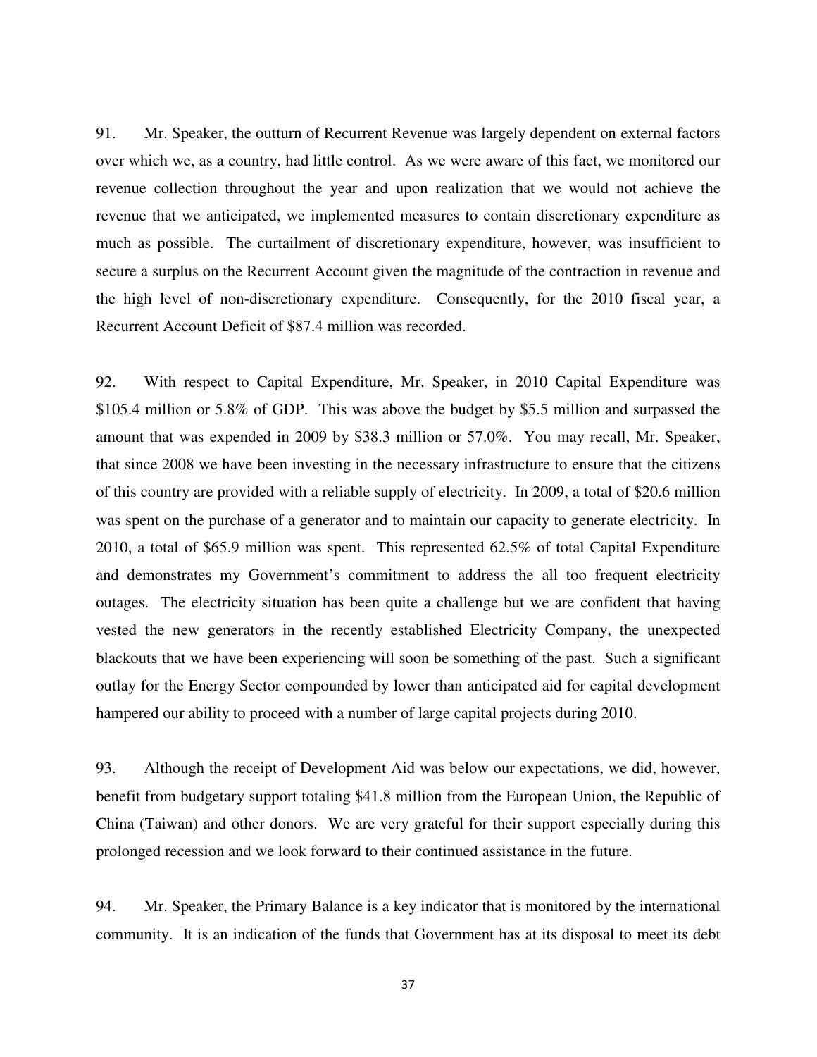91. Mr. Speaker, the outturn of Recurrent Revenue was largely dependent on external factors over which we, as a country, had little control. As we were aware of this fact, we monitored our revenue collection throughout the year and upon realization that we would not achieve the revenue that we anticipated, we implemented measures to contain discretionary expenditure as much as possible. The curtailment of discretionary expenditure, however, was insufficient to secure a surplus on the Recurrent Account given the magnitude of the contraction in revenue and the high level of non-discretionary expenditure. Consequently, for the 2010 fiscal year, a Recurrent Account Deficit of $87.4 million was recorded.

92. With respect to Capital Expenditure, Mr. Speaker, in 2010 Capital Expenditure was $105.4 million or 5.8% of GDP. This was above the budget by $5.5 million and surpassed the amount that was expended in 2009 by $38.3 million or 57.0%. You may recall, Mr. Speaker, that since 2008 we have been investing in the necessary infrastructure to ensure that the citizens of this country are provided with a reliable supply of electricity. In 2009, a total of $20.6 million was spent on the purchase of a generator and to maintain our capacity to generate electricity. In 2010, a total of $65.9 million was spent. This represented 62.5% of total Capital Expenditure and demonstrates my Government's commitment to address the all too frequent electricity outages. The electricity situation has been quite a challenge but we are confident that having vested the new generators in the recently established Electricity Company, the unexpected blackouts that we have been experiencing will soon be something of the past. Such a significant outlay for the Energy Sector compounded by lower than anticipated aid for capital development hampered our ability to proceed with a number of large capital projects during 2010.

93. Although the receipt of Development Aid was below our expectations, we did, however, benefit from budgetary support totaling $41.8 million from the European Union, the Republic of China (Taiwan) and other donors. We are very grateful for their support especially during this prolonged recession and we look forward to their continued assistance in the future.

94. Mr. Speaker, the Primary Balance is a key indicator that is monitored by the international community. It is an indication of the funds that Government has at its disposal to meet its debt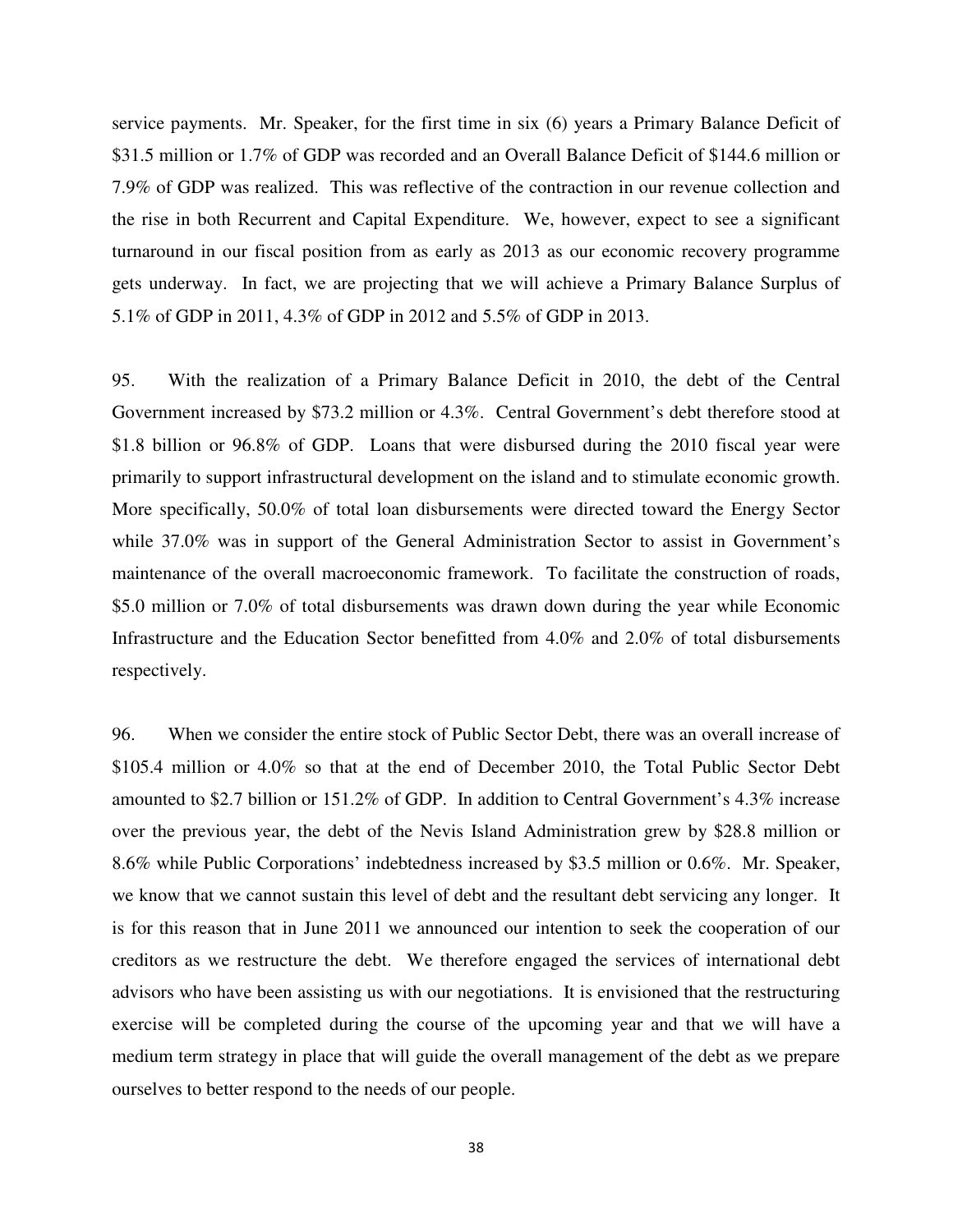service payments. Mr. Speaker, for the first time in six (6) years a Primary Balance Deficit of $31.5 million or 1.7% of GDP was recorded and an Overall Balance Deficit of $144.6 million or 7.9% of GDP was realized. This was reflective of the contraction in our revenue collection and the rise in both Recurrent and Capital Expenditure. We, however, expect to see a significant turnaround in our fiscal position from as early as 2013 as our economic recovery programme gets underway. In fact, we are projecting that we will achieve a Primary Balance Surplus of 5.1% of GDP in 2011, 4.3% of GDP in 2012 and 5.5% of GDP in 2013.

95. With the realization of a Primary Balance Deficit in 2010, the debt of the Central Government increased by $73.2 million or 4.3%. Central Government's debt therefore stood at $1.8 billion or 96.8% of GDP. Loans that were disbursed during the 2010 fiscal year were primarily to support infrastructural development on the island and to stimulate economic growth. More specifically, 50.0% of total loan disbursements were directed toward the Energy Sector while 37.0% was in support of the General Administration Sector to assist in Government's maintenance of the overall macroeconomic framework. To facilitate the construction of roads, $5.0 million or 7.0% of total disbursements was drawn down during the year while Economic Infrastructure and the Education Sector benefitted from 4.0% and 2.0% of total disbursements respectively.

96. When we consider the entire stock of Public Sector Debt, there was an overall increase of $105.4 million or 4.0% so that at the end of December 2010, the Total Public Sector Debt amounted to $2.7 billion or 151.2% of GDP. In addition to Central Government's 4.3% increase over the previous year, the debt of the Nevis Island Administration grew by $28.8 million or 8.6% while Public Corporations' indebtedness increased by $3.5 million or 0.6%. Mr. Speaker, we know that we cannot sustain this level of debt and the resultant debt servicing any longer. It is for this reason that in June 2011 we announced our intention to seek the cooperation of our creditors as we restructure the debt. We therefore engaged the services of international debt advisors who have been assisting us with our negotiations. It is envisioned that the restructuring exercise will be completed during the course of the upcoming year and that we will have a medium term strategy in place that will guide the overall management of the debt as we prepare ourselves to better respond to the needs of our people.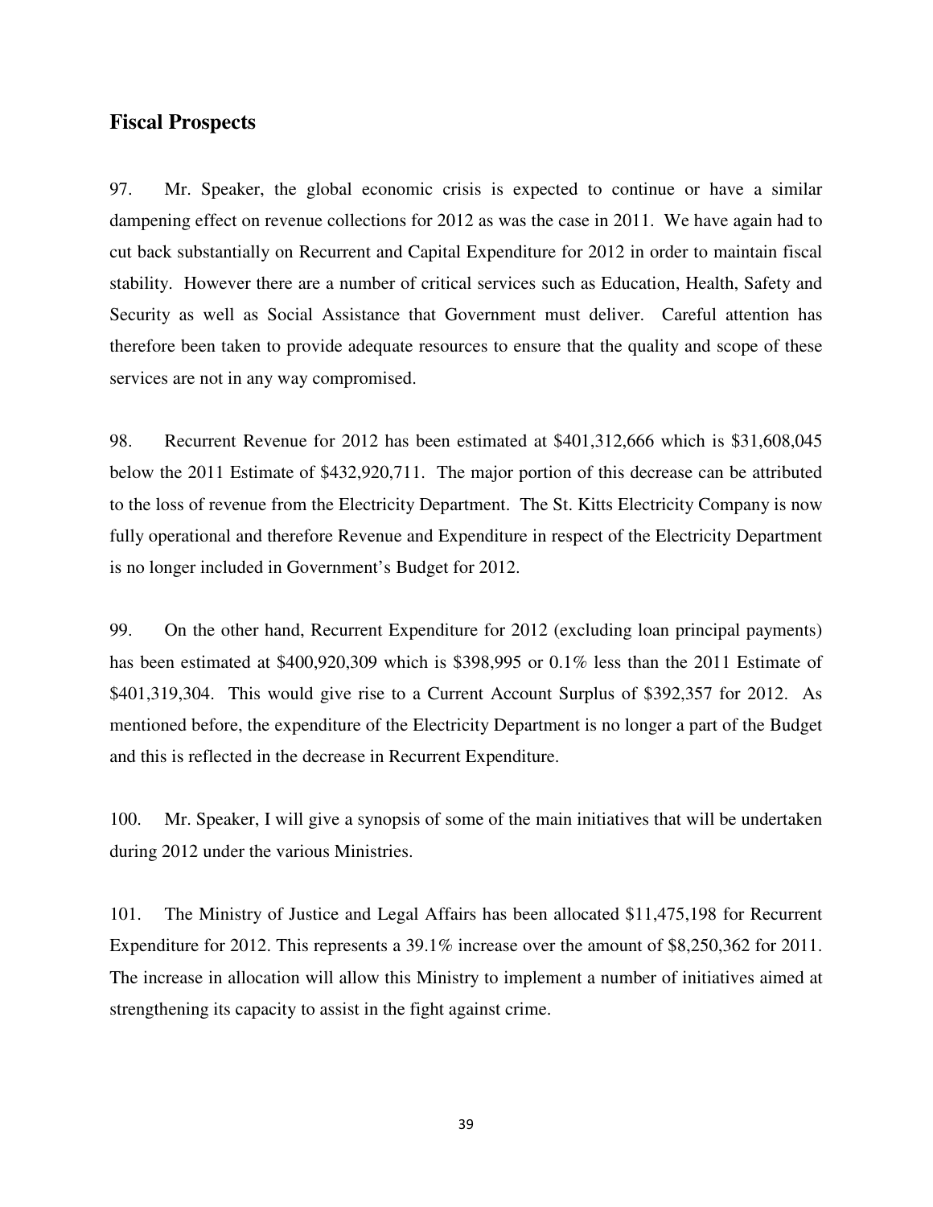## Fiscal Prospects

97. Mr. Speaker, the global economic crisis is expected to continue or have a similar dampening effect on revenue collections for 2012 as was the case in 2011. We have again had to cut back substantially on Recurrent and Capital Expenditure for 2012 in order to maintain fiscal stability. However there are a number of critical services such as Education, Health, Safety and Security as well as Social Assistance that Government must deliver. Careful attention has therefore been taken to provide adequate resources to ensure that the quality and scope of these services are not in any way compromised.

98. Recurrent Revenue for 2012 has been estimated at $401,312,666 which is $31,608,045 below the 2011 Estimate of $432,920,711. The major portion of this decrease can be attributed to the loss of revenue from the Electricity Department. The St. Kitts Electricity Company is now fully operational and therefore Revenue and Expenditure in respect of the Electricity Department is no longer included in Government's Budget for 2012.

99. On the other hand, Recurrent Expenditure for 2012 (excluding loan principal payments) has been estimated at $400,920,309 which is $398,995 or 0.1% less than the 2011 Estimate of $401,319,304. This would give rise to a Current Account Surplus of $392,357 for 2012. As mentioned before, the expenditure of the Electricity Department is no longer a part of the Budget and this is reflected in the decrease in Recurrent Expenditure.

100. Mr. Speaker, I will give a synopsis of some of the main initiatives that will be undertaken during 2012 under the various Ministries.

101. The Ministry of Justice and Legal Affairs has been allocated $11,475,198 for Recurrent Expenditure for 2012. This represents a 39.1% increase over the amount of $8,250,362 for 2011. The increase in allocation will allow this Ministry to implement a number of initiatives aimed at strengthening its capacity to assist in the fight against crime.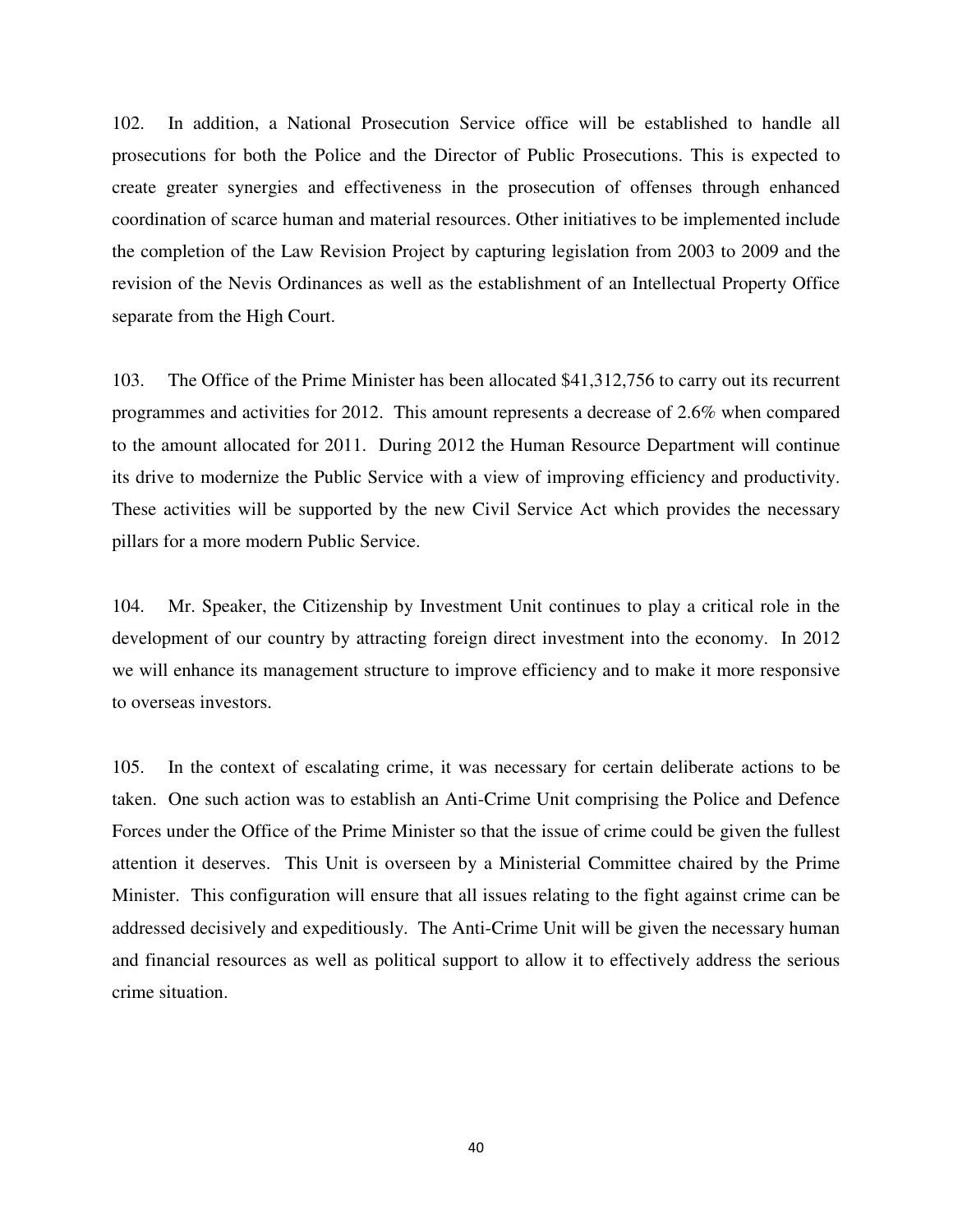102. In addition, a National Prosecution Service office will be established to handle all prosecutions for both the Police and the Director of Public Prosecutions. This is expected to create greater synergies and effectiveness in the prosecution of offenses through enhanced coordination of scarce human and material resources. Other initiatives to be implemented include the completion of the Law Revision Project by capturing legislation from 2003 to 2009 and the revision of the Nevis Ordinances as well as the establishment of an Intellectual Property Office separate from the High Court.

103. The Office of the Prime Minister has been allocated $41,312,756 to carry out its recurrent programmes and activities for 2012. This amount represents a decrease of 2.6% when compared to the amount allocated for 2011. During 2012 the Human Resource Department will continue its drive to modernize the Public Service with a view of improving efficiency and productivity. These activities will be supported by the new Civil Service Act which provides the necessary pillars for a more modern Public Service.

104. Mr. Speaker, the Citizenship by Investment Unit continues to play a critical role in the development of our country by attracting foreign direct investment into the economy. In 2012 we will enhance its management structure to improve efficiency and to make it more responsive to overseas investors.

105. In the context of escalating crime, it was necessary for certain deliberate actions to be taken. One such action was to establish an Anti-Crime Unit comprising the Police and Defence Forces under the Office of the Prime Minister so that the issue of crime could be given the fullest attention it deserves. This Unit is overseen by a Ministerial Committee chaired by the Prime Minister. This configuration will ensure that all issues relating to the fight against crime can be addressed decisively and expeditiously. The Anti-Crime Unit will be given the necessary human and financial resources as well as political support to allow it to effectively address the serious crime situation.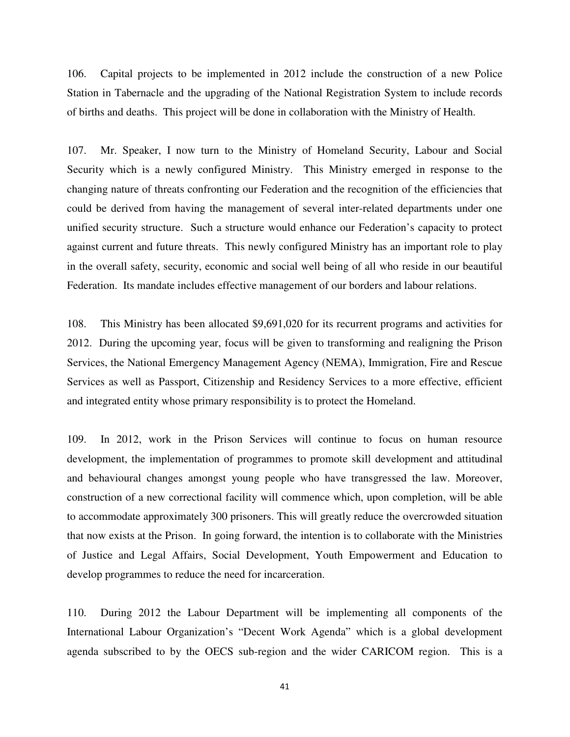106. Capital projects to be implemented in 2012 include the construction of a new Police Station in Tabernacle and the upgrading of the National Registration System to include records of births and deaths. This project will be done in collaboration with the Ministry of Health.

107. Mr. Speaker, I now turn to the Ministry of Homeland Security, Labour and Social Security which is a newly configured Ministry. This Ministry emerged in response to the changing nature of threats confronting our Federation and the recognition of the efficiencies that could be derived from having the management of several inter-related departments under one unified security structure. Such a structure would enhance our Federation's capacity to protect against current and future threats. This newly configured Ministry has an important role to play in the overall safety, security, economic and social well being of all who reside in our beautiful Federation. Its mandate includes effective management of our borders and labour relations.

108. This Ministry has been allocated $9,691,020 for its recurrent programs and activities for 2012. During the upcoming year, focus will be given to transforming and realigning the Prison Services, the National Emergency Management Agency (NEMA), Immigration, Fire and Rescue Services as well as Passport, Citizenship and Residency Services to a more effective, efficient and integrated entity whose primary responsibility is to protect the Homeland.

109. In 2012, work in the Prison Services will continue to focus on human resource development, the implementation of programmes to promote skill development and attitudinal and behavioural changes amongst young people who have transgressed the law. Moreover, construction of a new correctional facility will commence which, upon completion, will be able to accommodate approximately 300 prisoners. This will greatly reduce the overcrowded situation that now exists at the Prison. In going forward, the intention is to collaborate with the Ministries of Justice and Legal Affairs, Social Development, Youth Empowerment and Education to develop programmes to reduce the need for incarceration.

110. During 2012 the Labour Department will be implementing all components of the International Labour Organization's "Decent Work Agenda" which is a global development agenda subscribed to by the OECS sub-region and the wider CARICOM region. This is a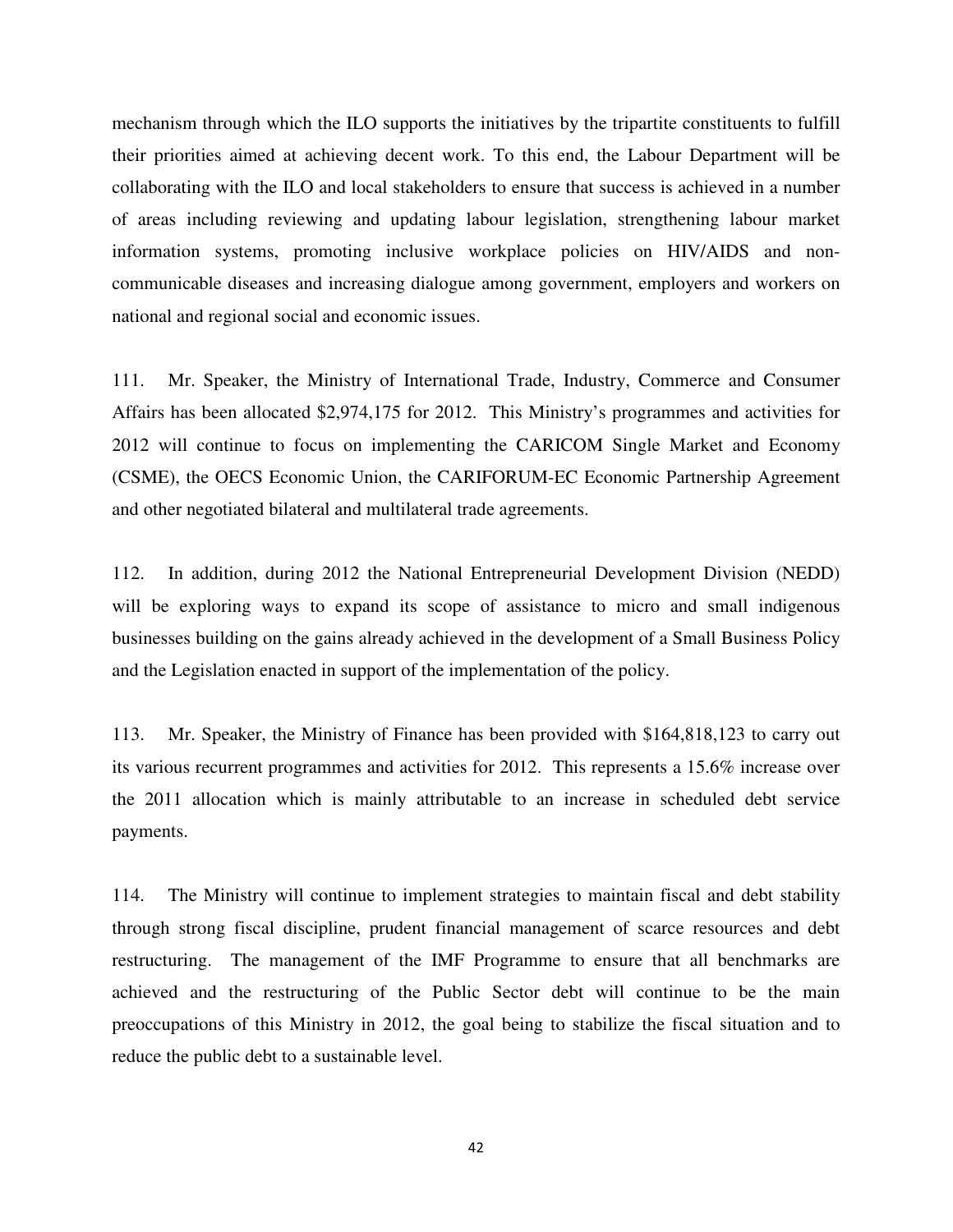mechanism through which the ILO supports the initiatives by the tripartite constituents to fulfill their priorities aimed at achieving decent work. To this end, the Labour Department will be collaborating with the ILO and local stakeholders to ensure that success is achieved in a number of areas including reviewing and updating labour legislation, strengthening labour market information systems, promoting inclusive workplace policies on HIV/AIDS and non-communicable diseases and increasing dialogue among government, employers and workers on national and regional social and economic issues.

111. Mr. Speaker, the Ministry of International Trade, Industry, Commerce and Consumer Affairs has been allocated $2,974,175 for 2012. This Ministry's programmes and activities for 2012 will continue to focus on implementing the CARICOM Single Market and Economy (CSME), the OECS Economic Union, the CARIFORUM-EC Economic Partnership Agreement and other negotiated bilateral and multilateral trade agreements.

112. In addition, during 2012 the National Entrepreneurial Development Division (NEDD) will be exploring ways to expand its scope of assistance to micro and small indigenous businesses building on the gains already achieved in the development of a Small Business Policy and the Legislation enacted in support of the implementation of the policy.

113. Mr. Speaker, the Ministry of Finance has been provided with $164,818,123 to carry out its various recurrent programmes and activities for 2012. This represents a 15.6% increase over the 2011 allocation which is mainly attributable to an increase in scheduled debt service payments.

114. The Ministry will continue to implement strategies to maintain fiscal and debt stability through strong fiscal discipline, prudent financial management of scarce resources and debt restructuring. The management of the IMF Programme to ensure that all benchmarks are achieved and the restructuring of the Public Sector debt will continue to be the main preoccupations of this Ministry in 2012, the goal being to stabilize the fiscal situation and to reduce the public debt to a sustainable level.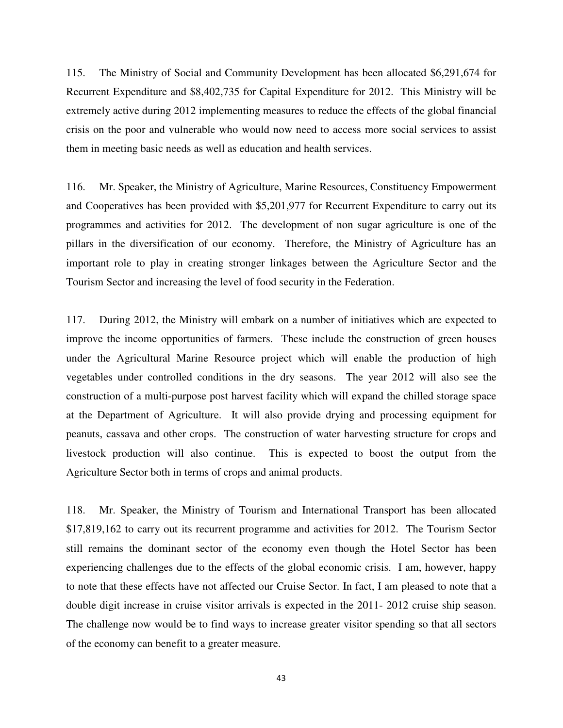115. The Ministry of Social and Community Development has been allocated $6,291,674 for Recurrent Expenditure and $8,402,735 for Capital Expenditure for 2012. This Ministry will be extremely active during 2012 implementing measures to reduce the effects of the global financial crisis on the poor and vulnerable who would now need to access more social services to assist them in meeting basic needs as well as education and health services.

116. Mr. Speaker, the Ministry of Agriculture, Marine Resources, Constituency Empowerment and Cooperatives has been provided with $5,201,977 for Recurrent Expenditure to carry out its programmes and activities for 2012. The development of non sugar agriculture is one of the pillars in the diversification of our economy. Therefore, the Ministry of Agriculture has an important role to play in creating stronger linkages between the Agriculture Sector and the Tourism Sector and increasing the level of food security in the Federation.

117. During 2012, the Ministry will embark on a number of initiatives which are expected to improve the income opportunities of farmers. These include the construction of green houses under the Agricultural Marine Resource project which will enable the production of high vegetables under controlled conditions in the dry seasons. The year 2012 will also see the construction of a multi-purpose post harvest facility which will expand the chilled storage space at the Department of Agriculture. It will also provide drying and processing equipment for peanuts, cassava and other crops. The construction of water harvesting structure for crops and livestock production will also continue. This is expected to boost the output from the Agriculture Sector both in terms of crops and animal products.

118. Mr. Speaker, the Ministry of Tourism and International Transport has been allocated $17,819,162 to carry out its recurrent programme and activities for 2012. The Tourism Sector still remains the dominant sector of the economy even though the Hotel Sector has been experiencing challenges due to the effects of the global economic crisis. I am, however, happy to note that these effects have not affected our Cruise Sector. In fact, I am pleased to note that a double digit increase in cruise visitor arrivals is expected in the 2011- 2012 cruise ship season. The challenge now would be to find ways to increase greater visitor spending so that all sectors of the economy can benefit to a greater measure.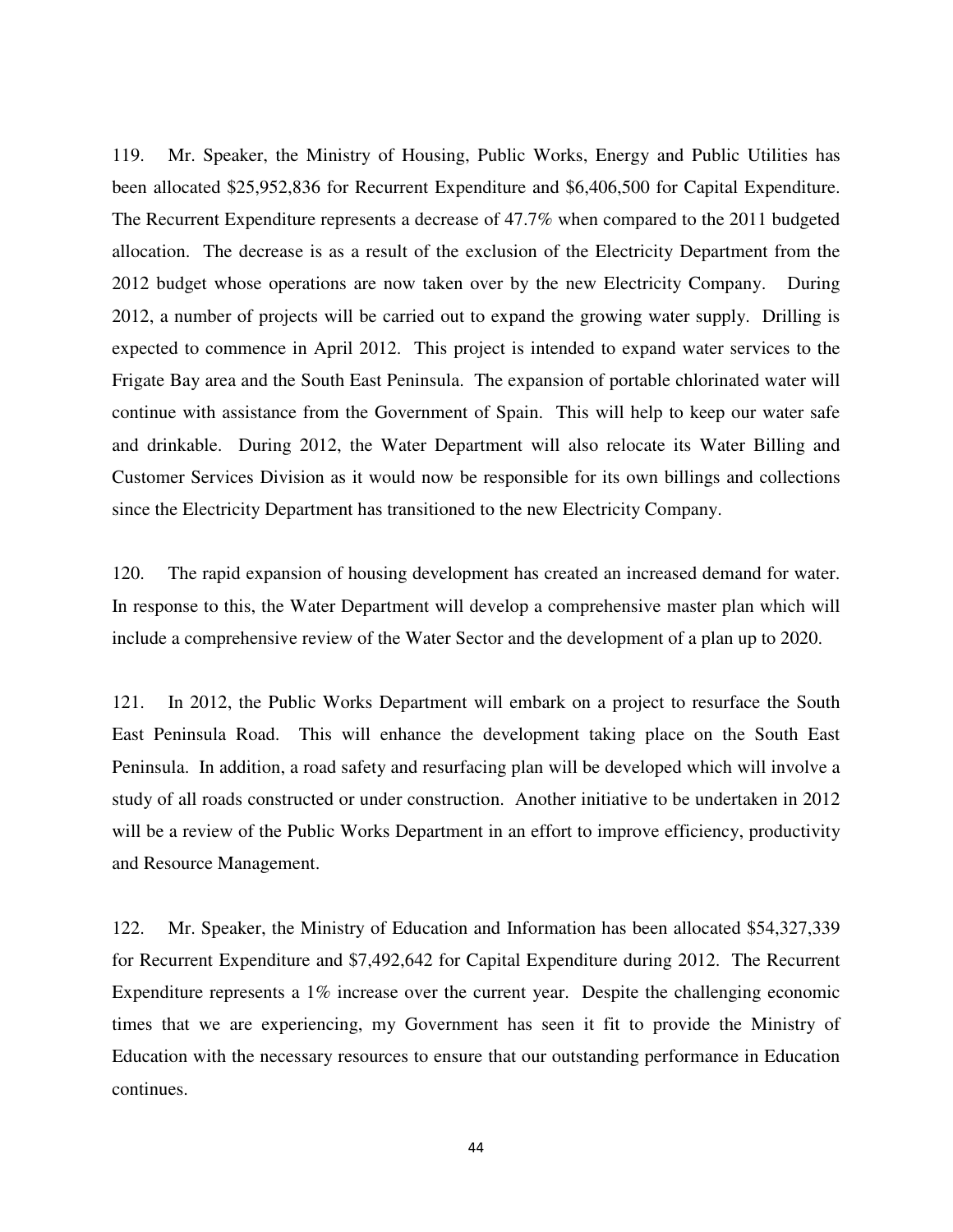119. Mr. Speaker, the Ministry of Housing, Public Works, Energy and Public Utilities has been allocated $25,952,836 for Recurrent Expenditure and $6,406,500 for Capital Expenditure. The Recurrent Expenditure represents a decrease of 47.7% when compared to the 2011 budgeted allocation. The decrease is as a result of the exclusion of the Electricity Department from the 2012 budget whose operations are now taken over by the new Electricity Company. During 2012, a number of projects will be carried out to expand the growing water supply. Drilling is expected to commence in April 2012. This project is intended to expand water services to the Frigate Bay area and the South East Peninsula. The expansion of portable chlorinated water will continue with assistance from the Government of Spain. This will help to keep our water safe and drinkable. During 2012, the Water Department will also relocate its Water Billing and Customer Services Division as it would now be responsible for its own billings and collections since the Electricity Department has transitioned to the new Electricity Company.

120. The rapid expansion of housing development has created an increased demand for water. In response to this, the Water Department will develop a comprehensive master plan which will include a comprehensive review of the Water Sector and the development of a plan up to 2020.

121. In 2012, the Public Works Department will embark on a project to resurface the South East Peninsula Road. This will enhance the development taking place on the South East Peninsula. In addition, a road safety and resurfacing plan will be developed which will involve a study of all roads constructed or under construction. Another initiative to be undertaken in 2012 will be a review of the Public Works Department in an effort to improve efficiency, productivity and Resource Management.

122. Mr. Speaker, the Ministry of Education and Information has been allocated $54,327,339 for Recurrent Expenditure and $7,492,642 for Capital Expenditure during 2012. The Recurrent Expenditure represents a 1% increase over the current year. Despite the challenging economic times that we are experiencing, my Government has seen it fit to provide the Ministry of Education with the necessary resources to ensure that our outstanding performance in Education continues.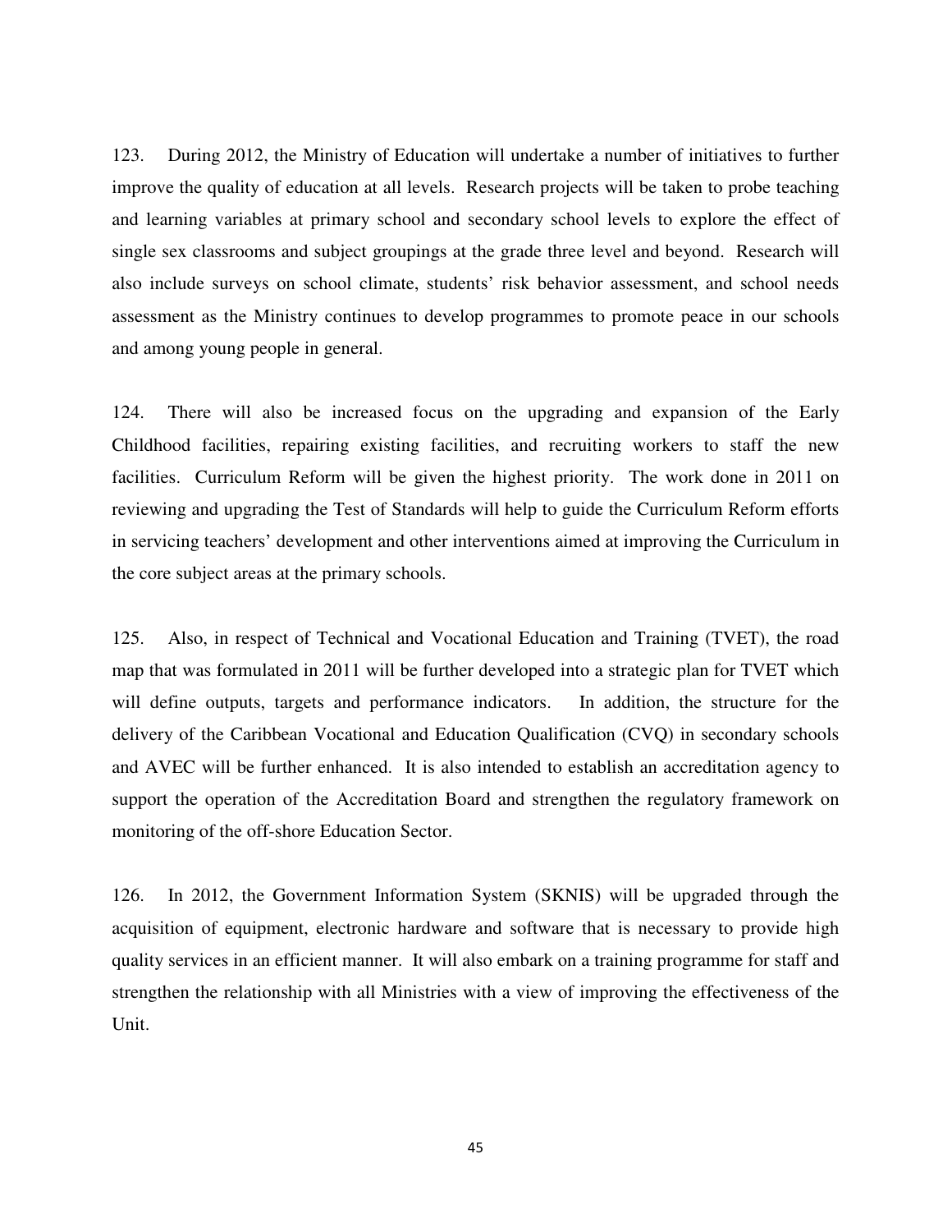123. During 2012, the Ministry of Education will undertake a number of initiatives to further improve the quality of education at all levels. Research projects will be taken to probe teaching and learning variables at primary school and secondary school levels to explore the effect of single sex classrooms and subject groupings at the grade three level and beyond. Research will also include surveys on school climate, students' risk behavior assessment, and school needs assessment as the Ministry continues to develop programmes to promote peace in our schools and among young people in general.

124. There will also be increased focus on the upgrading and expansion of the Early Childhood facilities, repairing existing facilities, and recruiting workers to staff the new facilities. Curriculum Reform will be given the highest priority. The work done in 2011 on reviewing and upgrading the Test of Standards will help to guide the Curriculum Reform efforts in servicing teachers' development and other interventions aimed at improving the Curriculum in the core subject areas at the primary schools.

125. Also, in respect of Technical and Vocational Education and Training (TVET), the road map that was formulated in 2011 will be further developed into a strategic plan for TVET which will define outputs, targets and performance indicators. In addition, the structure for the delivery of the Caribbean Vocational and Education Qualification (CVQ) in secondary schools and AVEC will be further enhanced. It is also intended to establish an accreditation agency to support the operation of the Accreditation Board and strengthen the regulatory framework on monitoring of the off-shore Education Sector.

126. In 2012, the Government Information System (SKNIS) will be upgraded through the acquisition of equipment, electronic hardware and software that is necessary to provide high quality services in an efficient manner. It will also embark on a training programme for staff and strengthen the relationship with all Ministries with a view of improving the effectiveness of the Unit.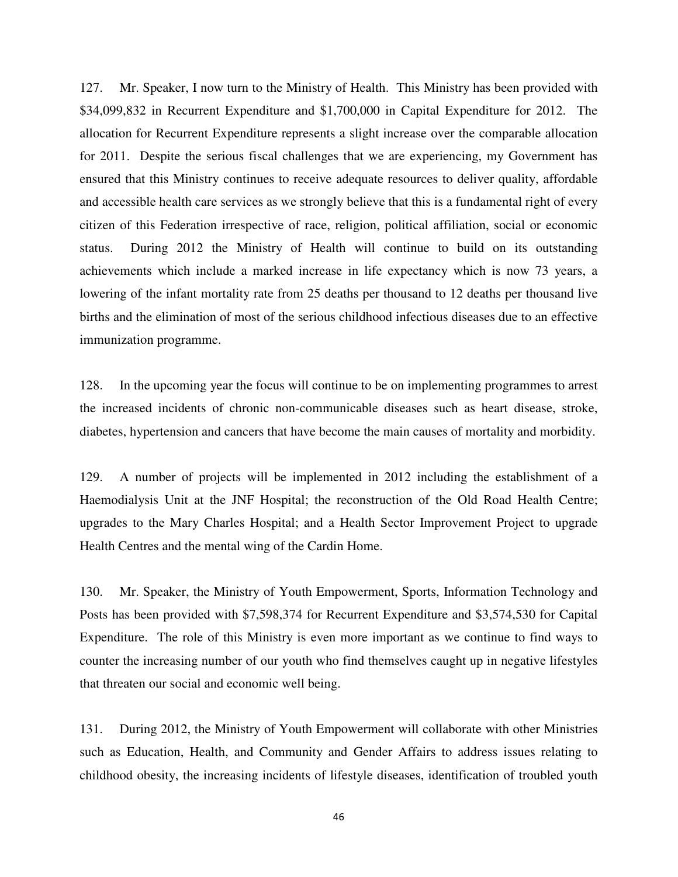127. Mr. Speaker, I now turn to the Ministry of Health. This Ministry has been provided with \$34,099,832 in Recurrent Expenditure and \$1,700,000 in Capital Expenditure for 2012. The allocation for Recurrent Expenditure represents a slight increase over the comparable allocation for 2011. Despite the serious fiscal challenges that we are experiencing, my Government has ensured that this Ministry continues to receive adequate resources to deliver quality, affordable and accessible health care services as we strongly believe that this is a fundamental right of every citizen of this Federation irrespective of race, religion, political affiliation, social or economic status. During 2012 the Ministry of Health will continue to build on its outstanding achievements which include a marked increase in life expectancy which is now 73 years, a lowering of the infant mortality rate from 25 deaths per thousand to 12 deaths per thousand live births and the elimination of most of the serious childhood infectious diseases due to an effective immunization programme.

128. In the upcoming year the focus will continue to be on implementing programmes to arrest the increased incidents of chronic non-communicable diseases such as heart disease, stroke, diabetes, hypertension and cancers that have become the main causes of mortality and morbidity.

129. A number of projects will be implemented in 2012 including the establishment of a Haemodialysis Unit at the JNF Hospital; the reconstruction of the Old Road Health Centre; upgrades to the Mary Charles Hospital; and a Health Sector Improvement Project to upgrade Health Centres and the mental wing of the Cardin Home.

130. Mr. Speaker, the Ministry of Youth Empowerment, Sports, Information Technology and Posts has been provided with \$7,598,374 for Recurrent Expenditure and \$3,574,530 for Capital Expenditure. The role of this Ministry is even more important as we continue to find ways to counter the increasing number of our youth who find themselves caught up in negative lifestyles that threaten our social and economic well being.

131. During 2012, the Ministry of Youth Empowerment will collaborate with other Ministries such as Education, Health, and Community and Gender Affairs to address issues relating to childhood obesity, the increasing incidents of lifestyle diseases, identification of troubled youth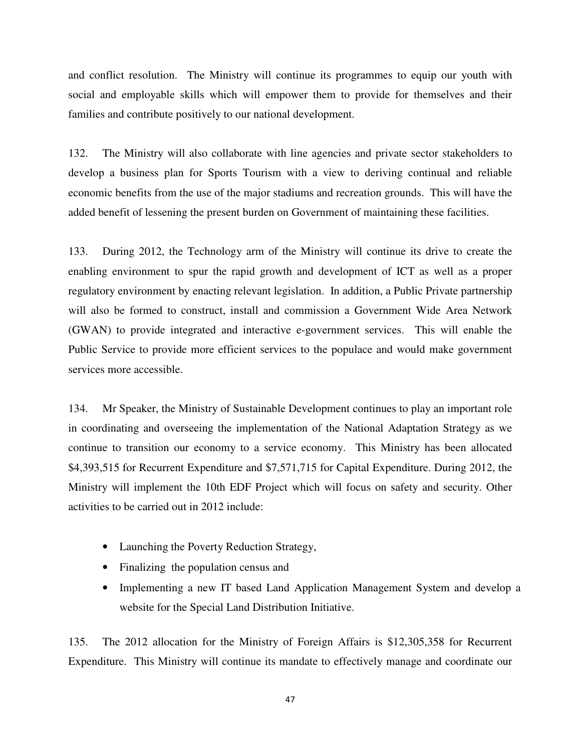and conflict resolution. The Ministry will continue its programmes to equip our youth with social and employable skills which will empower them to provide for themselves and their families and contribute positively to our national development.

132. The Ministry will also collaborate with line agencies and private sector stakeholders to develop a business plan for Sports Tourism with a view to deriving continual and reliable economic benefits from the use of the major stadiums and recreation grounds. This will have the added benefit of lessening the present burden on Government of maintaining these facilities.

133. During 2012, the Technology arm of the Ministry will continue its drive to create the enabling environment to spur the rapid growth and development of ICT as well as a proper regulatory environment by enacting relevant legislation. In addition, a Public Private partnership will also be formed to construct, install and commission a Government Wide Area Network (GWAN) to provide integrated and interactive e-government services. This will enable the Public Service to provide more efficient services to the populace and would make government services more accessible.

134. Mr Speaker, the Ministry of Sustainable Development continues to play an important role in coordinating and overseeing the implementation of the National Adaptation Strategy as we continue to transition our economy to a service economy. This Ministry has been allocated $4,393,515 for Recurrent Expenditure and $7,571,715 for Capital Expenditure. During 2012, the Ministry will implement the 10th EDF Project which will focus on safety and security. Other activities to be carried out in 2012 include:

- Launching the Poverty Reduction Strategy,
- Finalizing the population census and
- Implementing a new IT based Land Application Management System and develop a website for the Special Land Distribution Initiative.

135. The 2012 allocation for the Ministry of Foreign Affairs is $12,305,358 for Recurrent Expenditure. This Ministry will continue its mandate to effectively manage and coordinate our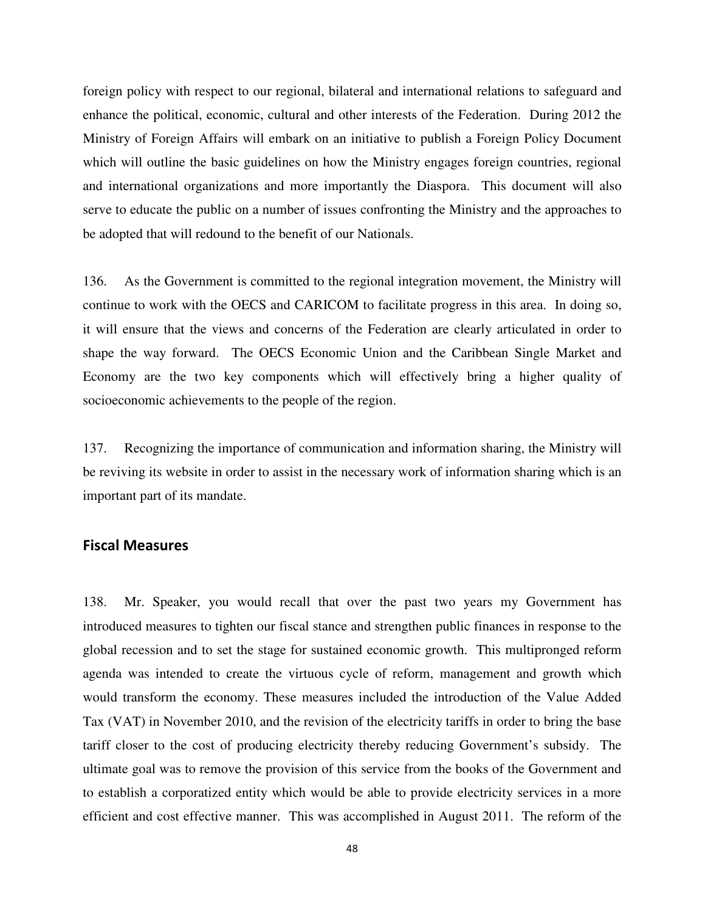foreign policy with respect to our regional, bilateral and international relations to safeguard and enhance the political, economic, cultural and other interests of the Federation. During 2012 the Ministry of Foreign Affairs will embark on an initiative to publish a Foreign Policy Document which will outline the basic guidelines on how the Ministry engages foreign countries, regional and international organizations and more importantly the Diaspora. This document will also serve to educate the public on a number of issues confronting the Ministry and the approaches to be adopted that will redound to the benefit of our Nationals.

136. As the Government is committed to the regional integration movement, the Ministry will continue to work with the OECS and CARICOM to facilitate progress in this area. In doing so, it will ensure that the views and concerns of the Federation are clearly articulated in order to shape the way forward. The OECS Economic Union and the Caribbean Single Market and Economy are the two key components which will effectively bring a higher quality of socioeconomic achievements to the people of the region.

137. Recognizing the importance of communication and information sharing, the Ministry will be reviving its website in order to assist in the necessary work of information sharing which is an important part of its mandate.

## Fiscal Measures

138. Mr. Speaker, you would recall that over the past two years my Government has introduced measures to tighten our fiscal stance and strengthen public finances in response to the global recession and to set the stage for sustained economic growth. This multipronged reform agenda was intended to create the virtuous cycle of reform, management and growth which would transform the economy. These measures included the introduction of the Value Added Tax (VAT) in November 2010, and the revision of the electricity tariffs in order to bring the base tariff closer to the cost of producing electricity thereby reducing Government's subsidy. The ultimate goal was to remove the provision of this service from the books of the Government and to establish a corporatized entity which would be able to provide electricity services in a more efficient and cost effective manner. This was accomplished in August 2011. The reform of the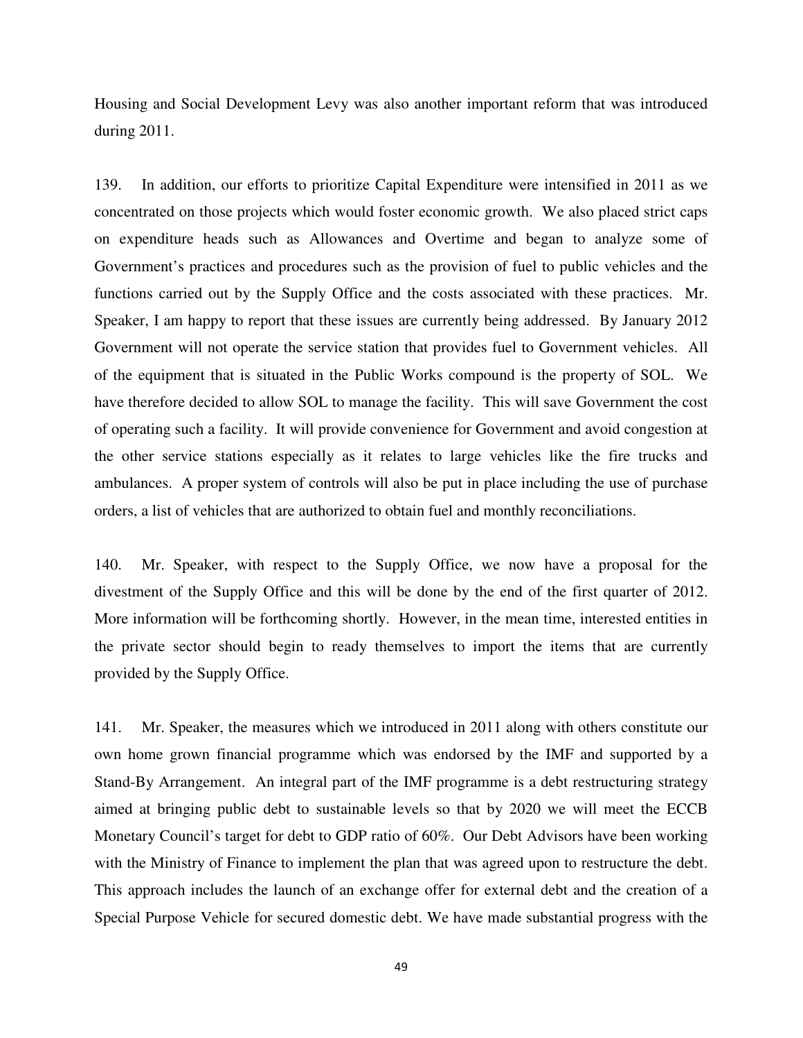Housing and Social Development Levy was also another important reform that was introduced during 2011.

139. In addition, our efforts to prioritize Capital Expenditure were intensified in 2011 as we concentrated on those projects which would foster economic growth. We also placed strict caps on expenditure heads such as Allowances and Overtime and began to analyze some of Government's practices and procedures such as the provision of fuel to public vehicles and the functions carried out by the Supply Office and the costs associated with these practices. Mr. Speaker, I am happy to report that these issues are currently being addressed. By January 2012 Government will not operate the service station that provides fuel to Government vehicles. All of the equipment that is situated in the Public Works compound is the property of SOL. We have therefore decided to allow SOL to manage the facility. This will save Government the cost of operating such a facility. It will provide convenience for Government and avoid congestion at the other service stations especially as it relates to large vehicles like the fire trucks and ambulances. A proper system of controls will also be put in place including the use of purchase orders, a list of vehicles that are authorized to obtain fuel and monthly reconciliations.

140. Mr. Speaker, with respect to the Supply Office, we now have a proposal for the divestment of the Supply Office and this will be done by the end of the first quarter of 2012. More information will be forthcoming shortly. However, in the mean time, interested entities in the private sector should begin to ready themselves to import the items that are currently provided by the Supply Office.

141. Mr. Speaker, the measures which we introduced in 2011 along with others constitute our own home grown financial programme which was endorsed by the IMF and supported by a Stand-By Arrangement. An integral part of the IMF programme is a debt restructuring strategy aimed at bringing public debt to sustainable levels so that by 2020 we will meet the ECCB Monetary Council's target for debt to GDP ratio of 60%. Our Debt Advisors have been working with the Ministry of Finance to implement the plan that was agreed upon to restructure the debt. This approach includes the launch of an exchange offer for external debt and the creation of a Special Purpose Vehicle for secured domestic debt. We have made substantial progress with the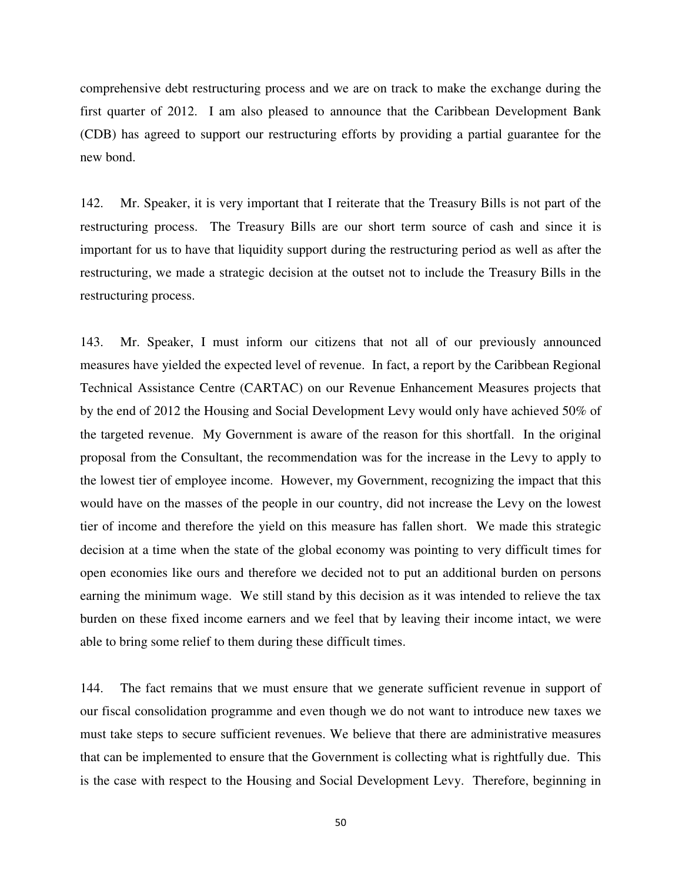comprehensive debt restructuring process and we are on track to make the exchange during the first quarter of 2012. I am also pleased to announce that the Caribbean Development Bank (CDB) has agreed to support our restructuring efforts by providing a partial guarantee for the new bond.

142. Mr. Speaker, it is very important that I reiterate that the Treasury Bills is not part of the restructuring process. The Treasury Bills are our short term source of cash and since it is important for us to have that liquidity support during the restructuring period as well as after the restructuring, we made a strategic decision at the outset not to include the Treasury Bills in the restructuring process.

143. Mr. Speaker, I must inform our citizens that not all of our previously announced measures have yielded the expected level of revenue. In fact, a report by the Caribbean Regional Technical Assistance Centre (CARTAC) on our Revenue Enhancement Measures projects that by the end of 2012 the Housing and Social Development Levy would only have achieved 50% of the targeted revenue. My Government is aware of the reason for this shortfall. In the original proposal from the Consultant, the recommendation was for the increase in the Levy to apply to the lowest tier of employee income. However, my Government, recognizing the impact that this would have on the masses of the people in our country, did not increase the Levy on the lowest tier of income and therefore the yield on this measure has fallen short. We made this strategic decision at a time when the state of the global economy was pointing to very difficult times for open economies like ours and therefore we decided not to put an additional burden on persons earning the minimum wage. We still stand by this decision as it was intended to relieve the tax burden on these fixed income earners and we feel that by leaving their income intact, we were able to bring some relief to them during these difficult times.

144. The fact remains that we must ensure that we generate sufficient revenue in support of our fiscal consolidation programme and even though we do not want to introduce new taxes we must take steps to secure sufficient revenues. We believe that there are administrative measures that can be implemented to ensure that the Government is collecting what is rightfully due. This is the case with respect to the Housing and Social Development Levy. Therefore, beginning in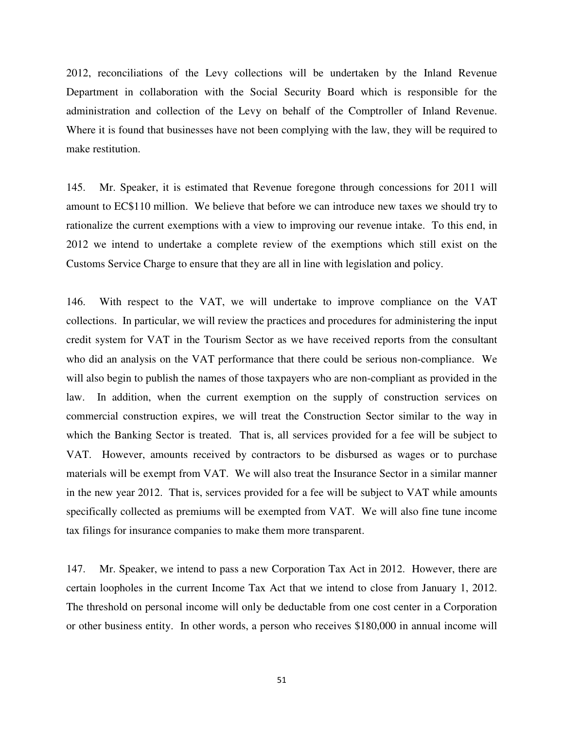2012, reconciliations of the Levy collections will be undertaken by the Inland Revenue Department in collaboration with the Social Security Board which is responsible for the administration and collection of the Levy on behalf of the Comptroller of Inland Revenue. Where it is found that businesses have not been complying with the law, they will be required to make restitution.

145. Mr. Speaker, it is estimated that Revenue foregone through concessions for 2011 will amount to EC$110 million. We believe that before we can introduce new taxes we should try to rationalize the current exemptions with a view to improving our revenue intake. To this end, in 2012 we intend to undertake a complete review of the exemptions which still exist on the Customs Service Charge to ensure that they are all in line with legislation and policy.

146. With respect to the VAT, we will undertake to improve compliance on the VAT collections. In particular, we will review the practices and procedures for administering the input credit system for VAT in the Tourism Sector as we have received reports from the consultant who did an analysis on the VAT performance that there could be serious non-compliance. We will also begin to publish the names of those taxpayers who are non-compliant as provided in the law. In addition, when the current exemption on the supply of construction services on commercial construction expires, we will treat the Construction Sector similar to the way in which the Banking Sector is treated. That is, all services provided for a fee will be subject to VAT. However, amounts received by contractors to be disbursed as wages or to purchase materials will be exempt from VAT. We will also treat the Insurance Sector in a similar manner in the new year 2012. That is, services provided for a fee will be subject to VAT while amounts specifically collected as premiums will be exempted from VAT. We will also fine tune income tax filings for insurance companies to make them more transparent.

147. Mr. Speaker, we intend to pass a new Corporation Tax Act in 2012. However, there are certain loopholes in the current Income Tax Act that we intend to close from January 1, 2012. The threshold on personal income will only be deductable from one cost center in a Corporation or other business entity. In other words, a person who receives $180,000 in annual income will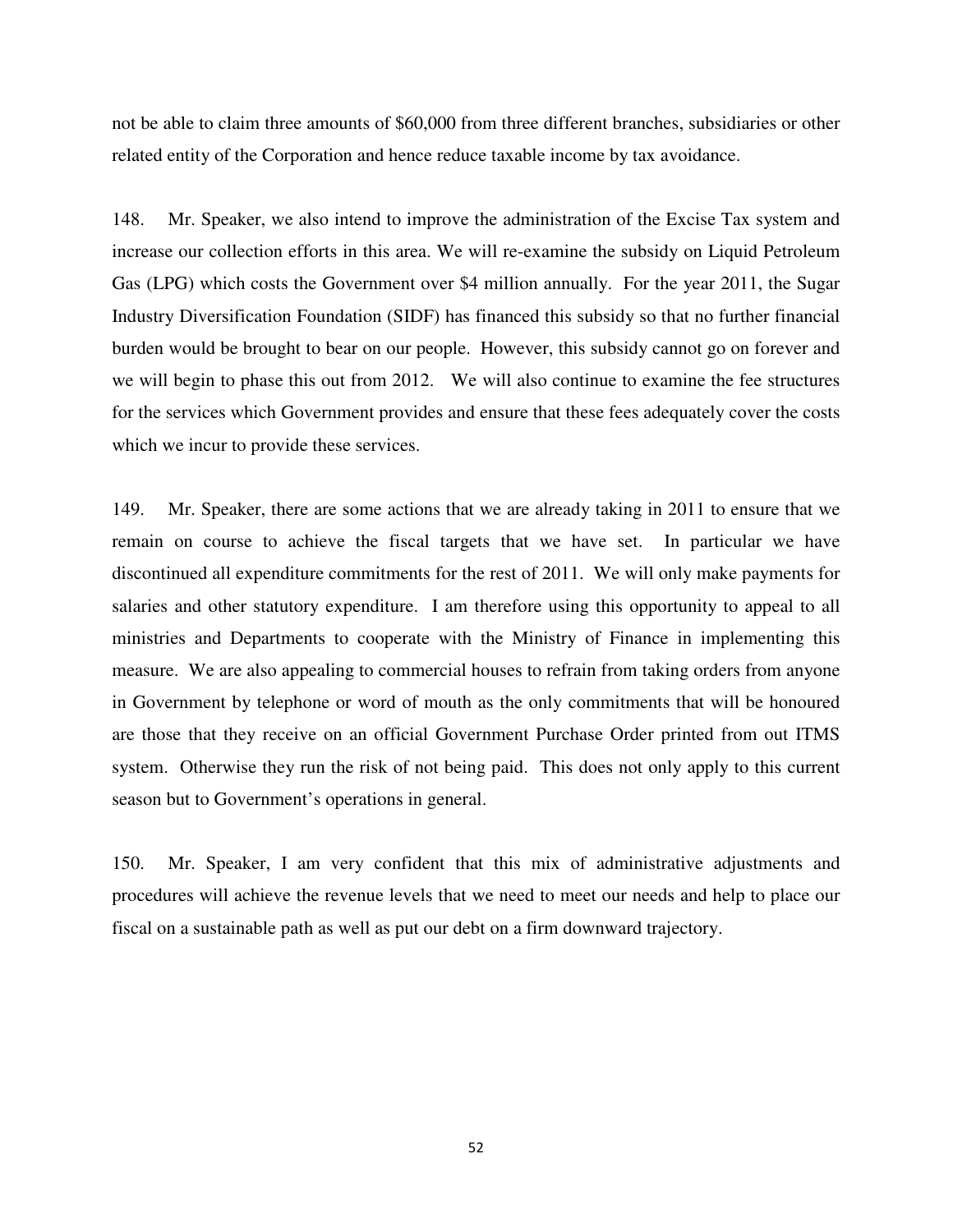not be able to claim three amounts of $60,000 from three different branches, subsidiaries or other related entity of the Corporation and hence reduce taxable income by tax avoidance.

148. Mr. Speaker, we also intend to improve the administration of the Excise Tax system and increase our collection efforts in this area. We will re-examine the subsidy on Liquid Petroleum Gas (LPG) which costs the Government over $4 million annually. For the year 2011, the Sugar Industry Diversification Foundation (SIDF) has financed this subsidy so that no further financial burden would be brought to bear on our people. However, this subsidy cannot go on forever and we will begin to phase this out from 2012. We will also continue to examine the fee structures for the services which Government provides and ensure that these fees adequately cover the costs which we incur to provide these services.

149. Mr. Speaker, there are some actions that we are already taking in 2011 to ensure that we remain on course to achieve the fiscal targets that we have set. In particular we have discontinued all expenditure commitments for the rest of 2011. We will only make payments for salaries and other statutory expenditure. I am therefore using this opportunity to appeal to all ministries and Departments to cooperate with the Ministry of Finance in implementing this measure. We are also appealing to commercial houses to refrain from taking orders from anyone in Government by telephone or word of mouth as the only commitments that will be honoured are those that they receive on an official Government Purchase Order printed from out ITMS system. Otherwise they run the risk of not being paid. This does not only apply to this current season but to Government's operations in general.

150. Mr. Speaker, I am very confident that this mix of administrative adjustments and procedures will achieve the revenue levels that we need to meet our needs and help to place our fiscal on a sustainable path as well as put our debt on a firm downward trajectory.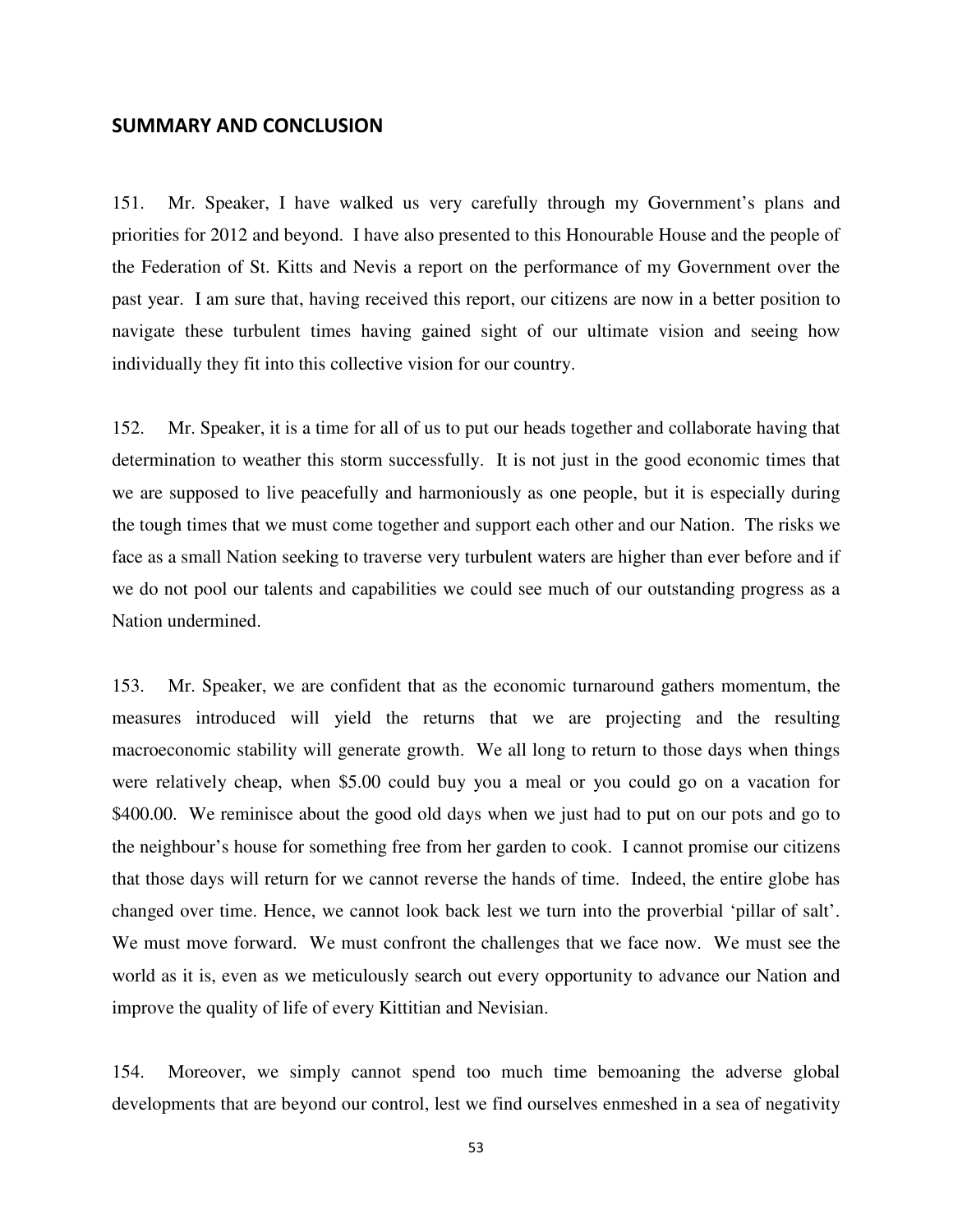## SUMMARY AND CONCLUSION

151. Mr. Speaker, I have walked us very carefully through my Government's plans and priorities for 2012 and beyond. I have also presented to this Honourable House and the people of the Federation of St. Kitts and Nevis a report on the performance of my Government over the past year. I am sure that, having received this report, our citizens are now in a better position to navigate these turbulent times having gained sight of our ultimate vision and seeing how individually they fit into this collective vision for our country.

152. Mr. Speaker, it is a time for all of us to put our heads together and collaborate having that determination to weather this storm successfully. It is not just in the good economic times that we are supposed to live peacefully and harmoniously as one people, but it is especially during the tough times that we must come together and support each other and our Nation. The risks we face as a small Nation seeking to traverse very turbulent waters are higher than ever before and if we do not pool our talents and capabilities we could see much of our outstanding progress as a Nation undermined.

153. Mr. Speaker, we are confident that as the economic turnaround gathers momentum, the measures introduced will yield the returns that we are projecting and the resulting macroeconomic stability will generate growth. We all long to return to those days when things were relatively cheap, when $5.00 could buy you a meal or you could go on a vacation for $400.00. We reminisce about the good old days when we just had to put on our pots and go to the neighbour's house for something free from her garden to cook. I cannot promise our citizens that those days will return for we cannot reverse the hands of time. Indeed, the entire globe has changed over time. Hence, we cannot look back lest we turn into the proverbial 'pillar of salt'. We must move forward. We must confront the challenges that we face now. We must see the world as it is, even as we meticulously search out every opportunity to advance our Nation and improve the quality of life of every Kittitian and Nevisian.

154. Moreover, we simply cannot spend too much time bemoaning the adverse global developments that are beyond our control, lest we find ourselves enmeshed in a sea of negativity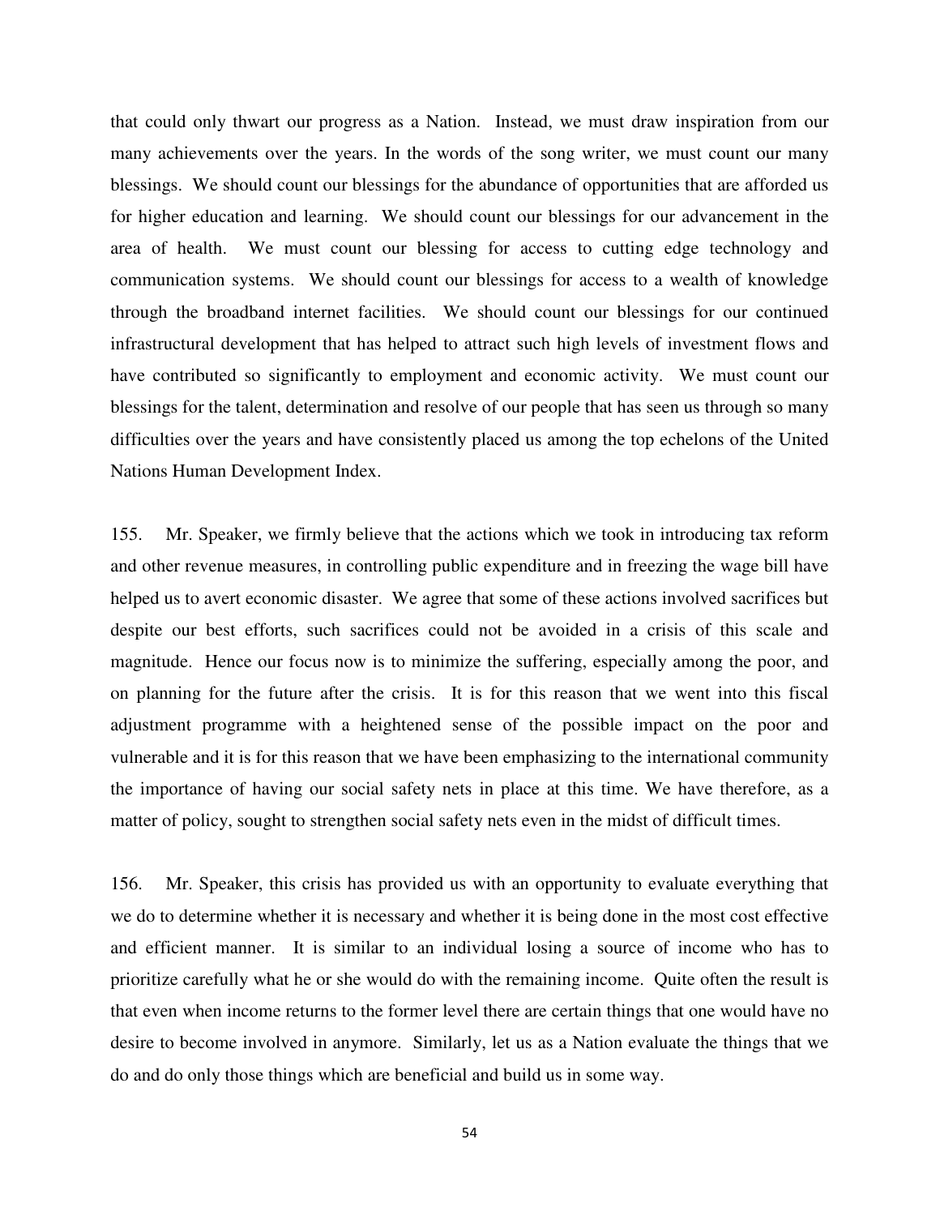that could only thwart our progress as a Nation. Instead, we must draw inspiration from our many achievements over the years. In the words of the song writer, we must count our many blessings. We should count our blessings for the abundance of opportunities that are afforded us for higher education and learning. We should count our blessings for our advancement in the area of health. We must count our blessing for access to cutting edge technology and communication systems. We should count our blessings for access to a wealth of knowledge through the broadband internet facilities. We should count our blessings for our continued infrastructural development that has helped to attract such high levels of investment flows and have contributed so significantly to employment and economic activity. We must count our blessings for the talent, determination and resolve of our people that has seen us through so many difficulties over the years and have consistently placed us among the top echelons of the United Nations Human Development Index.

155. Mr. Speaker, we firmly believe that the actions which we took in introducing tax reform and other revenue measures, in controlling public expenditure and in freezing the wage bill have helped us to avert economic disaster. We agree that some of these actions involved sacrifices but despite our best efforts, such sacrifices could not be avoided in a crisis of this scale and magnitude. Hence our focus now is to minimize the suffering, especially among the poor, and on planning for the future after the crisis. It is for this reason that we went into this fiscal adjustment programme with a heightened sense of the possible impact on the poor and vulnerable and it is for this reason that we have been emphasizing to the international community the importance of having our social safety nets in place at this time. We have therefore, as a matter of policy, sought to strengthen social safety nets even in the midst of difficult times.

156. Mr. Speaker, this crisis has provided us with an opportunity to evaluate everything that we do to determine whether it is necessary and whether it is being done in the most cost effective and efficient manner. It is similar to an individual losing a source of income who has to prioritize carefully what he or she would do with the remaining income. Quite often the result is that even when income returns to the former level there are certain things that one would have no desire to become involved in anymore. Similarly, let us as a Nation evaluate the things that we do and do only those things which are beneficial and build us in some way.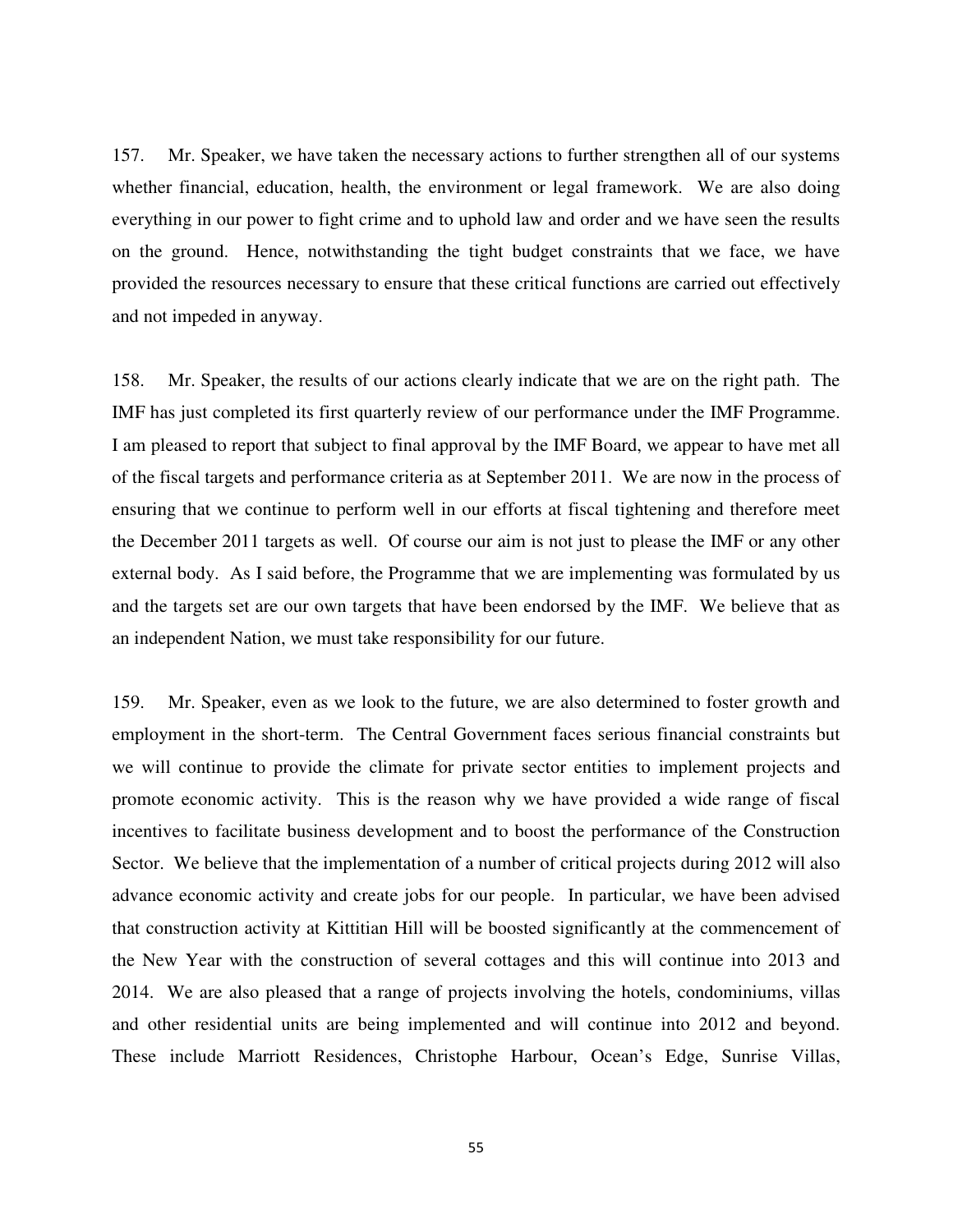157. Mr. Speaker, we have taken the necessary actions to further strengthen all of our systems whether financial, education, health, the environment or legal framework. We are also doing everything in our power to fight crime and to uphold law and order and we have seen the results on the ground. Hence, notwithstanding the tight budget constraints that we face, we have provided the resources necessary to ensure that these critical functions are carried out effectively and not impeded in anyway.

158. Mr. Speaker, the results of our actions clearly indicate that we are on the right path. The IMF has just completed its first quarterly review of our performance under the IMF Programme. I am pleased to report that subject to final approval by the IMF Board, we appear to have met all of the fiscal targets and performance criteria as at September 2011. We are now in the process of ensuring that we continue to perform well in our efforts at fiscal tightening and therefore meet the December 2011 targets as well. Of course our aim is not just to please the IMF or any other external body. As I said before, the Programme that we are implementing was formulated by us and the targets set are our own targets that have been endorsed by the IMF. We believe that as an independent Nation, we must take responsibility for our future.

159. Mr. Speaker, even as we look to the future, we are also determined to foster growth and employment in the short-term. The Central Government faces serious financial constraints but we will continue to provide the climate for private sector entities to implement projects and promote economic activity. This is the reason why we have provided a wide range of fiscal incentives to facilitate business development and to boost the performance of the Construction Sector. We believe that the implementation of a number of critical projects during 2012 will also advance economic activity and create jobs for our people. In particular, we have been advised that construction activity at Kittitian Hill will be boosted significantly at the commencement of the New Year with the construction of several cottages and this will continue into 2013 and 2014. We are also pleased that a range of projects involving the hotels, condominiums, villas and other residential units are being implemented and will continue into 2012 and beyond. These include Marriott Residences, Christophe Harbour, Ocean's Edge, Sunrise Villas,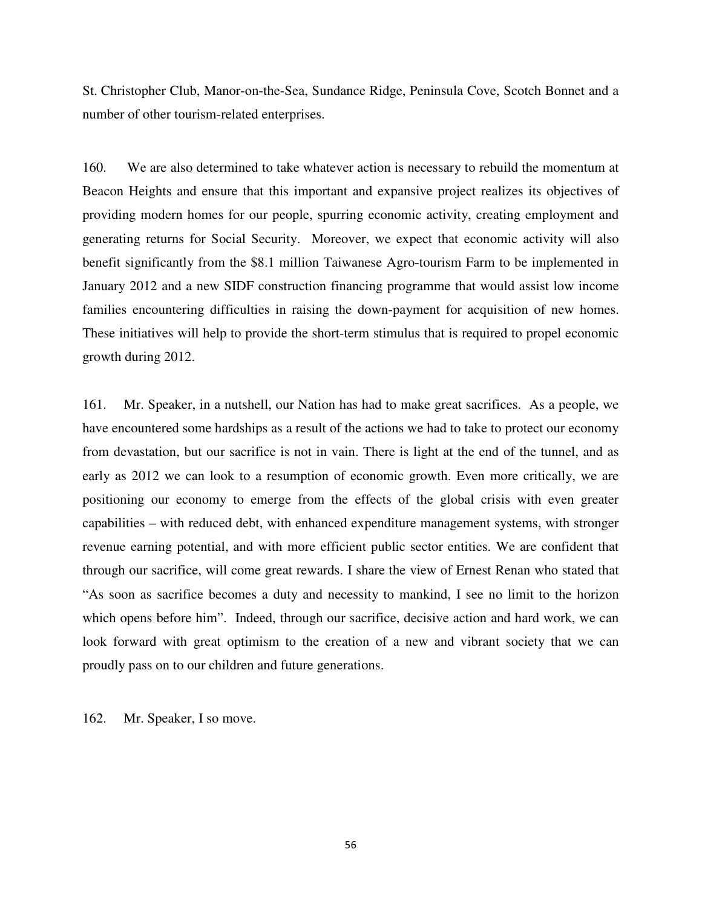St. Christopher Club, Manor-on-the-Sea, Sundance Ridge, Peninsula Cove, Scotch Bonnet and a number of other tourism-related enterprises.

160. We are also determined to take whatever action is necessary to rebuild the momentum at Beacon Heights and ensure that this important and expansive project realizes its objectives of providing modern homes for our people, spurring economic activity, creating employment and generating returns for Social Security. Moreover, we expect that economic activity will also benefit significantly from the $8.1 million Taiwanese Agro-tourism Farm to be implemented in January 2012 and a new SIDF construction financing programme that would assist low income families encountering difficulties in raising the down-payment for acquisition of new homes. These initiatives will help to provide the short-term stimulus that is required to propel economic growth during 2012.

161. Mr. Speaker, in a nutshell, our Nation has had to make great sacrifices. As a people, we have encountered some hardships as a result of the actions we had to take to protect our economy from devastation, but our sacrifice is not in vain. There is light at the end of the tunnel, and as early as 2012 we can look to a resumption of economic growth. Even more critically, we are positioning our economy to emerge from the effects of the global crisis with even greater capabilities – with reduced debt, with enhanced expenditure management systems, with stronger revenue earning potential, and with more efficient public sector entities. We are confident that through our sacrifice, will come great rewards. I share the view of Ernest Renan who stated that "As soon as sacrifice becomes a duty and necessity to mankind, I see no limit to the horizon which opens before him". Indeed, through our sacrifice, decisive action and hard work, we can look forward with great optimism to the creation of a new and vibrant society that we can proudly pass on to our children and future generations.

162. Mr. Speaker, I so move.